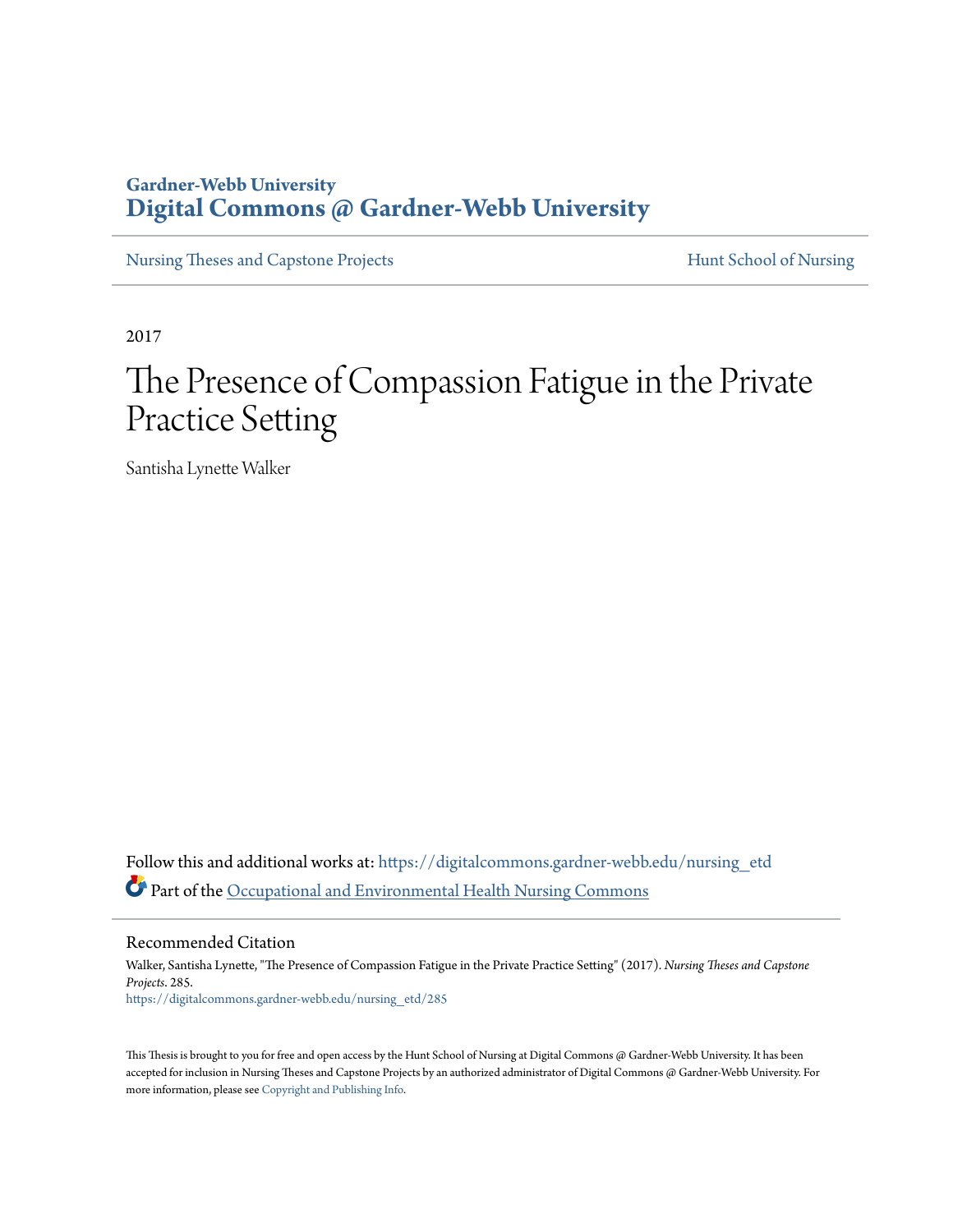Gardner-Webb University
**Digital Commons @ Gardner-Webb University**

Nursing Theses and Capstone Projects | Hunt School of Nursing

2017

# The Presence of Compassion Fatigue in the Private Practice Setting

Santisha Lynette Walker

Follow this and additional works at: https://digitalcommons.gardner-webb.edu/nursing_etd

Part of the Occupational and Environmental Health Nursing Commons

## Recommended Citation

Walker, Santisha Lynette, "The Presence of Compassion Fatigue in the Private Practice Setting" (2017). *Nursing Theses and Capstone Projects*. 285.
https://digitalcommons.gardner-webb.edu/nursing_etd/285

This Thesis is brought to you for free and open access by the Hunt School of Nursing at Digital Commons @ Gardner-Webb University. It has been accepted for inclusion in Nursing Theses and Capstone Projects by an authorized administrator of Digital Commons @ Gardner-Webb University. For more information, please see Copyright and Publishing Info.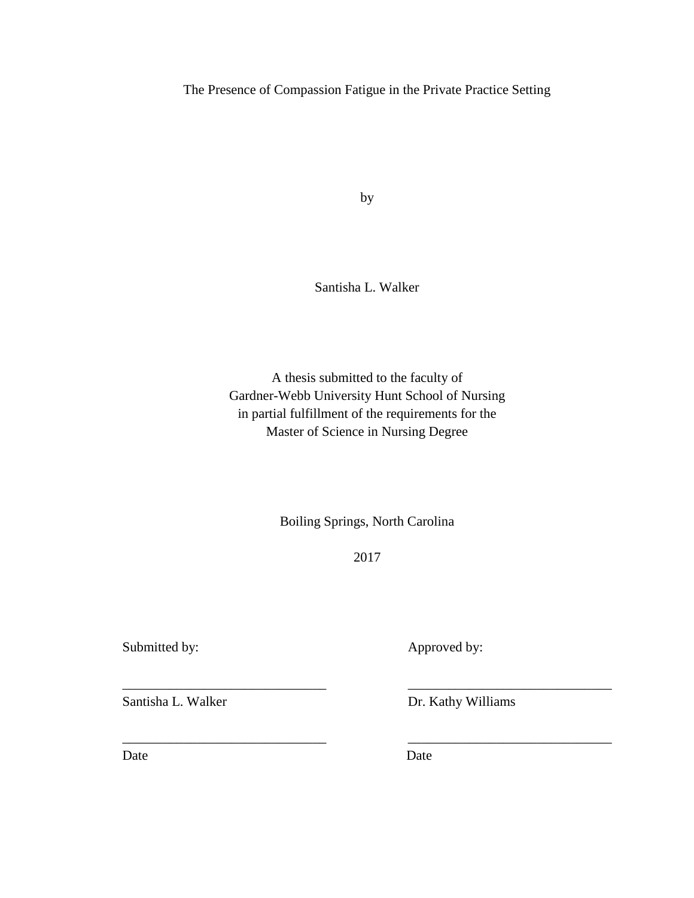The Presence of Compassion Fatigue in the Private Practice Setting

by

Santisha L. Walker

A thesis submitted to the faculty of
Gardner-Webb University Hunt School of Nursing
in partial fulfillment of the requirements for the
Master of Science in Nursing Degree

Boiling Springs, North Carolina

2017

| Submitted by: | Approved by: |
|---|---|
| _______________________________ | _______________________________ |
| Santisha L. Walker | Dr. Kathy Williams |
| _______________________________ | _______________________________ |
| Date | Date |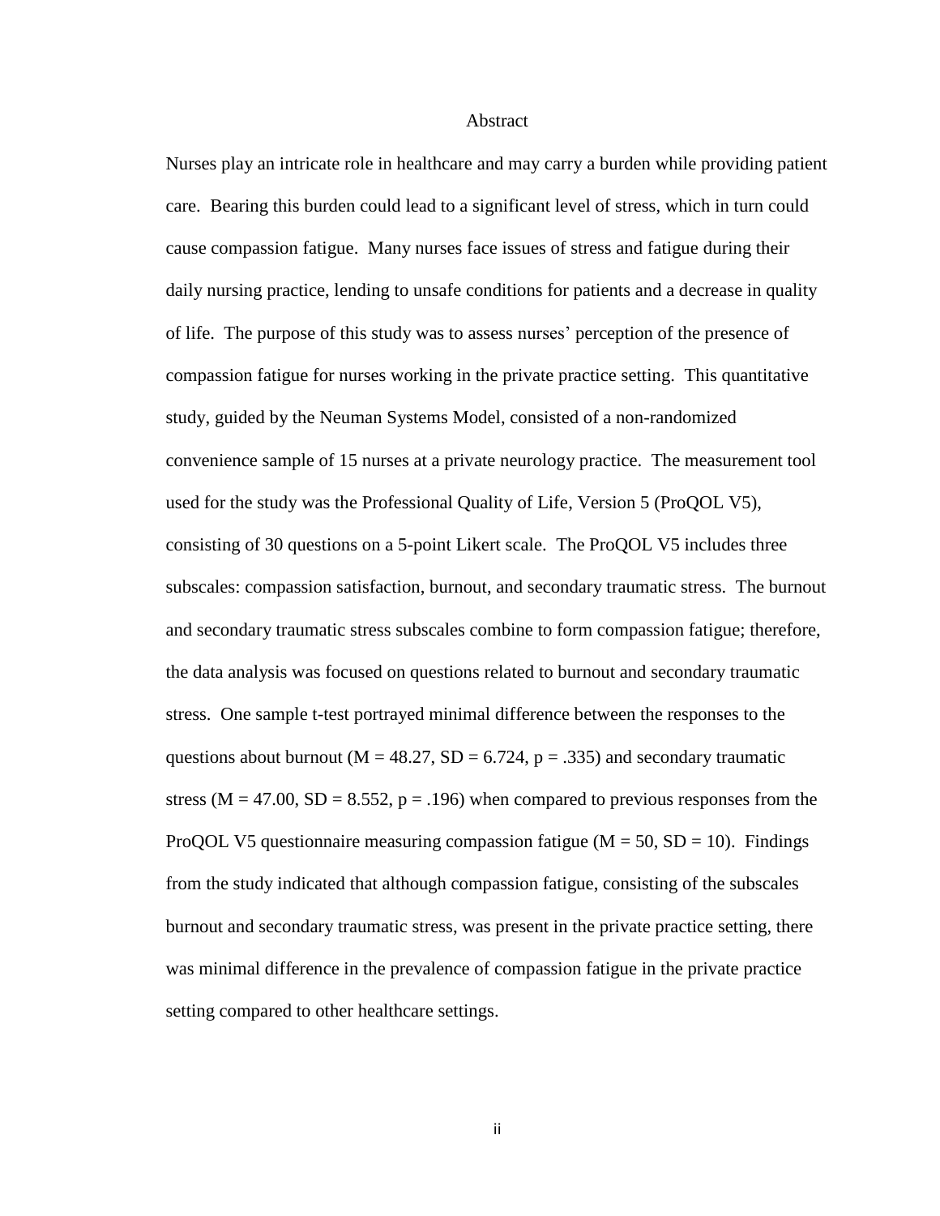# Abstract

Nurses play an intricate role in healthcare and may carry a burden while providing patient care. Bearing this burden could lead to a significant level of stress, which in turn could cause compassion fatigue. Many nurses face issues of stress and fatigue during their daily nursing practice, lending to unsafe conditions for patients and a decrease in quality of life. The purpose of this study was to assess nurses' perception of the presence of compassion fatigue for nurses working in the private practice setting. This quantitative study, guided by the Neuman Systems Model, consisted of a non-randomized convenience sample of 15 nurses at a private neurology practice. The measurement tool used for the study was the Professional Quality of Life, Version 5 (ProQOL V5), consisting of 30 questions on a 5-point Likert scale. The ProQOL V5 includes three subscales: compassion satisfaction, burnout, and secondary traumatic stress. The burnout and secondary traumatic stress subscales combine to form compassion fatigue; therefore, the data analysis was focused on questions related to burnout and secondary traumatic stress. One sample t-test portrayed minimal difference between the responses to the questions about burnout ($M = 48.27$, $SD = 6.724$, $p = .335$) and secondary traumatic stress ($M = 47.00$, $SD = 8.552$, $p = .196$) when compared to previous responses from the ProQOL V5 questionnaire measuring compassion fatigue ($M = 50$, $SD = 10$). Findings from the study indicated that although compassion fatigue, consisting of the subscales burnout and secondary traumatic stress, was present in the private practice setting, there was minimal difference in the prevalence of compassion fatigue in the private practice setting compared to other healthcare settings.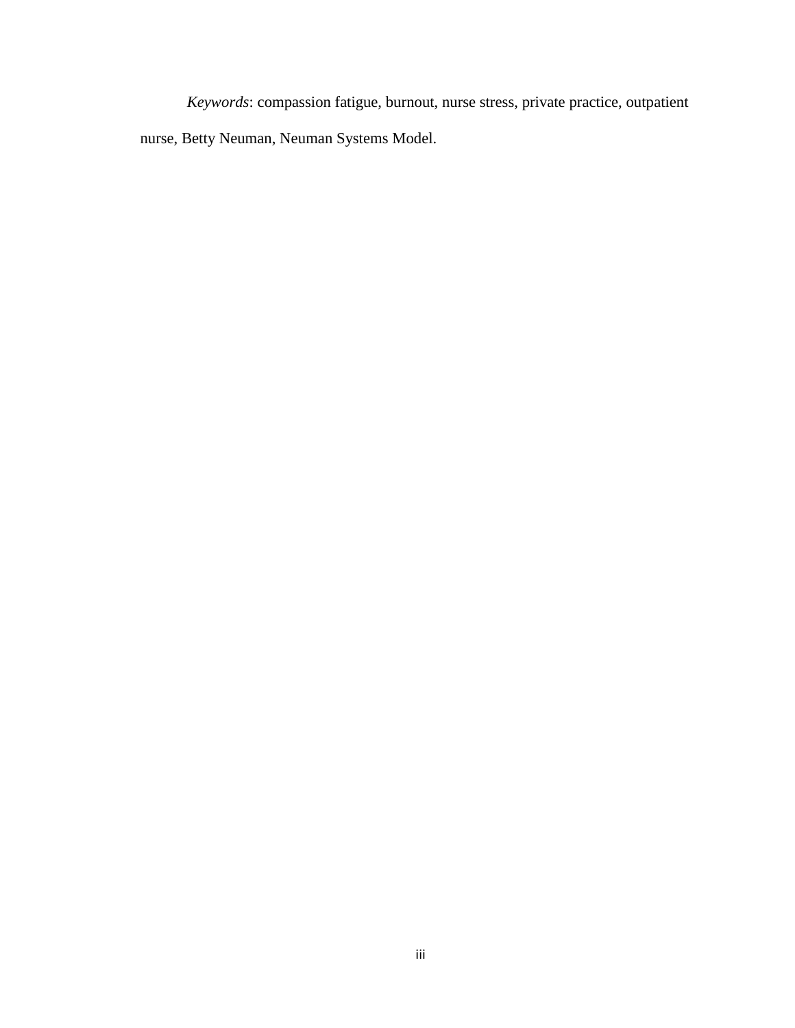*Keywords*: compassion fatigue, burnout, nurse stress, private practice, outpatient nurse, Betty Neuman, Neuman Systems Model.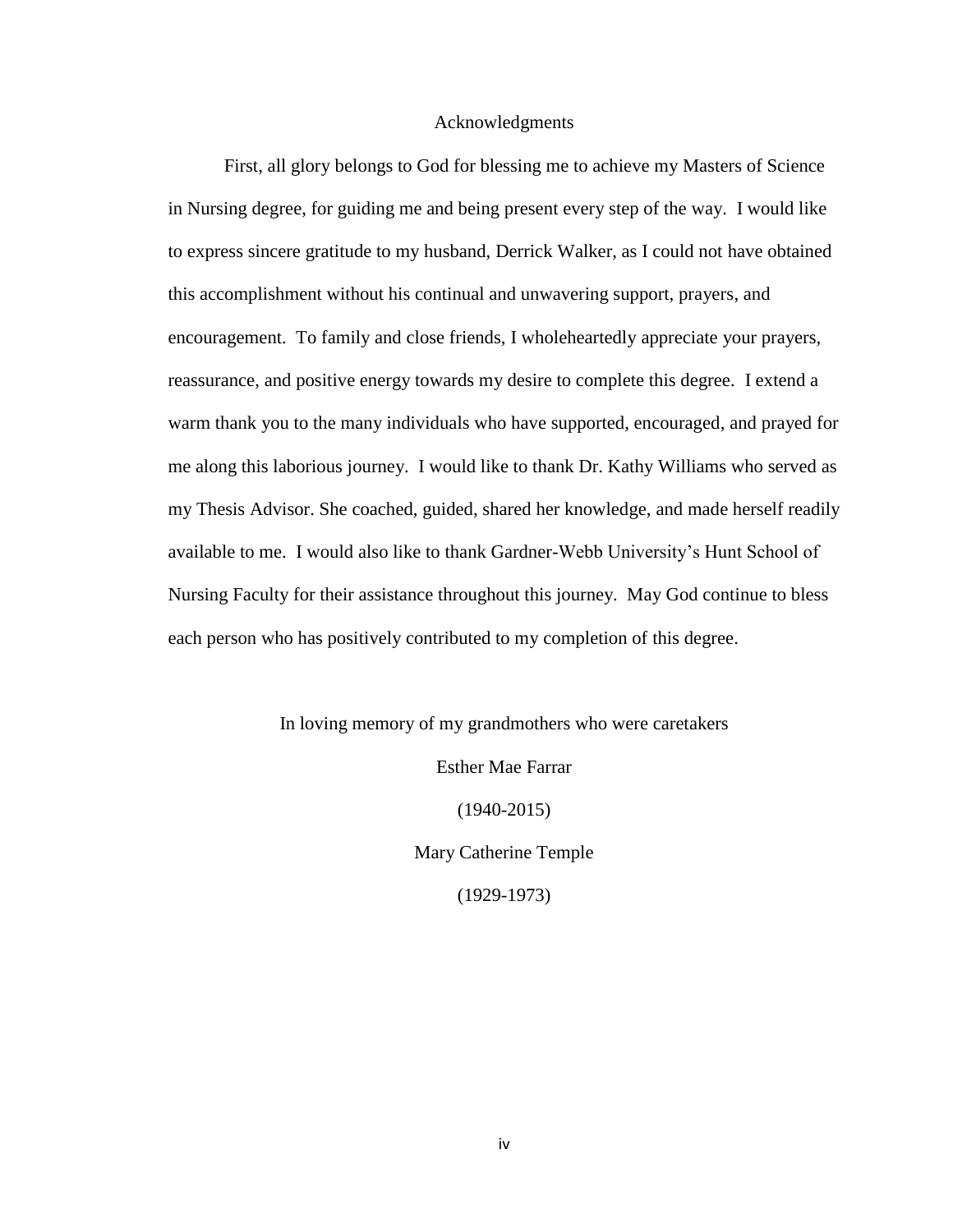# Acknowledgments

First, all glory belongs to God for blessing me to achieve my Masters of Science in Nursing degree, for guiding me and being present every step of the way. I would like to express sincere gratitude to my husband, Derrick Walker, as I could not have obtained this accomplishment without his continual and unwavering support, prayers, and encouragement. To family and close friends, I wholeheartedly appreciate your prayers, reassurance, and positive energy towards my desire to complete this degree. I extend a warm thank you to the many individuals who have supported, encouraged, and prayed for me along this laborious journey. I would like to thank Dr. Kathy Williams who served as my Thesis Advisor. She coached, guided, shared her knowledge, and made herself readily available to me. I would also like to thank Gardner-Webb University's Hunt School of Nursing Faculty for their assistance throughout this journey. May God continue to bless each person who has positively contributed to my completion of this degree.

In loving memory of my grandmothers who were caretakers

Esther Mae Farrar

(1940-2015)

Mary Catherine Temple

(1929-1973)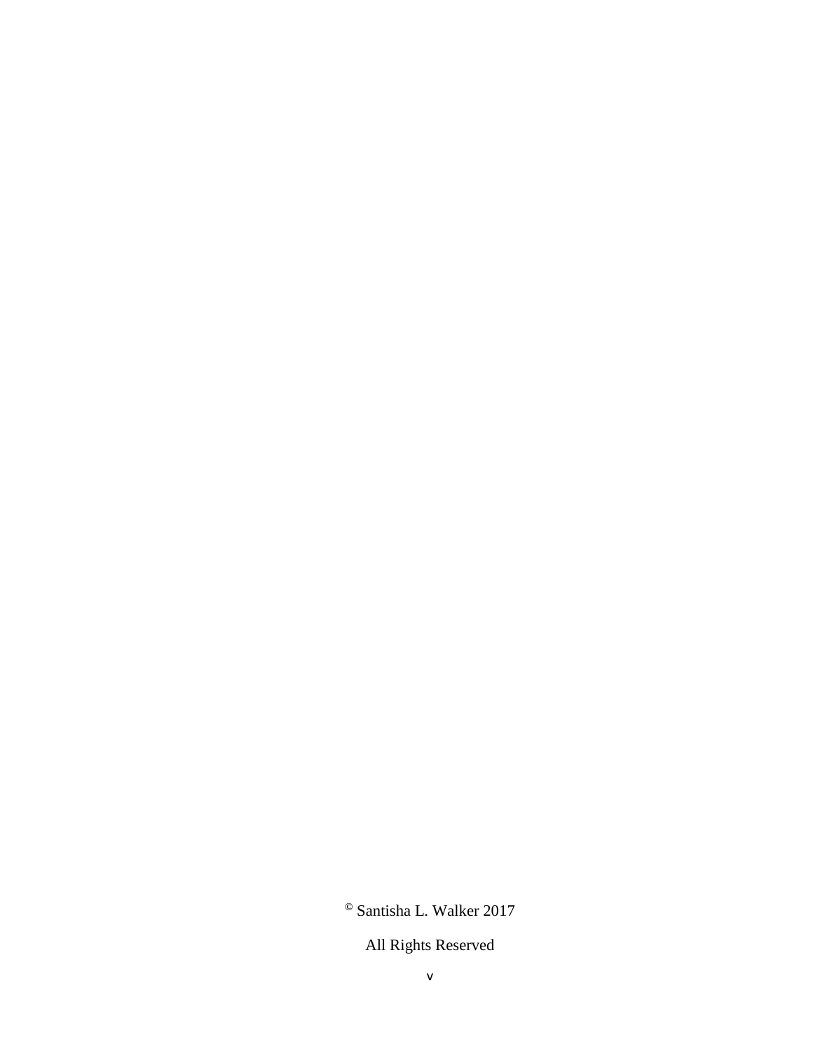© Santisha L. Walker 2017

All Rights Reserved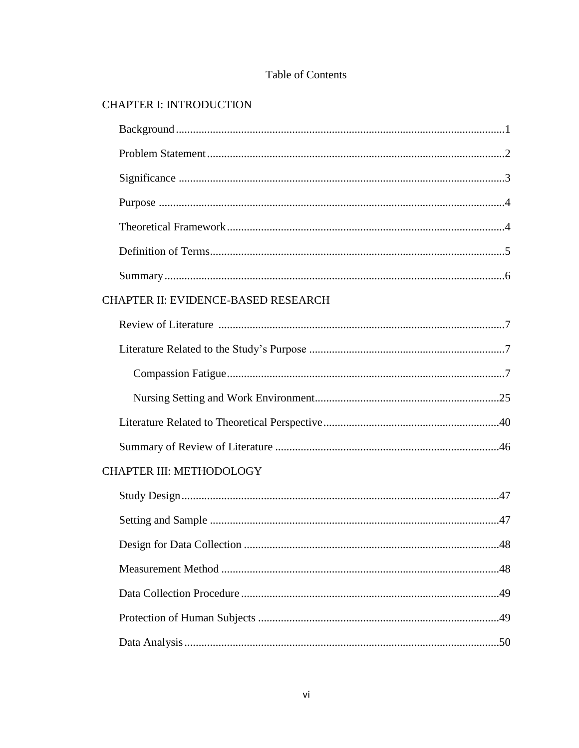# Table of Contents

CHAPTER I: INTRODUCTION

- Background....1
- Problem Statement....2
- Significance....3
- Purpose....4
- Theoretical Framework....4
- Definition of Terms....5
- Summary....6

CHAPTER II: EVIDENCE-BASED RESEARCH

- Review of Literature....7
- Literature Related to the Study's Purpose....7
  - Compassion Fatigue....7
  - Nursing Setting and Work Environment....25
- Literature Related to Theoretical Perspective....40
- Summary of Review of Literature....46

CHAPTER III: METHODOLOGY

- Study Design....47
- Setting and Sample....47
- Design for Data Collection....48
- Measurement Method....48
- Data Collection Procedure....49
- Protection of Human Subjects....49
- Data Analysis....50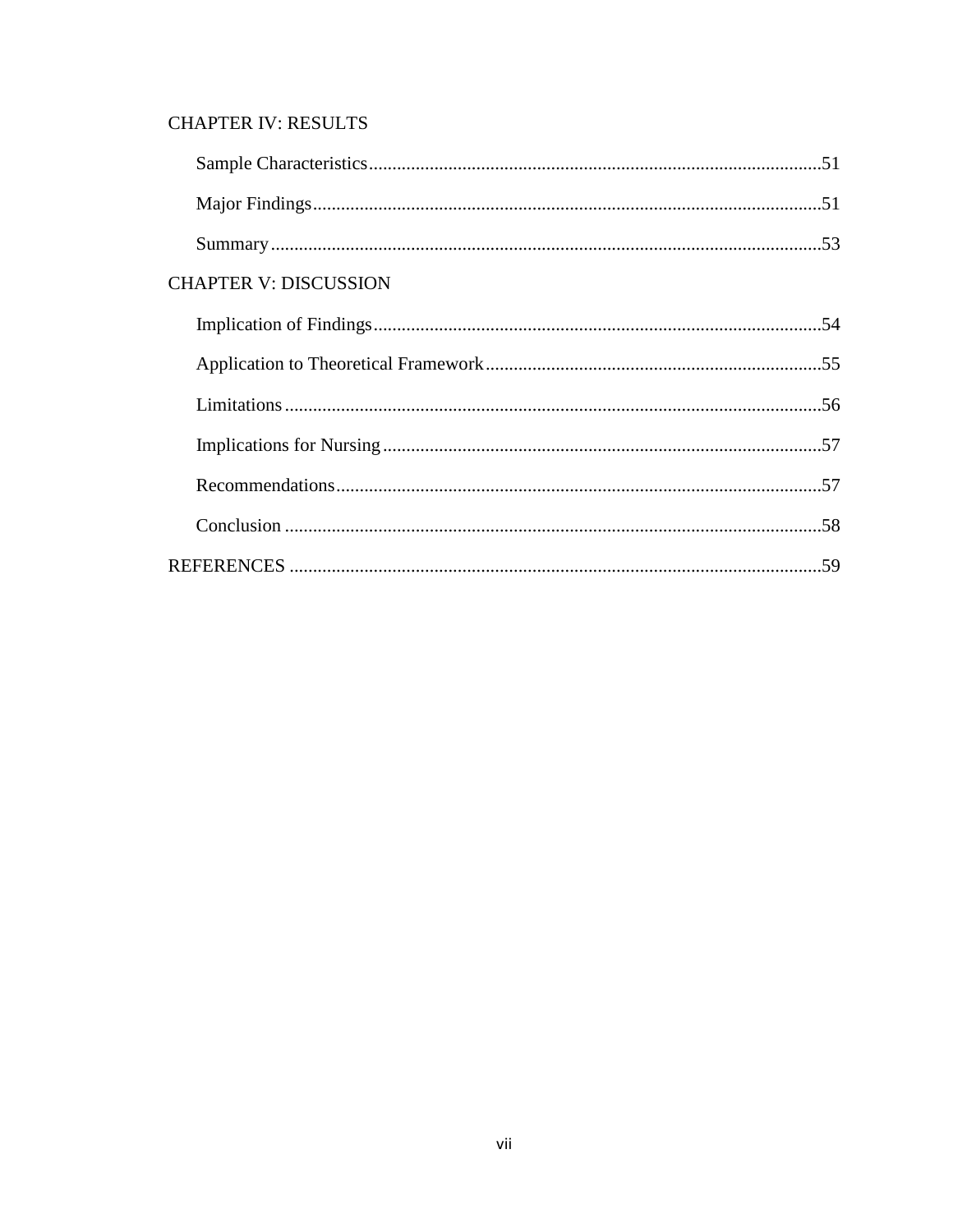CHAPTER IV: RESULTS

Sample Characteristics .......... 51

Major Findings .......... 51

Summary .......... 53

CHAPTER V: DISCUSSION

Implication of Findings .......... 54

Application to Theoretical Framework .......... 55

Limitations .......... 56

Implications for Nursing .......... 57

Recommendations .......... 57

Conclusion .......... 58

REFERENCES .......... 59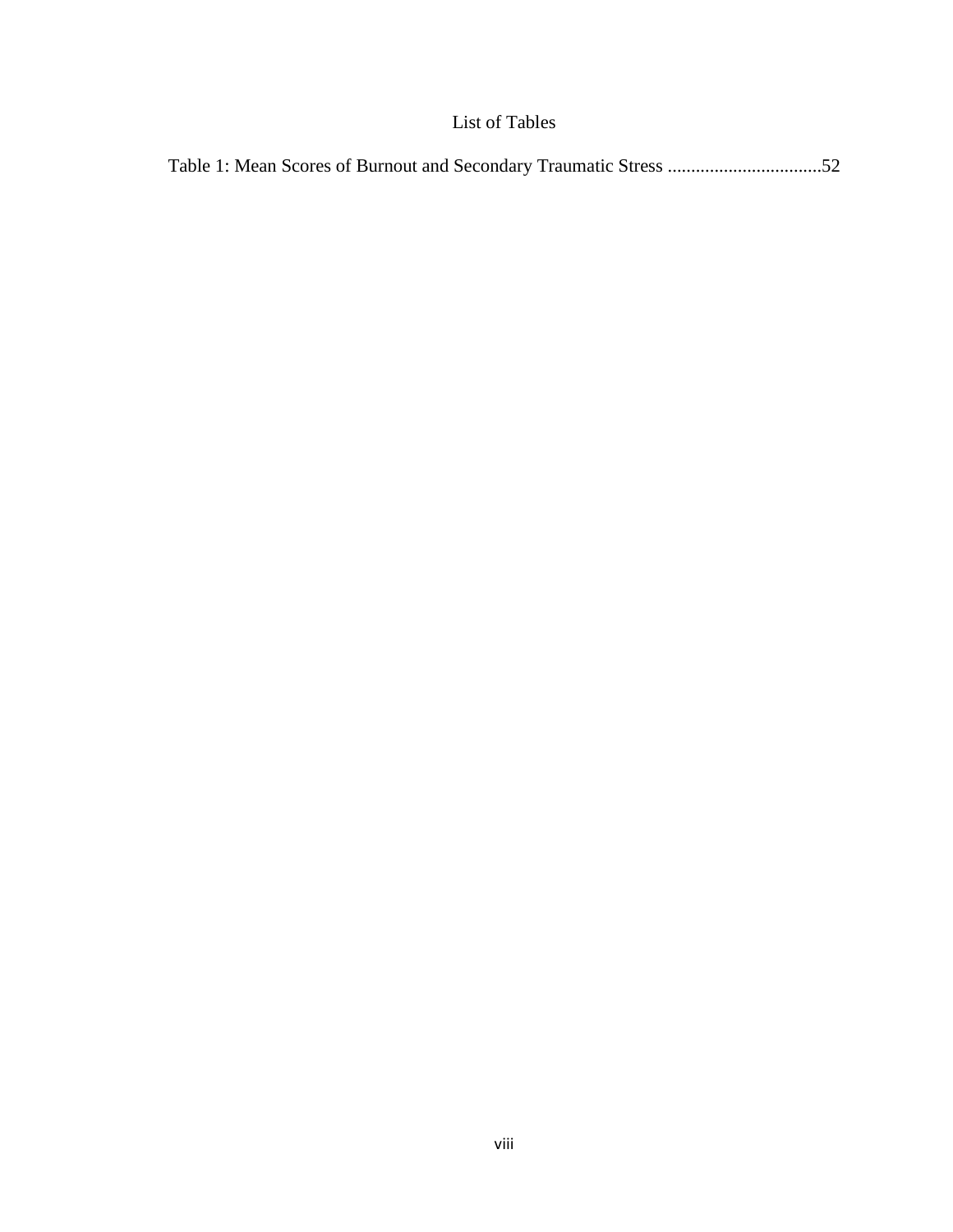# List of Tables

Table 1: Mean Scores of Burnout and Secondary Traumatic Stress ................................52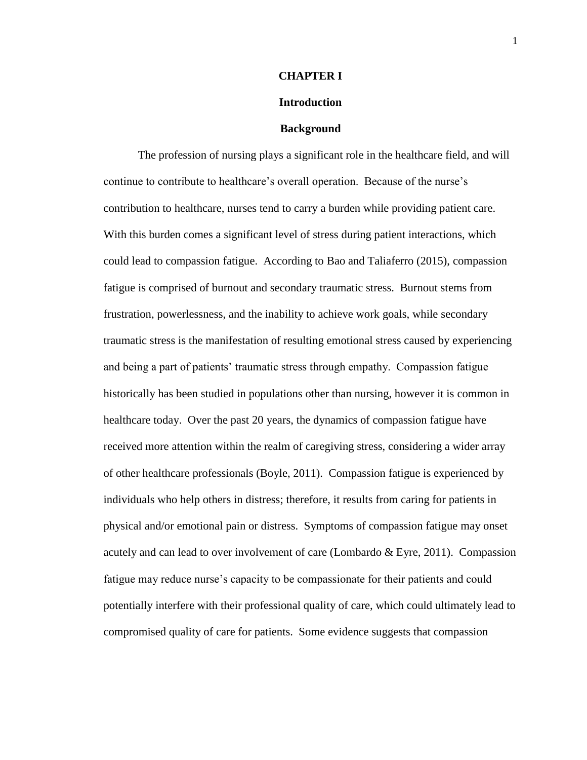# CHAPTER I

## Introduction

### Background

The profession of nursing plays a significant role in the healthcare field, and will continue to contribute to healthcare's overall operation. Because of the nurse's contribution to healthcare, nurses tend to carry a burden while providing patient care. With this burden comes a significant level of stress during patient interactions, which could lead to compassion fatigue. According to Bao and Taliaferro (2015), compassion fatigue is comprised of burnout and secondary traumatic stress. Burnout stems from frustration, powerlessness, and the inability to achieve work goals, while secondary traumatic stress is the manifestation of resulting emotional stress caused by experiencing and being a part of patients' traumatic stress through empathy. Compassion fatigue historically has been studied in populations other than nursing, however it is common in healthcare today. Over the past 20 years, the dynamics of compassion fatigue have received more attention within the realm of caregiving stress, considering a wider array of other healthcare professionals (Boyle, 2011). Compassion fatigue is experienced by individuals who help others in distress; therefore, it results from caring for patients in physical and/or emotional pain or distress. Symptoms of compassion fatigue may onset acutely and can lead to over involvement of care (Lombardo & Eyre, 2011). Compassion fatigue may reduce nurse's capacity to be compassionate for their patients and could potentially interfere with their professional quality of care, which could ultimately lead to compromised quality of care for patients. Some evidence suggests that compassion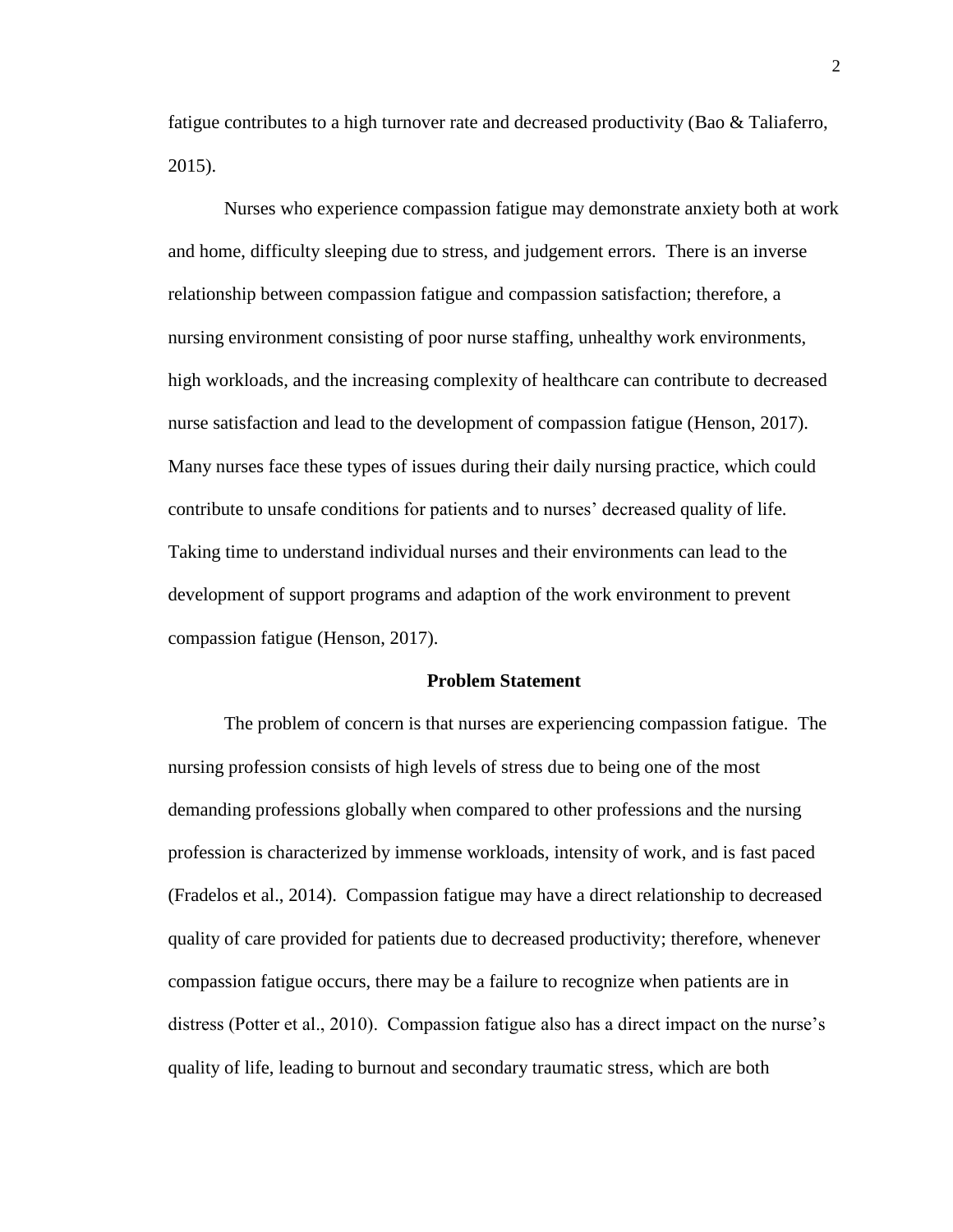fatigue contributes to a high turnover rate and decreased productivity (Bao & Taliaferro, 2015).

Nurses who experience compassion fatigue may demonstrate anxiety both at work and home, difficulty sleeping due to stress, and judgement errors. There is an inverse relationship between compassion fatigue and compassion satisfaction; therefore, a nursing environment consisting of poor nurse staffing, unhealthy work environments, high workloads, and the increasing complexity of healthcare can contribute to decreased nurse satisfaction and lead to the development of compassion fatigue (Henson, 2017). Many nurses face these types of issues during their daily nursing practice, which could contribute to unsafe conditions for patients and to nurses' decreased quality of life. Taking time to understand individual nurses and their environments can lead to the development of support programs and adaption of the work environment to prevent compassion fatigue (Henson, 2017).

## Problem Statement

The problem of concern is that nurses are experiencing compassion fatigue. The nursing profession consists of high levels of stress due to being one of the most demanding professions globally when compared to other professions and the nursing profession is characterized by immense workloads, intensity of work, and is fast paced (Fradelos et al., 2014). Compassion fatigue may have a direct relationship to decreased quality of care provided for patients due to decreased productivity; therefore, whenever compassion fatigue occurs, there may be a failure to recognize when patients are in distress (Potter et al., 2010). Compassion fatigue also has a direct impact on the nurse's quality of life, leading to burnout and secondary traumatic stress, which are both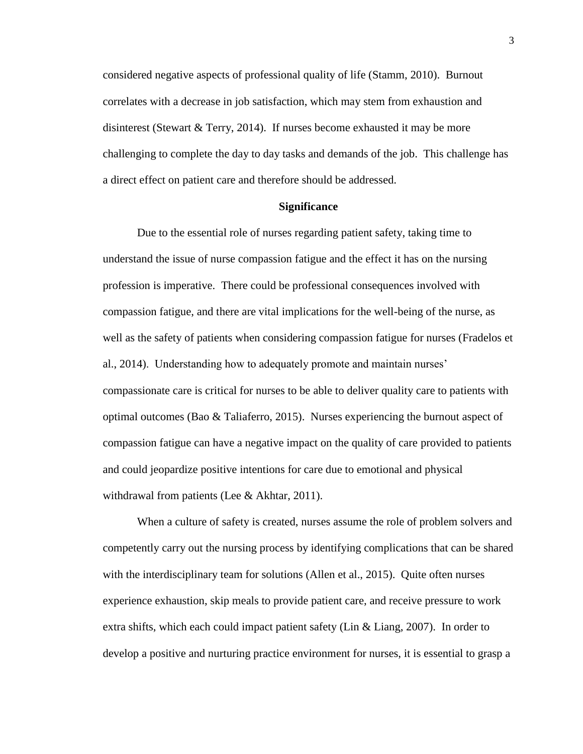considered negative aspects of professional quality of life (Stamm, 2010). Burnout correlates with a decrease in job satisfaction, which may stem from exhaustion and disinterest (Stewart & Terry, 2014). If nurses become exhausted it may be more challenging to complete the day to day tasks and demands of the job. This challenge has a direct effect on patient care and therefore should be addressed.

## Significance

Due to the essential role of nurses regarding patient safety, taking time to understand the issue of nurse compassion fatigue and the effect it has on the nursing profession is imperative. There could be professional consequences involved with compassion fatigue, and there are vital implications for the well-being of the nurse, as well as the safety of patients when considering compassion fatigue for nurses (Fradelos et al., 2014). Understanding how to adequately promote and maintain nurses' compassionate care is critical for nurses to be able to deliver quality care to patients with optimal outcomes (Bao & Taliaferro, 2015). Nurses experiencing the burnout aspect of compassion fatigue can have a negative impact on the quality of care provided to patients and could jeopardize positive intentions for care due to emotional and physical withdrawal from patients (Lee & Akhtar, 2011).

When a culture of safety is created, nurses assume the role of problem solvers and competently carry out the nursing process by identifying complications that can be shared with the interdisciplinary team for solutions (Allen et al., 2015). Quite often nurses experience exhaustion, skip meals to provide patient care, and receive pressure to work extra shifts, which each could impact patient safety (Lin & Liang, 2007). In order to develop a positive and nurturing practice environment for nurses, it is essential to grasp a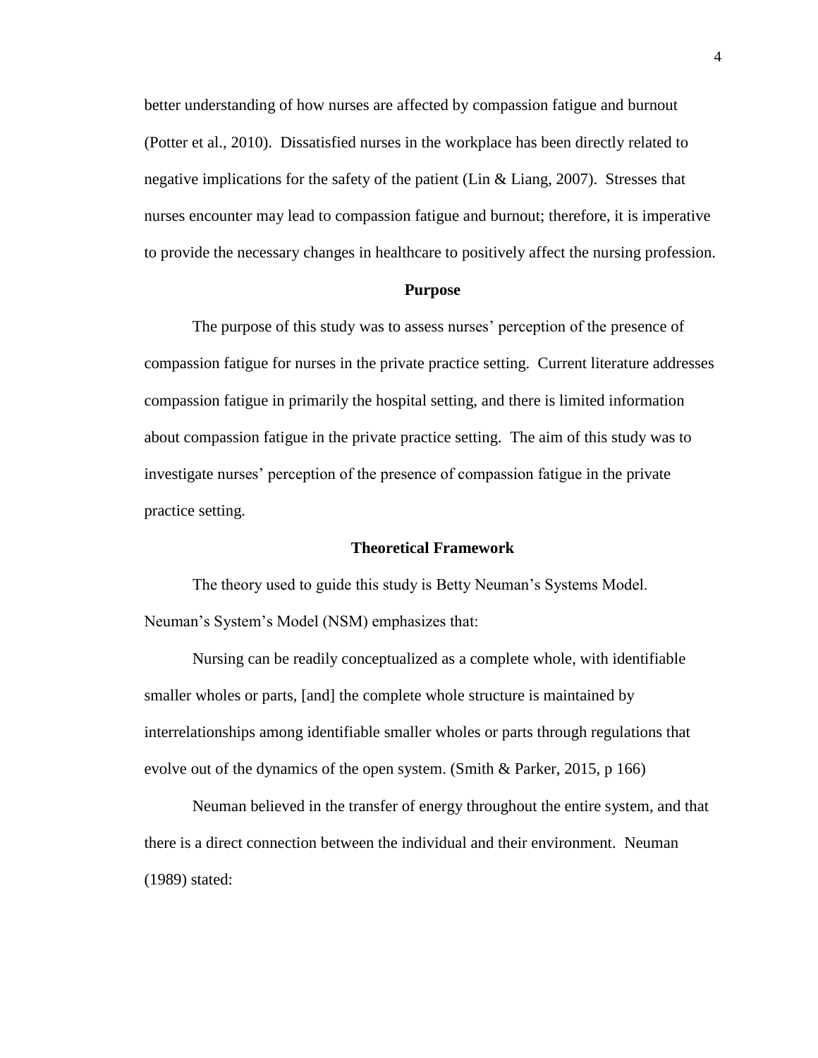better understanding of how nurses are affected by compassion fatigue and burnout (Potter et al., 2010). Dissatisfied nurses in the workplace has been directly related to negative implications for the safety of the patient (Lin & Liang, 2007). Stresses that nurses encounter may lead to compassion fatigue and burnout; therefore, it is imperative to provide the necessary changes in healthcare to positively affect the nursing profession.

## Purpose

The purpose of this study was to assess nurses' perception of the presence of compassion fatigue for nurses in the private practice setting. Current literature addresses compassion fatigue in primarily the hospital setting, and there is limited information about compassion fatigue in the private practice setting. The aim of this study was to investigate nurses' perception of the presence of compassion fatigue in the private practice setting.

## Theoretical Framework

The theory used to guide this study is Betty Neuman's Systems Model. Neuman's System's Model (NSM) emphasizes that:

> Nursing can be readily conceptualized as a complete whole, with identifiable smaller wholes or parts, [and] the complete whole structure is maintained by interrelationships among identifiable smaller wholes or parts through regulations that evolve out of the dynamics of the open system. (Smith & Parker, 2015, p 166)

Neuman believed in the transfer of energy throughout the entire system, and that there is a direct connection between the individual and their environment. Neuman (1989) stated: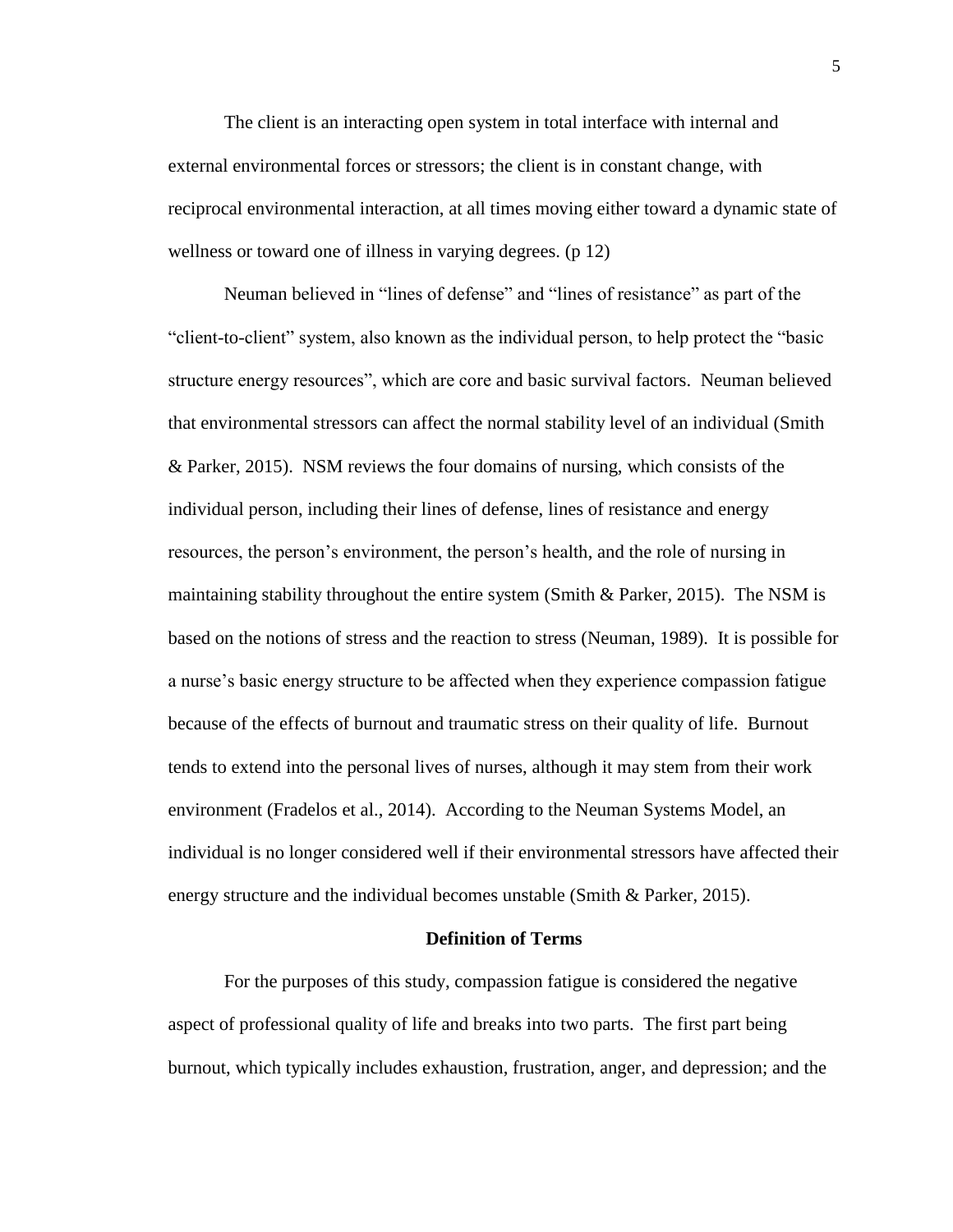The client is an interacting open system in total interface with internal and external environmental forces or stressors; the client is in constant change, with reciprocal environmental interaction, at all times moving either toward a dynamic state of wellness or toward one of illness in varying degrees. (p 12)

Neuman believed in “lines of defense” and “lines of resistance” as part of the “client-to-client” system, also known as the individual person, to help protect the “basic structure energy resources”, which are core and basic survival factors. Neuman believed that environmental stressors can affect the normal stability level of an individual (Smith & Parker, 2015). NSM reviews the four domains of nursing, which consists of the individual person, including their lines of defense, lines of resistance and energy resources, the person’s environment, the person’s health, and the role of nursing in maintaining stability throughout the entire system (Smith & Parker, 2015). The NSM is based on the notions of stress and the reaction to stress (Neuman, 1989). It is possible for a nurse’s basic energy structure to be affected when they experience compassion fatigue because of the effects of burnout and traumatic stress on their quality of life. Burnout tends to extend into the personal lives of nurses, although it may stem from their work environment (Fradelos et al., 2014). According to the Neuman Systems Model, an individual is no longer considered well if their environmental stressors have affected their energy structure and the individual becomes unstable (Smith & Parker, 2015).

## Definition of Terms

For the purposes of this study, compassion fatigue is considered the negative aspect of professional quality of life and breaks into two parts. The first part being burnout, which typically includes exhaustion, frustration, anger, and depression; and the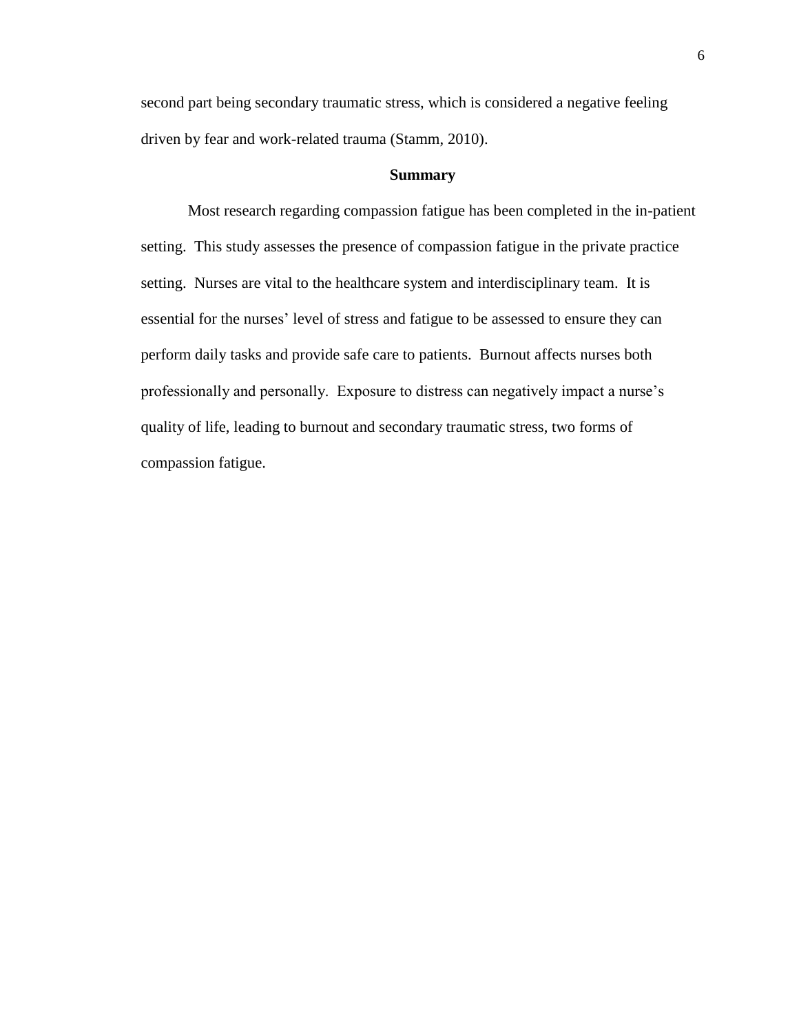second part being secondary traumatic stress, which is considered a negative feeling driven by fear and work-related trauma (Stamm, 2010).

## Summary

Most research regarding compassion fatigue has been completed in the in-patient setting. This study assesses the presence of compassion fatigue in the private practice setting. Nurses are vital to the healthcare system and interdisciplinary team. It is essential for the nurses' level of stress and fatigue to be assessed to ensure they can perform daily tasks and provide safe care to patients. Burnout affects nurses both professionally and personally. Exposure to distress can negatively impact a nurse's quality of life, leading to burnout and secondary traumatic stress, two forms of compassion fatigue.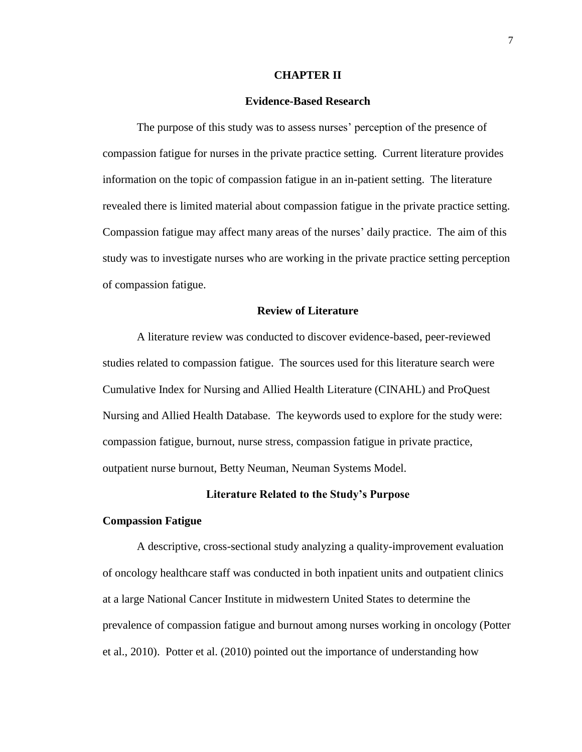# CHAPTER II

## Evidence-Based Research

The purpose of this study was to assess nurses' perception of the presence of compassion fatigue for nurses in the private practice setting. Current literature provides information on the topic of compassion fatigue in an in-patient setting. The literature revealed there is limited material about compassion fatigue in the private practice setting. Compassion fatigue may affect many areas of the nurses' daily practice. The aim of this study was to investigate nurses who are working in the private practice setting perception of compassion fatigue.

## Review of Literature

A literature review was conducted to discover evidence-based, peer-reviewed studies related to compassion fatigue. The sources used for this literature search were Cumulative Index for Nursing and Allied Health Literature (CINAHL) and ProQuest Nursing and Allied Health Database. The keywords used to explore for the study were: compassion fatigue, burnout, nurse stress, compassion fatigue in private practice, outpatient nurse burnout, Betty Neuman, Neuman Systems Model.

## Literature Related to the Study's Purpose

### Compassion Fatigue

A descriptive, cross-sectional study analyzing a quality-improvement evaluation of oncology healthcare staff was conducted in both inpatient units and outpatient clinics at a large National Cancer Institute in midwestern United States to determine the prevalence of compassion fatigue and burnout among nurses working in oncology (Potter et al., 2010). Potter et al. (2010) pointed out the importance of understanding how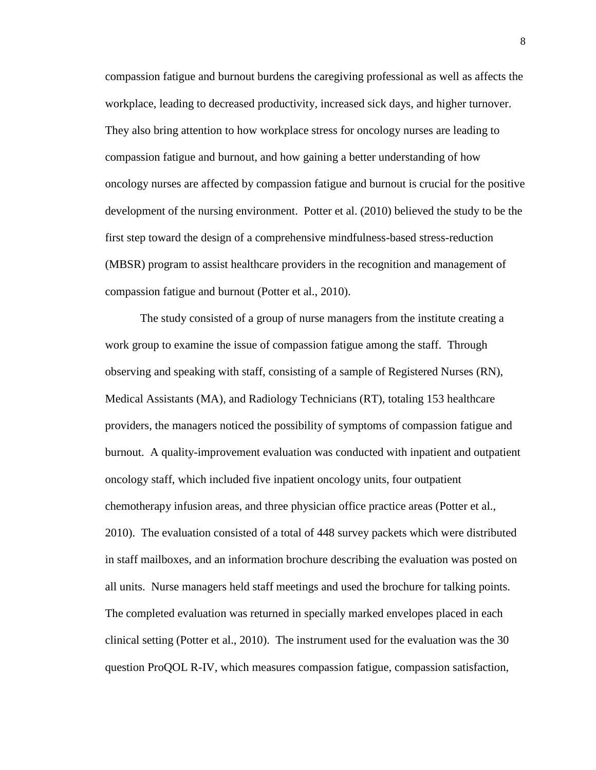compassion fatigue and burnout burdens the caregiving professional as well as affects the workplace, leading to decreased productivity, increased sick days, and higher turnover. They also bring attention to how workplace stress for oncology nurses are leading to compassion fatigue and burnout, and how gaining a better understanding of how oncology nurses are affected by compassion fatigue and burnout is crucial for the positive development of the nursing environment. Potter et al. (2010) believed the study to be the first step toward the design of a comprehensive mindfulness-based stress-reduction (MBSR) program to assist healthcare providers in the recognition and management of compassion fatigue and burnout (Potter et al., 2010).

The study consisted of a group of nurse managers from the institute creating a work group to examine the issue of compassion fatigue among the staff. Through observing and speaking with staff, consisting of a sample of Registered Nurses (RN), Medical Assistants (MA), and Radiology Technicians (RT), totaling 153 healthcare providers, the managers noticed the possibility of symptoms of compassion fatigue and burnout. A quality-improvement evaluation was conducted with inpatient and outpatient oncology staff, which included five inpatient oncology units, four outpatient chemotherapy infusion areas, and three physician office practice areas (Potter et al., 2010). The evaluation consisted of a total of 448 survey packets which were distributed in staff mailboxes, and an information brochure describing the evaluation was posted on all units. Nurse managers held staff meetings and used the brochure for talking points. The completed evaluation was returned in specially marked envelopes placed in each clinical setting (Potter et al., 2010). The instrument used for the evaluation was the 30 question ProQOL R-IV, which measures compassion fatigue, compassion satisfaction,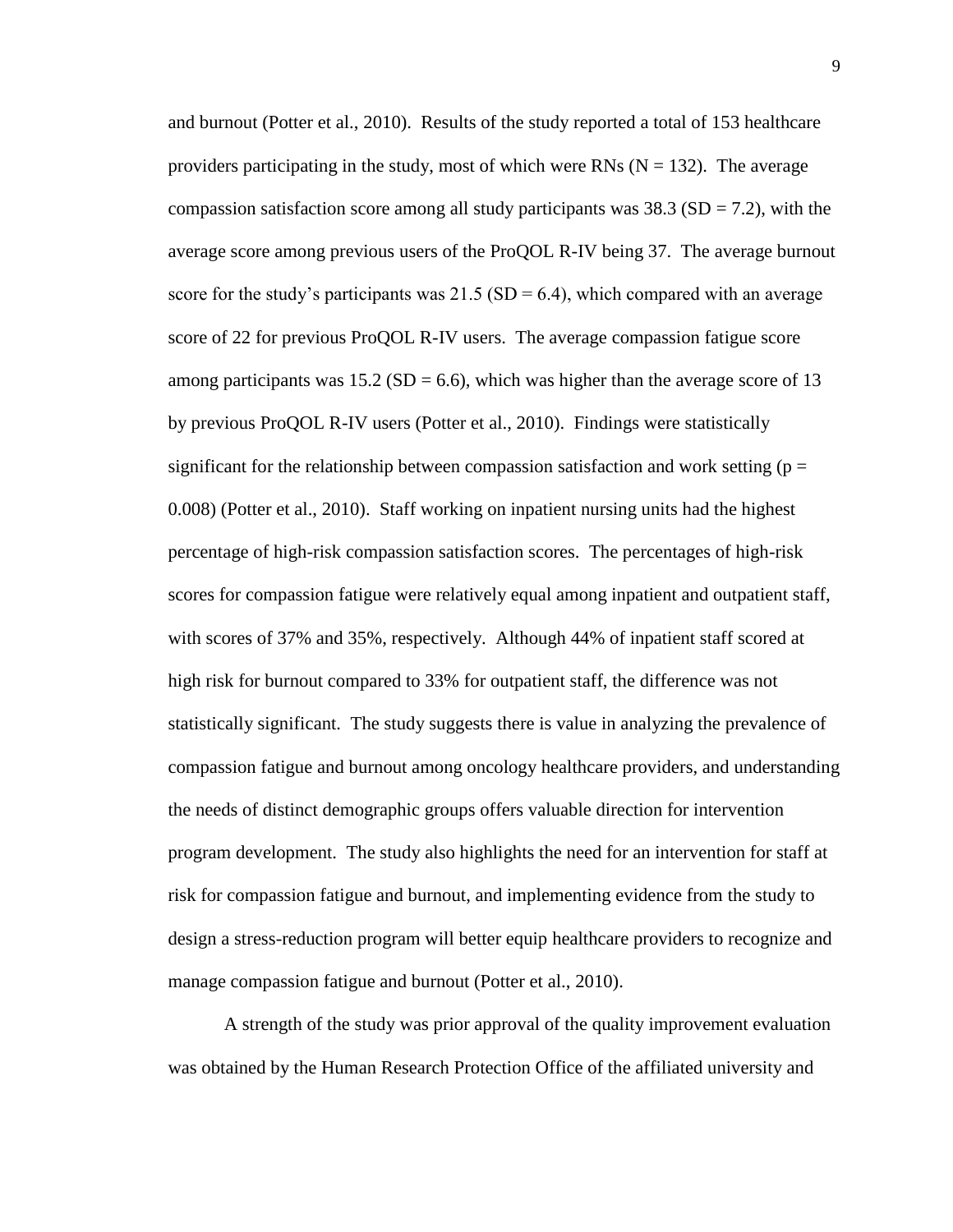and burnout (Potter et al., 2010). Results of the study reported a total of 153 healthcare providers participating in the study, most of which were RNs ($N = 132$). The average compassion satisfaction score among all study participants was 38.3 ($SD = 7.2$), with the average score among previous users of the ProQOL R-IV being 37. The average burnout score for the study's participants was 21.5 ($SD = 6.4$), which compared with an average score of 22 for previous ProQOL R-IV users. The average compassion fatigue score among participants was 15.2 ($SD = 6.6$), which was higher than the average score of 13 by previous ProQOL R-IV users (Potter et al., 2010). Findings were statistically significant for the relationship between compassion satisfaction and work setting ($p = 0.008$) (Potter et al., 2010). Staff working on inpatient nursing units had the highest percentage of high-risk compassion satisfaction scores. The percentages of high-risk scores for compassion fatigue were relatively equal among inpatient and outpatient staff, with scores of 37% and 35%, respectively. Although 44% of inpatient staff scored at high risk for burnout compared to 33% for outpatient staff, the difference was not statistically significant. The study suggests there is value in analyzing the prevalence of compassion fatigue and burnout among oncology healthcare providers, and understanding the needs of distinct demographic groups offers valuable direction for intervention program development. The study also highlights the need for an intervention for staff at risk for compassion fatigue and burnout, and implementing evidence from the study to design a stress-reduction program will better equip healthcare providers to recognize and manage compassion fatigue and burnout (Potter et al., 2010).

A strength of the study was prior approval of the quality improvement evaluation was obtained by the Human Research Protection Office of the affiliated university and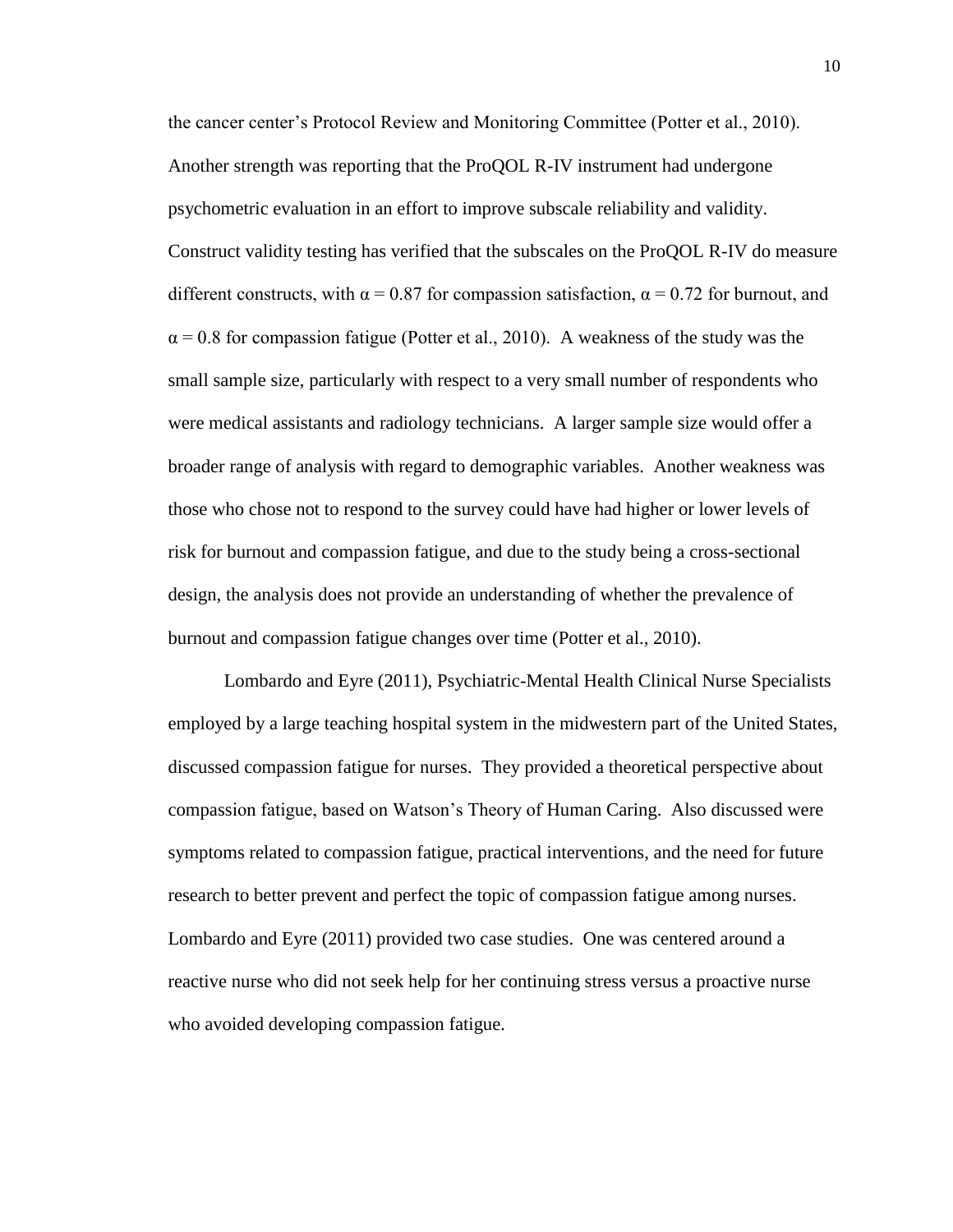the cancer center's Protocol Review and Monitoring Committee (Potter et al., 2010). Another strength was reporting that the ProQOL R-IV instrument had undergone psychometric evaluation in an effort to improve subscale reliability and validity. Construct validity testing has verified that the subscales on the ProQOL R-IV do measure different constructs, with $\alpha = 0.87$ for compassion satisfaction, $\alpha = 0.72$ for burnout, and $\alpha = 0.8$ for compassion fatigue (Potter et al., 2010). A weakness of the study was the small sample size, particularly with respect to a very small number of respondents who were medical assistants and radiology technicians. A larger sample size would offer a broader range of analysis with regard to demographic variables. Another weakness was those who chose not to respond to the survey could have had higher or lower levels of risk for burnout and compassion fatigue, and due to the study being a cross-sectional design, the analysis does not provide an understanding of whether the prevalence of burnout and compassion fatigue changes over time (Potter et al., 2010).

Lombardo and Eyre (2011), Psychiatric-Mental Health Clinical Nurse Specialists employed by a large teaching hospital system in the midwestern part of the United States, discussed compassion fatigue for nurses. They provided a theoretical perspective about compassion fatigue, based on Watson's Theory of Human Caring. Also discussed were symptoms related to compassion fatigue, practical interventions, and the need for future research to better prevent and perfect the topic of compassion fatigue among nurses. Lombardo and Eyre (2011) provided two case studies. One was centered around a reactive nurse who did not seek help for her continuing stress versus a proactive nurse who avoided developing compassion fatigue.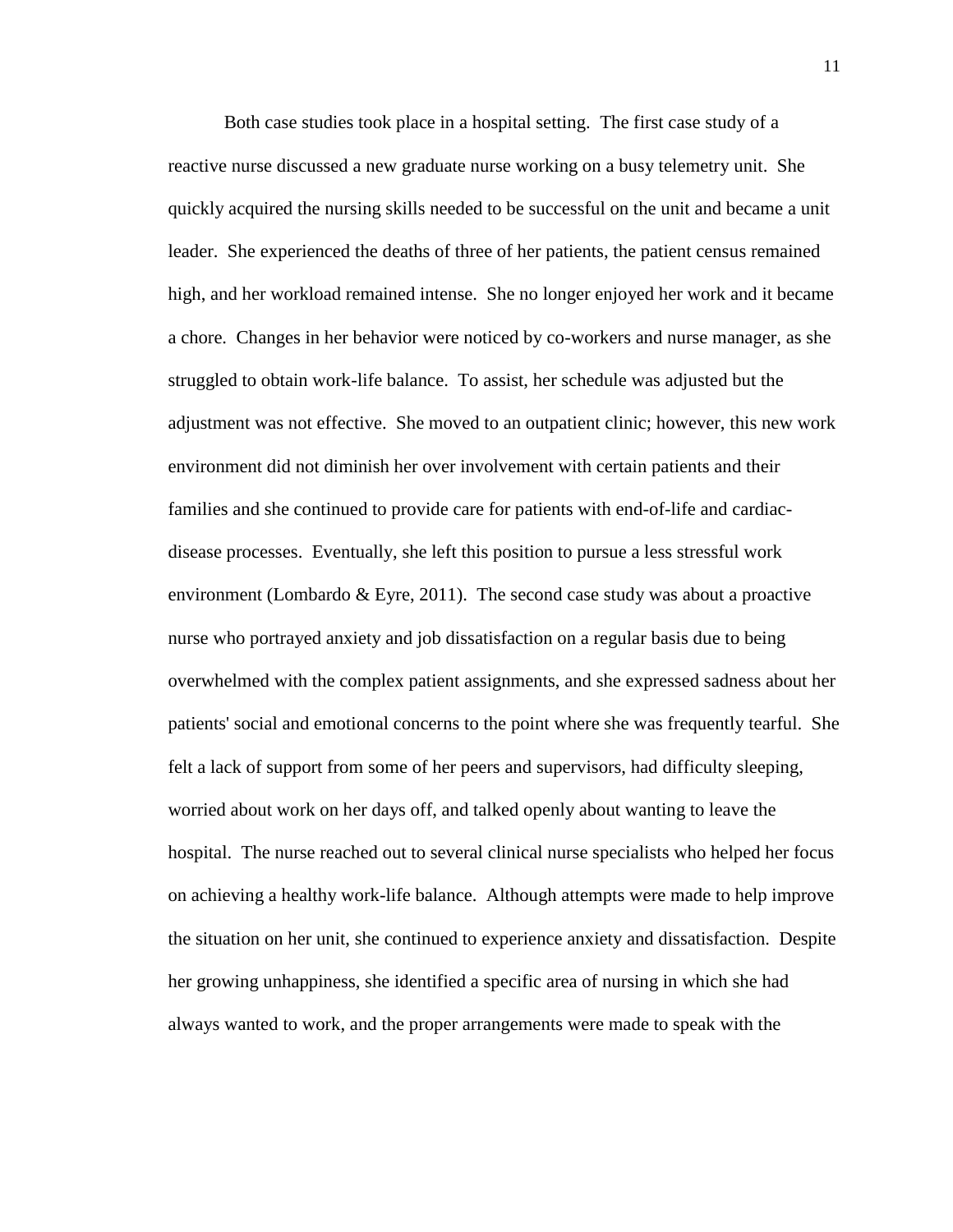Both case studies took place in a hospital setting. The first case study of a reactive nurse discussed a new graduate nurse working on a busy telemetry unit. She quickly acquired the nursing skills needed to be successful on the unit and became a unit leader. She experienced the deaths of three of her patients, the patient census remained high, and her workload remained intense. She no longer enjoyed her work and it became a chore. Changes in her behavior were noticed by co-workers and nurse manager, as she struggled to obtain work-life balance. To assist, her schedule was adjusted but the adjustment was not effective. She moved to an outpatient clinic; however, this new work environment did not diminish her over involvement with certain patients and their families and she continued to provide care for patients with end-of-life and cardiac-disease processes. Eventually, she left this position to pursue a less stressful work environment (Lombardo & Eyre, 2011). The second case study was about a proactive nurse who portrayed anxiety and job dissatisfaction on a regular basis due to being overwhelmed with the complex patient assignments, and she expressed sadness about her patients' social and emotional concerns to the point where she was frequently tearful. She felt a lack of support from some of her peers and supervisors, had difficulty sleeping, worried about work on her days off, and talked openly about wanting to leave the hospital. The nurse reached out to several clinical nurse specialists who helped her focus on achieving a healthy work-life balance. Although attempts were made to help improve the situation on her unit, she continued to experience anxiety and dissatisfaction. Despite her growing unhappiness, she identified a specific area of nursing in which she had always wanted to work, and the proper arrangements were made to speak with the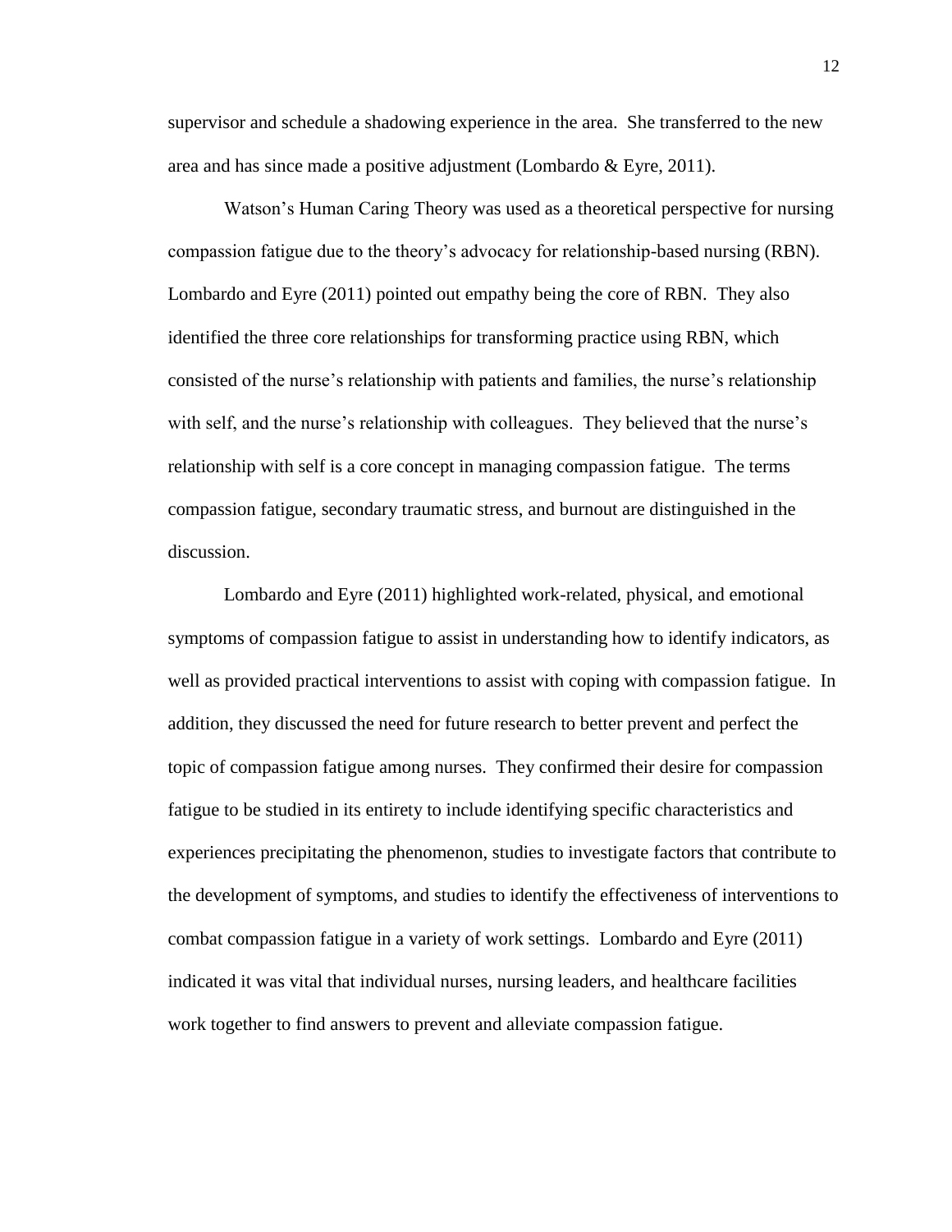supervisor and schedule a shadowing experience in the area. She transferred to the new area and has since made a positive adjustment (Lombardo & Eyre, 2011).

Watson's Human Caring Theory was used as a theoretical perspective for nursing compassion fatigue due to the theory's advocacy for relationship-based nursing (RBN). Lombardo and Eyre (2011) pointed out empathy being the core of RBN. They also identified the three core relationships for transforming practice using RBN, which consisted of the nurse's relationship with patients and families, the nurse's relationship with self, and the nurse's relationship with colleagues. They believed that the nurse's relationship with self is a core concept in managing compassion fatigue. The terms compassion fatigue, secondary traumatic stress, and burnout are distinguished in the discussion.

Lombardo and Eyre (2011) highlighted work-related, physical, and emotional symptoms of compassion fatigue to assist in understanding how to identify indicators, as well as provided practical interventions to assist with coping with compassion fatigue. In addition, they discussed the need for future research to better prevent and perfect the topic of compassion fatigue among nurses. They confirmed their desire for compassion fatigue to be studied in its entirety to include identifying specific characteristics and experiences precipitating the phenomenon, studies to investigate factors that contribute to the development of symptoms, and studies to identify the effectiveness of interventions to combat compassion fatigue in a variety of work settings. Lombardo and Eyre (2011) indicated it was vital that individual nurses, nursing leaders, and healthcare facilities work together to find answers to prevent and alleviate compassion fatigue.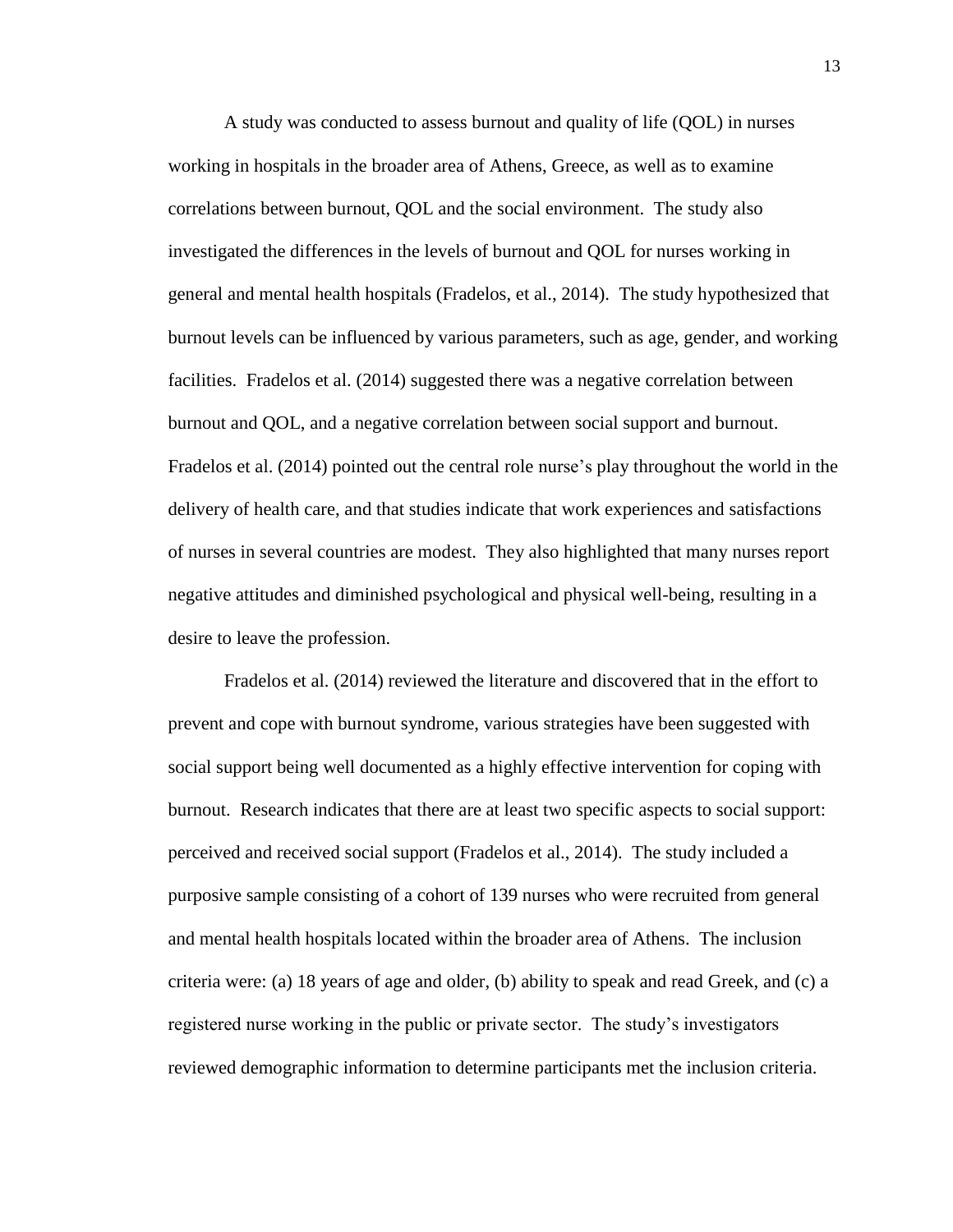A study was conducted to assess burnout and quality of life (QOL) in nurses working in hospitals in the broader area of Athens, Greece, as well as to examine correlations between burnout, QOL and the social environment. The study also investigated the differences in the levels of burnout and QOL for nurses working in general and mental health hospitals (Fradelos, et al., 2014). The study hypothesized that burnout levels can be influenced by various parameters, such as age, gender, and working facilities. Fradelos et al. (2014) suggested there was a negative correlation between burnout and QOL, and a negative correlation between social support and burnout. Fradelos et al. (2014) pointed out the central role nurse's play throughout the world in the delivery of health care, and that studies indicate that work experiences and satisfactions of nurses in several countries are modest. They also highlighted that many nurses report negative attitudes and diminished psychological and physical well-being, resulting in a desire to leave the profession.

Fradelos et al. (2014) reviewed the literature and discovered that in the effort to prevent and cope with burnout syndrome, various strategies have been suggested with social support being well documented as a highly effective intervention for coping with burnout. Research indicates that there are at least two specific aspects to social support: perceived and received social support (Fradelos et al., 2014). The study included a purposive sample consisting of a cohort of 139 nurses who were recruited from general and mental health hospitals located within the broader area of Athens. The inclusion criteria were: (a) 18 years of age and older, (b) ability to speak and read Greek, and (c) a registered nurse working in the public or private sector. The study's investigators reviewed demographic information to determine participants met the inclusion criteria.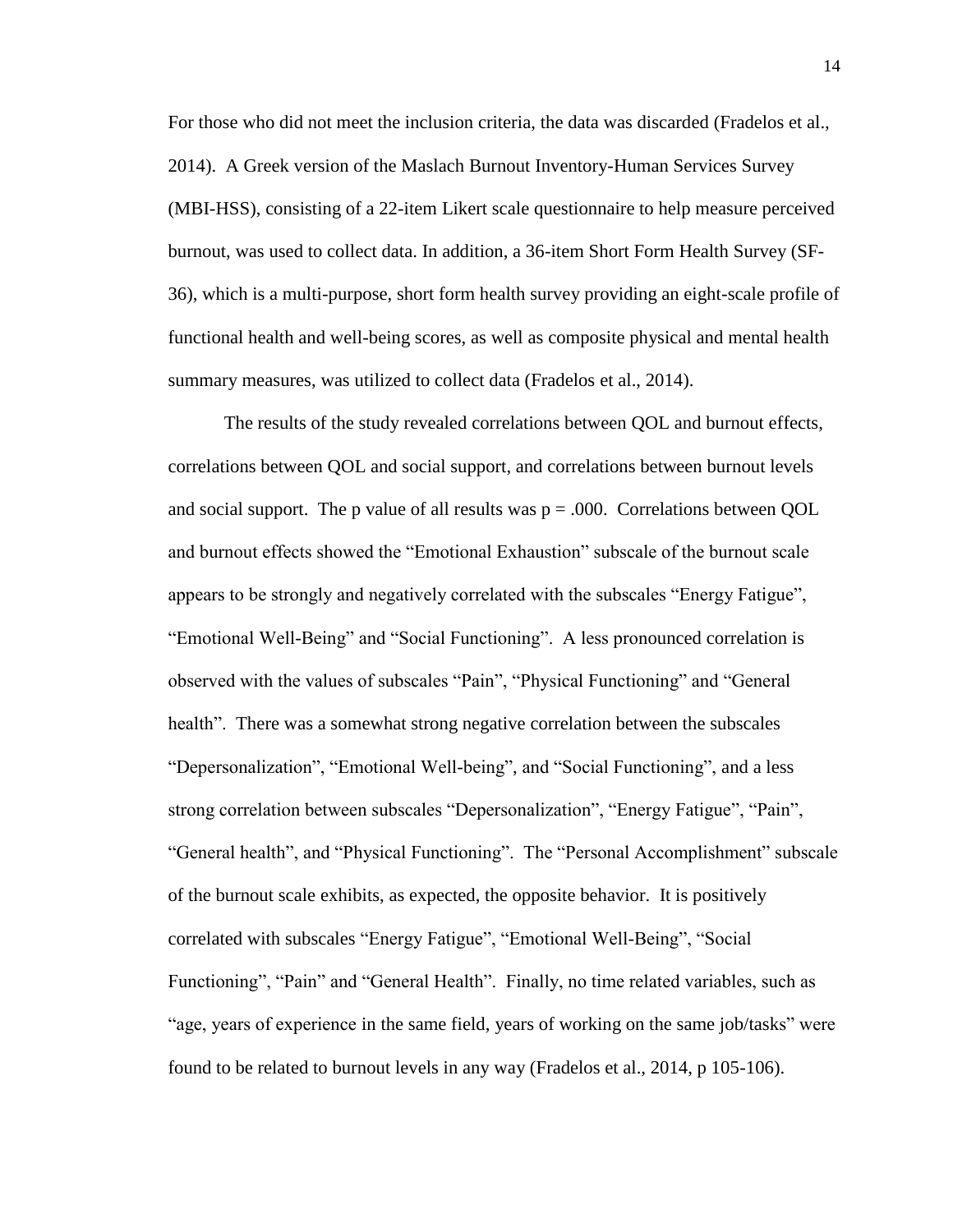For those who did not meet the inclusion criteria, the data was discarded (Fradelos et al., 2014). A Greek version of the Maslach Burnout Inventory-Human Services Survey (MBI-HSS), consisting of a 22-item Likert scale questionnaire to help measure perceived burnout, was used to collect data. In addition, a 36-item Short Form Health Survey (SF-36), which is a multi-purpose, short form health survey providing an eight-scale profile of functional health and well-being scores, as well as composite physical and mental health summary measures, was utilized to collect data (Fradelos et al., 2014).

The results of the study revealed correlations between QOL and burnout effects, correlations between QOL and social support, and correlations between burnout levels and social support. The p value of all results was $p = .000$. Correlations between QOL and burnout effects showed the "Emotional Exhaustion" subscale of the burnout scale appears to be strongly and negatively correlated with the subscales "Energy Fatigue", "Emotional Well-Being" and "Social Functioning". A less pronounced correlation is observed with the values of subscales "Pain", "Physical Functioning" and "General health". There was a somewhat strong negative correlation between the subscales "Depersonalization", "Emotional Well-being", and "Social Functioning", and a less strong correlation between subscales "Depersonalization", "Energy Fatigue", "Pain", "General health", and "Physical Functioning". The "Personal Accomplishment" subscale of the burnout scale exhibits, as expected, the opposite behavior. It is positively correlated with subscales "Energy Fatigue", "Emotional Well-Being", "Social Functioning", "Pain" and "General Health". Finally, no time related variables, such as "age, years of experience in the same field, years of working on the same job/tasks" were found to be related to burnout levels in any way (Fradelos et al., 2014, p 105-106).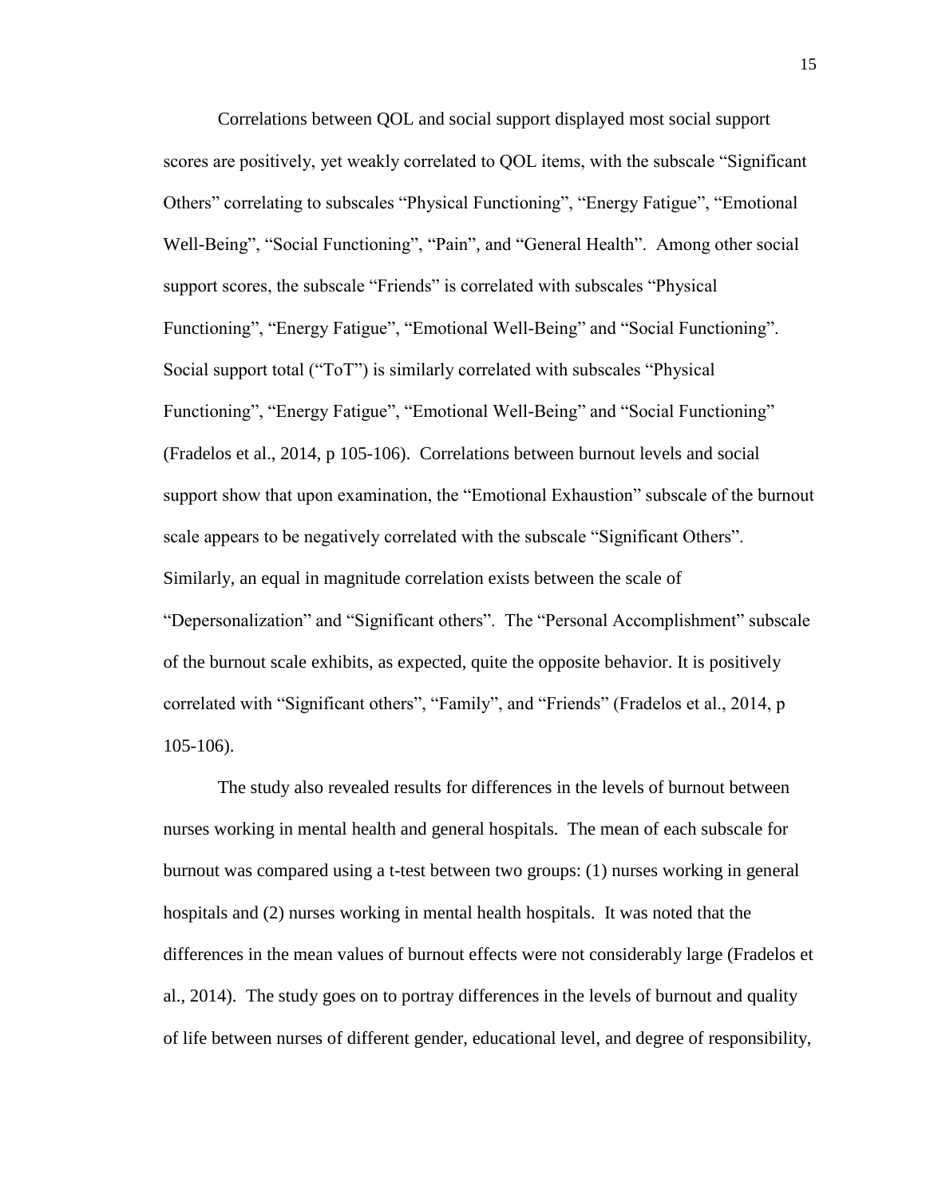Correlations between QOL and social support displayed most social support scores are positively, yet weakly correlated to QOL items, with the subscale "Significant Others" correlating to subscales "Physical Functioning", "Energy Fatigue", "Emotional Well-Being", "Social Functioning", "Pain", and "General Health". Among other social support scores, the subscale "Friends" is correlated with subscales "Physical Functioning", "Energy Fatigue", "Emotional Well-Being" and "Social Functioning". Social support total ("ToT") is similarly correlated with subscales "Physical Functioning", "Energy Fatigue", "Emotional Well-Being" and "Social Functioning" (Fradelos et al., 2014, p 105-106). Correlations between burnout levels and social support show that upon examination, the "Emotional Exhaustion" subscale of the burnout scale appears to be negatively correlated with the subscale "Significant Others". Similarly, an equal in magnitude correlation exists between the scale of "Depersonalization" and "Significant others". The "Personal Accomplishment" subscale of the burnout scale exhibits, as expected, quite the opposite behavior. It is positively correlated with "Significant others", "Family", and "Friends" (Fradelos et al., 2014, p 105-106).

The study also revealed results for differences in the levels of burnout between nurses working in mental health and general hospitals. The mean of each subscale for burnout was compared using a t-test between two groups: (1) nurses working in general hospitals and (2) nurses working in mental health hospitals. It was noted that the differences in the mean values of burnout effects were not considerably large (Fradelos et al., 2014). The study goes on to portray differences in the levels of burnout and quality of life between nurses of different gender, educational level, and degree of responsibility,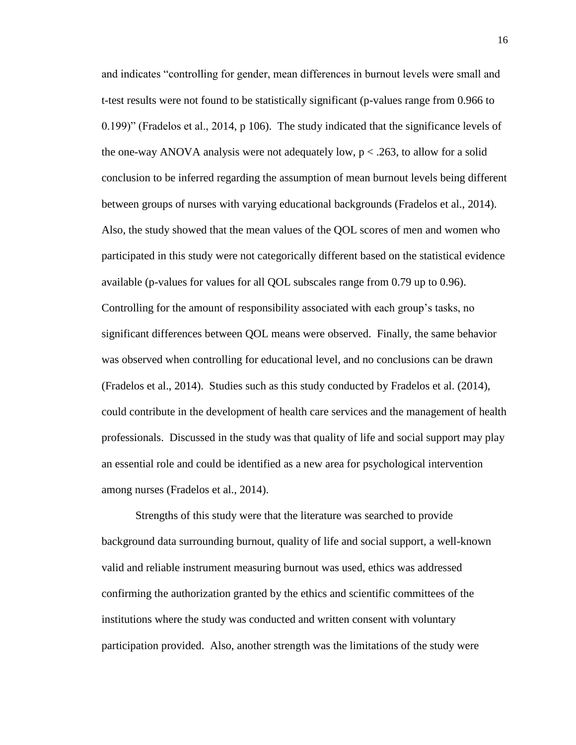and indicates "controlling for gender, mean differences in burnout levels were small and t-test results were not found to be statistically significant (p-values range from 0.966 to 0.199)" (Fradelos et al., 2014, p 106). The study indicated that the significance levels of the one-way ANOVA analysis were not adequately low, $p < .263$, to allow for a solid conclusion to be inferred regarding the assumption of mean burnout levels being different between groups of nurses with varying educational backgrounds (Fradelos et al., 2014). Also, the study showed that the mean values of the QOL scores of men and women who participated in this study were not categorically different based on the statistical evidence available (p-values for values for all QOL subscales range from 0.79 up to 0.96). Controlling for the amount of responsibility associated with each group's tasks, no significant differences between QOL means were observed. Finally, the same behavior was observed when controlling for educational level, and no conclusions can be drawn (Fradelos et al., 2014). Studies such as this study conducted by Fradelos et al. (2014), could contribute in the development of health care services and the management of health professionals. Discussed in the study was that quality of life and social support may play an essential role and could be identified as a new area for psychological intervention among nurses (Fradelos et al., 2014).

Strengths of this study were that the literature was searched to provide background data surrounding burnout, quality of life and social support, a well-known valid and reliable instrument measuring burnout was used, ethics was addressed confirming the authorization granted by the ethics and scientific committees of the institutions where the study was conducted and written consent with voluntary participation provided. Also, another strength was the limitations of the study were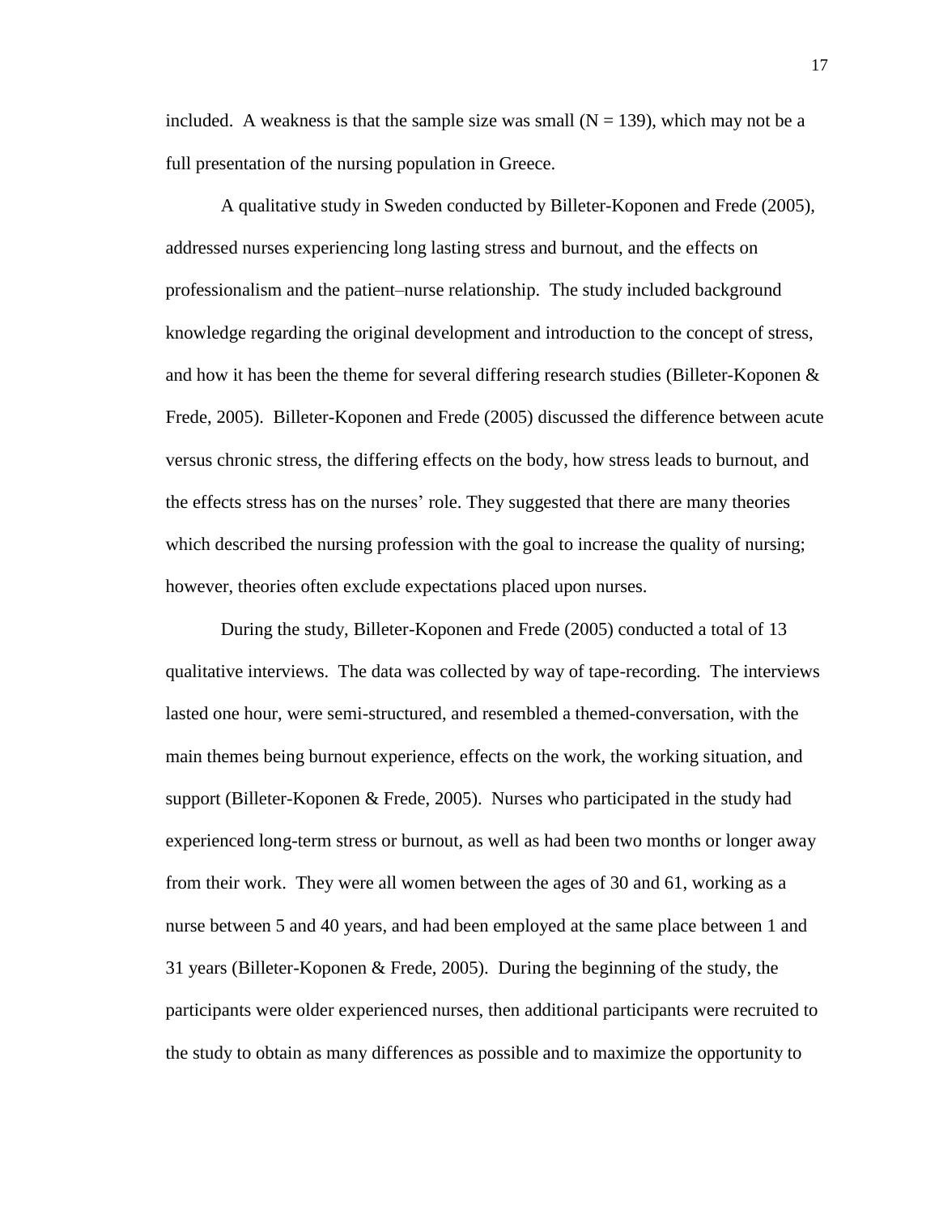included. A weakness is that the sample size was small ($N = 139$), which may not be a full presentation of the nursing population in Greece.

A qualitative study in Sweden conducted by Billeter-Koponen and Frede (2005), addressed nurses experiencing long lasting stress and burnout, and the effects on professionalism and the patient–nurse relationship. The study included background knowledge regarding the original development and introduction to the concept of stress, and how it has been the theme for several differing research studies (Billeter-Koponen & Frede, 2005). Billeter-Koponen and Frede (2005) discussed the difference between acute versus chronic stress, the differing effects on the body, how stress leads to burnout, and the effects stress has on the nurses' role. They suggested that there are many theories which described the nursing profession with the goal to increase the quality of nursing; however, theories often exclude expectations placed upon nurses.

During the study, Billeter-Koponen and Frede (2005) conducted a total of 13 qualitative interviews. The data was collected by way of tape-recording. The interviews lasted one hour, were semi-structured, and resembled a themed-conversation, with the main themes being burnout experience, effects on the work, the working situation, and support (Billeter-Koponen & Frede, 2005). Nurses who participated in the study had experienced long-term stress or burnout, as well as had been two months or longer away from their work. They were all women between the ages of 30 and 61, working as a nurse between 5 and 40 years, and had been employed at the same place between 1 and 31 years (Billeter-Koponen & Frede, 2005). During the beginning of the study, the participants were older experienced nurses, then additional participants were recruited to the study to obtain as many differences as possible and to maximize the opportunity to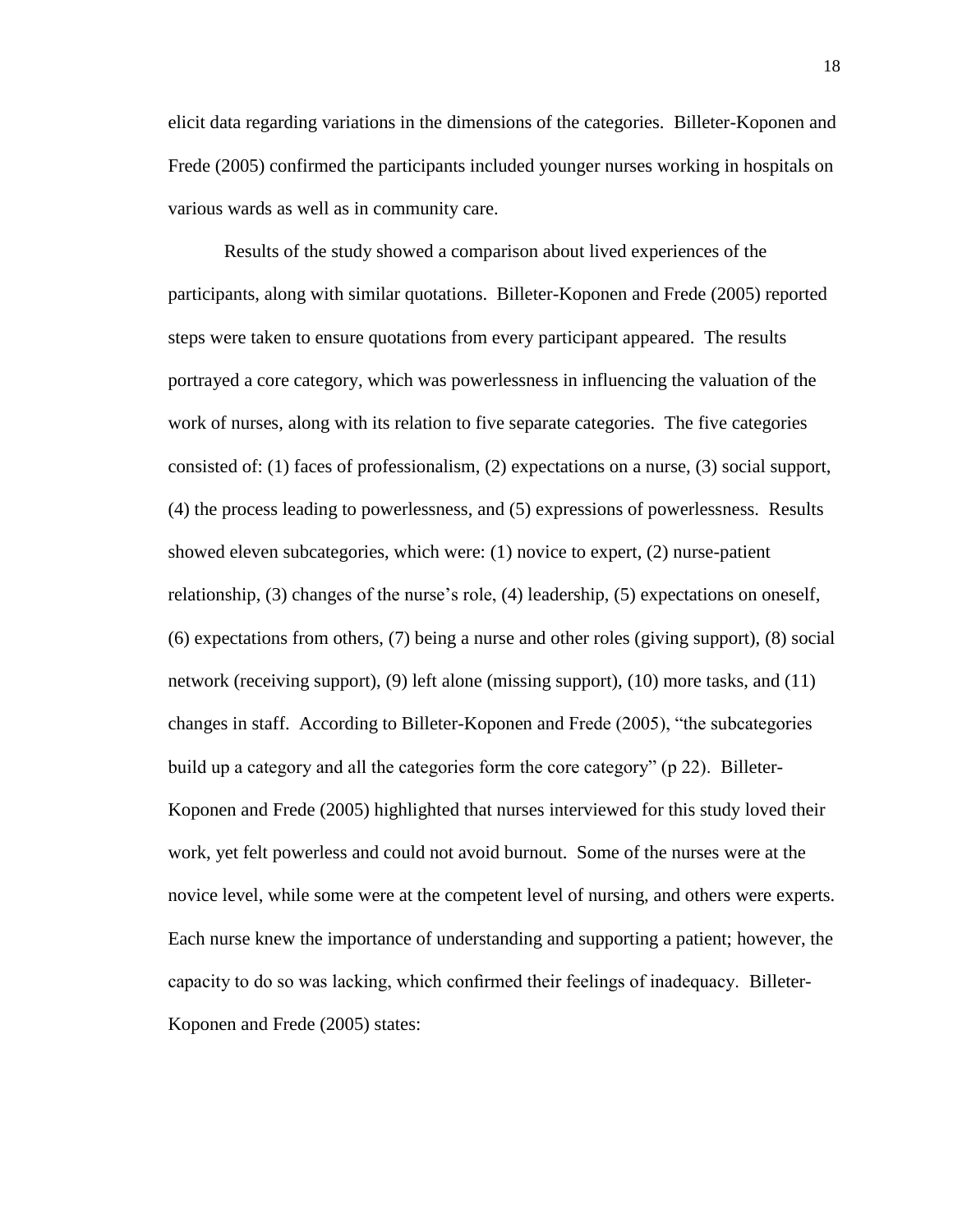elicit data regarding variations in the dimensions of the categories. Billeter-Koponen and Frede (2005) confirmed the participants included younger nurses working in hospitals on various wards as well as in community care.

Results of the study showed a comparison about lived experiences of the participants, along with similar quotations. Billeter-Koponen and Frede (2005) reported steps were taken to ensure quotations from every participant appeared. The results portrayed a core category, which was powerlessness in influencing the valuation of the work of nurses, along with its relation to five separate categories. The five categories consisted of: (1) faces of professionalism, (2) expectations on a nurse, (3) social support, (4) the process leading to powerlessness, and (5) expressions of powerlessness. Results showed eleven subcategories, which were: (1) novice to expert, (2) nurse-patient relationship, (3) changes of the nurse's role, (4) leadership, (5) expectations on oneself, (6) expectations from others, (7) being a nurse and other roles (giving support), (8) social network (receiving support), (9) left alone (missing support), (10) more tasks, and (11) changes in staff. According to Billeter-Koponen and Frede (2005), "the subcategories build up a category and all the categories form the core category" (p 22). Billeter-Koponen and Frede (2005) highlighted that nurses interviewed for this study loved their work, yet felt powerless and could not avoid burnout. Some of the nurses were at the novice level, while some were at the competent level of nursing, and others were experts. Each nurse knew the importance of understanding and supporting a patient; however, the capacity to do so was lacking, which confirmed their feelings of inadequacy. Billeter-Koponen and Frede (2005) states: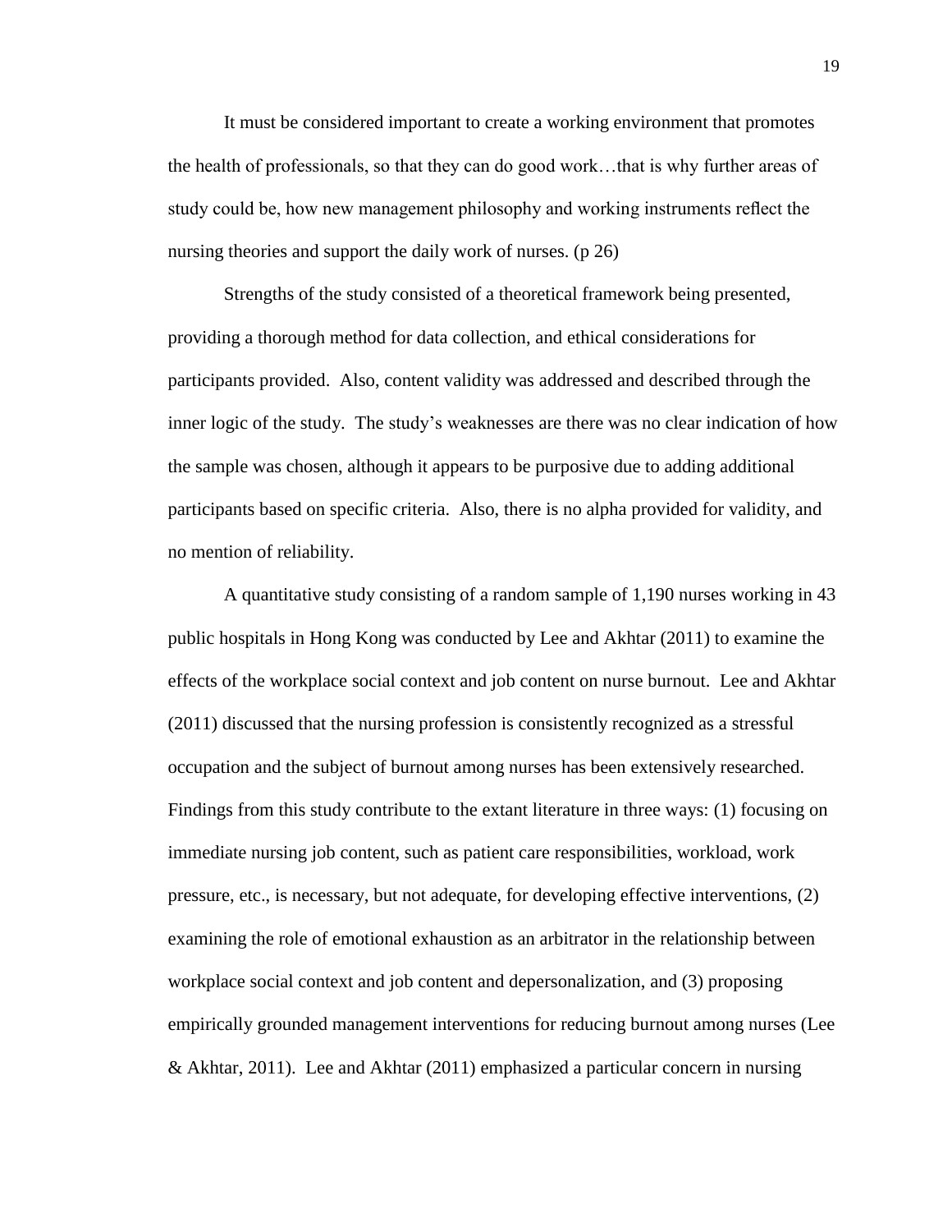It must be considered important to create a working environment that promotes the health of professionals, so that they can do good work…that is why further areas of study could be, how new management philosophy and working instruments reflect the nursing theories and support the daily work of nurses. (p 26)

Strengths of the study consisted of a theoretical framework being presented, providing a thorough method for data collection, and ethical considerations for participants provided. Also, content validity was addressed and described through the inner logic of the study. The study's weaknesses are there was no clear indication of how the sample was chosen, although it appears to be purposive due to adding additional participants based on specific criteria. Also, there is no alpha provided for validity, and no mention of reliability.

A quantitative study consisting of a random sample of 1,190 nurses working in 43 public hospitals in Hong Kong was conducted by Lee and Akhtar (2011) to examine the effects of the workplace social context and job content on nurse burnout. Lee and Akhtar (2011) discussed that the nursing profession is consistently recognized as a stressful occupation and the subject of burnout among nurses has been extensively researched. Findings from this study contribute to the extant literature in three ways: (1) focusing on immediate nursing job content, such as patient care responsibilities, workload, work pressure, etc., is necessary, but not adequate, for developing effective interventions, (2) examining the role of emotional exhaustion as an arbitrator in the relationship between workplace social context and job content and depersonalization, and (3) proposing empirically grounded management interventions for reducing burnout among nurses (Lee & Akhtar, 2011). Lee and Akhtar (2011) emphasized a particular concern in nursing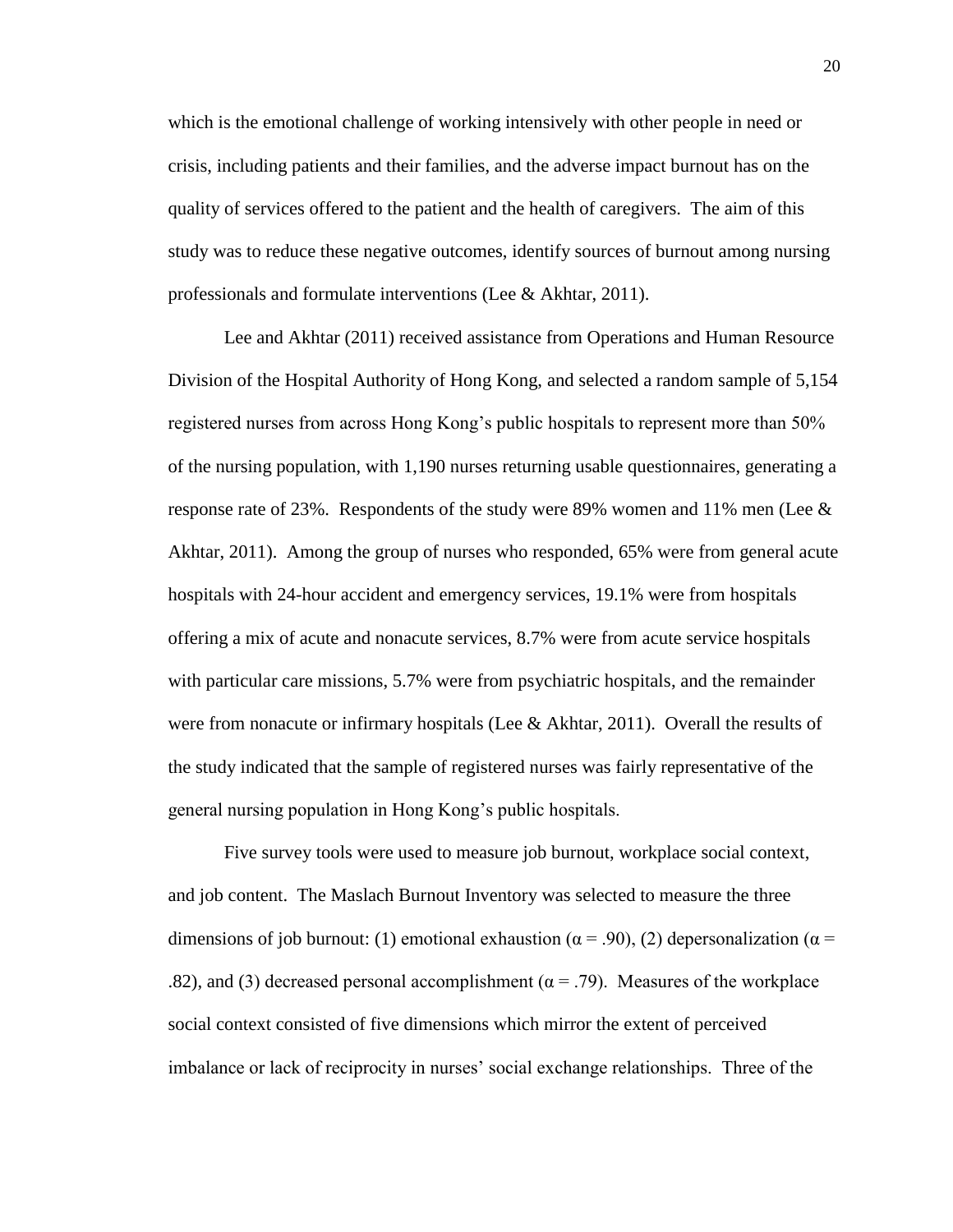which is the emotional challenge of working intensively with other people in need or crisis, including patients and their families, and the adverse impact burnout has on the quality of services offered to the patient and the health of caregivers. The aim of this study was to reduce these negative outcomes, identify sources of burnout among nursing professionals and formulate interventions (Lee & Akhtar, 2011).

Lee and Akhtar (2011) received assistance from Operations and Human Resource Division of the Hospital Authority of Hong Kong, and selected a random sample of 5,154 registered nurses from across Hong Kong's public hospitals to represent more than 50% of the nursing population, with 1,190 nurses returning usable questionnaires, generating a response rate of 23%. Respondents of the study were 89% women and 11% men (Lee & Akhtar, 2011). Among the group of nurses who responded, 65% were from general acute hospitals with 24-hour accident and emergency services, 19.1% were from hospitals offering a mix of acute and nonacute services, 8.7% were from acute service hospitals with particular care missions, 5.7% were from psychiatric hospitals, and the remainder were from nonacute or infirmary hospitals (Lee & Akhtar, 2011). Overall the results of the study indicated that the sample of registered nurses was fairly representative of the general nursing population in Hong Kong's public hospitals.

Five survey tools were used to measure job burnout, workplace social context, and job content. The Maslach Burnout Inventory was selected to measure the three dimensions of job burnout: (1) emotional exhaustion ($\alpha = .90$), (2) depersonalization ($\alpha = .82$), and (3) decreased personal accomplishment ($\alpha = .79$). Measures of the workplace social context consisted of five dimensions which mirror the extent of perceived imbalance or lack of reciprocity in nurses' social exchange relationships. Three of the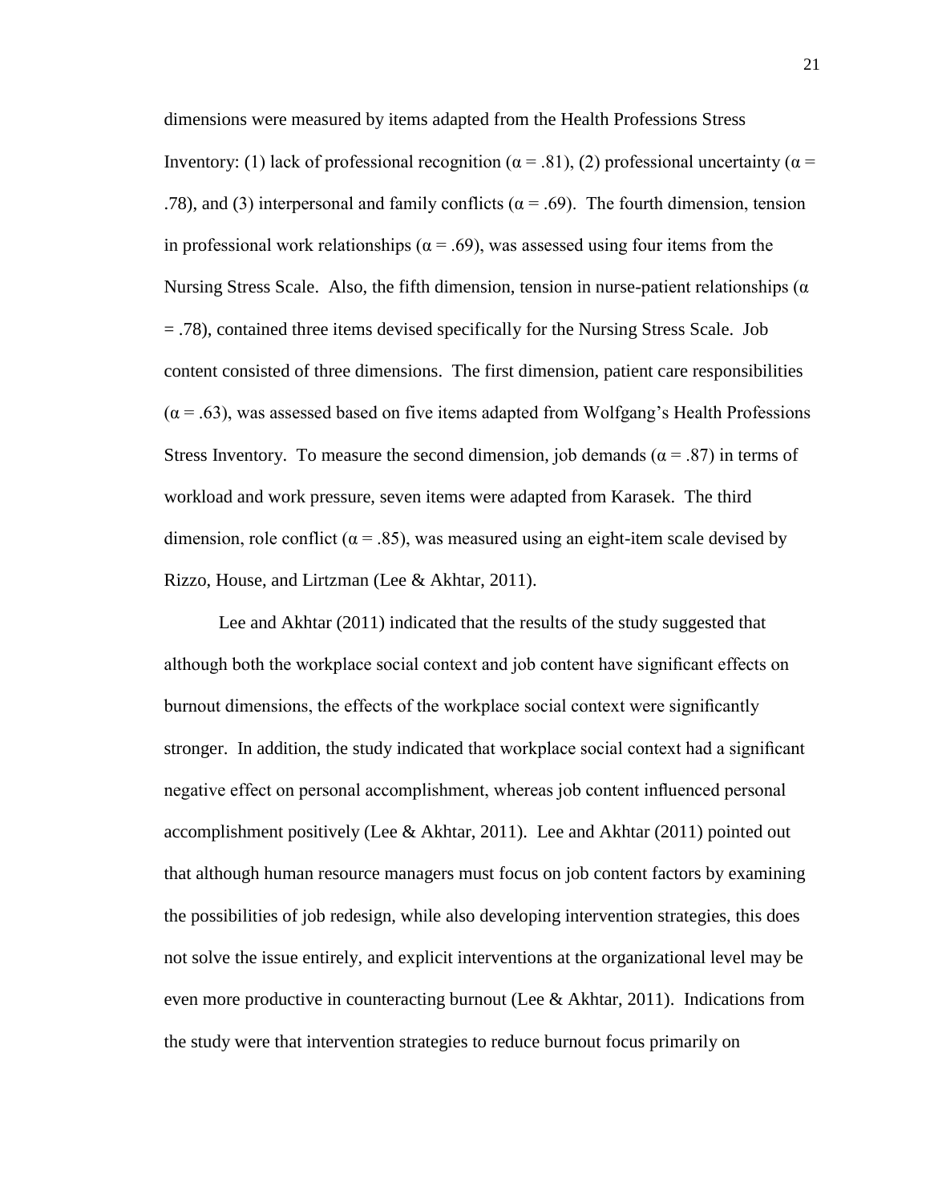dimensions were measured by items adapted from the Health Professions Stress Inventory: (1) lack of professional recognition ($\alpha = .81$), (2) professional uncertainty ($\alpha = .78$), and (3) interpersonal and family conflicts ($\alpha = .69$). The fourth dimension, tension in professional work relationships ($\alpha = .69$), was assessed using four items from the Nursing Stress Scale. Also, the fifth dimension, tension in nurse-patient relationships ($\alpha = .78$), contained three items devised specifically for the Nursing Stress Scale. Job content consisted of three dimensions. The first dimension, patient care responsibilities ($\alpha = .63$), was assessed based on five items adapted from Wolfgang's Health Professions Stress Inventory. To measure the second dimension, job demands ($\alpha = .87$) in terms of workload and work pressure, seven items were adapted from Karasek. The third dimension, role conflict ($\alpha = .85$), was measured using an eight-item scale devised by Rizzo, House, and Lirtzman (Lee & Akhtar, 2011).

Lee and Akhtar (2011) indicated that the results of the study suggested that although both the workplace social context and job content have significant effects on burnout dimensions, the effects of the workplace social context were significantly stronger. In addition, the study indicated that workplace social context had a significant negative effect on personal accomplishment, whereas job content influenced personal accomplishment positively (Lee & Akhtar, 2011). Lee and Akhtar (2011) pointed out that although human resource managers must focus on job content factors by examining the possibilities of job redesign, while also developing intervention strategies, this does not solve the issue entirely, and explicit interventions at the organizational level may be even more productive in counteracting burnout (Lee & Akhtar, 2011). Indications from the study were that intervention strategies to reduce burnout focus primarily on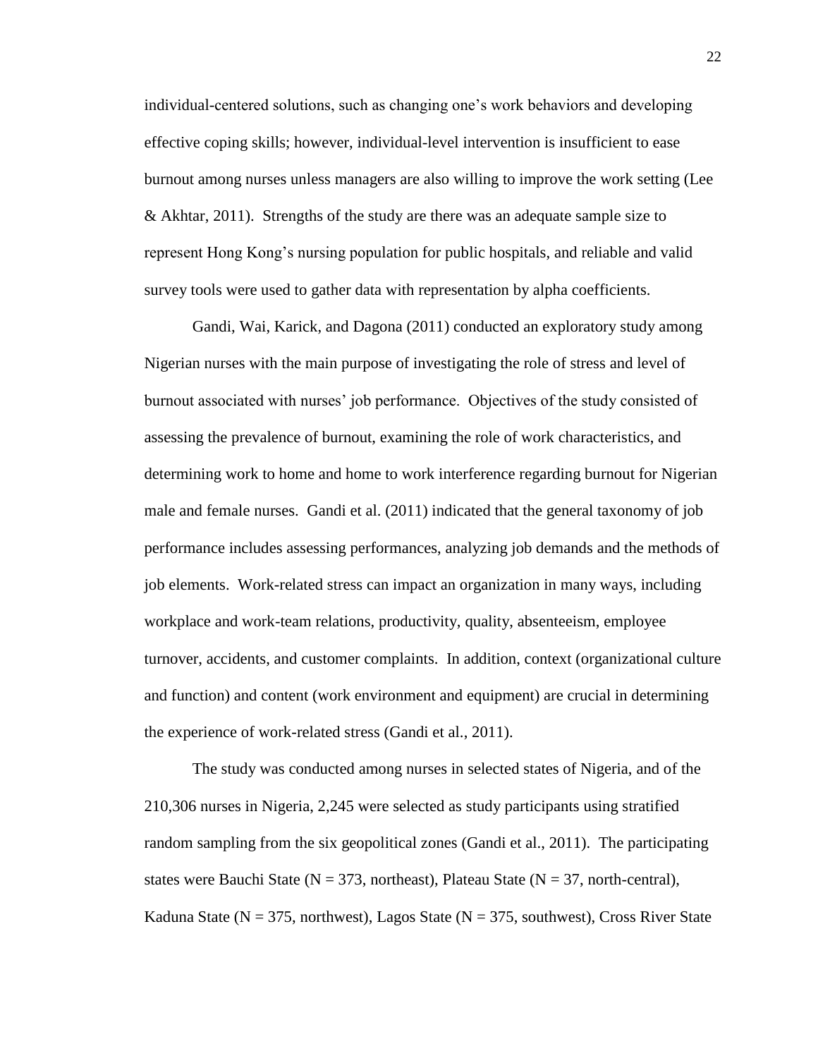individual-centered solutions, such as changing one's work behaviors and developing effective coping skills; however, individual-level intervention is insufficient to ease burnout among nurses unless managers are also willing to improve the work setting (Lee & Akhtar, 2011). Strengths of the study are there was an adequate sample size to represent Hong Kong's nursing population for public hospitals, and reliable and valid survey tools were used to gather data with representation by alpha coefficients.

Gandi, Wai, Karick, and Dagona (2011) conducted an exploratory study among Nigerian nurses with the main purpose of investigating the role of stress and level of burnout associated with nurses' job performance. Objectives of the study consisted of assessing the prevalence of burnout, examining the role of work characteristics, and determining work to home and home to work interference regarding burnout for Nigerian male and female nurses. Gandi et al. (2011) indicated that the general taxonomy of job performance includes assessing performances, analyzing job demands and the methods of job elements. Work-related stress can impact an organization in many ways, including workplace and work-team relations, productivity, quality, absenteeism, employee turnover, accidents, and customer complaints. In addition, context (organizational culture and function) and content (work environment and equipment) are crucial in determining the experience of work-related stress (Gandi et al., 2011).

The study was conducted among nurses in selected states of Nigeria, and of the 210,306 nurses in Nigeria, 2,245 were selected as study participants using stratified random sampling from the six geopolitical zones (Gandi et al., 2011). The participating states were Bauchi State (N = 373, northeast), Plateau State (N = 37, north-central), Kaduna State (N = 375, northwest), Lagos State (N = 375, southwest), Cross River State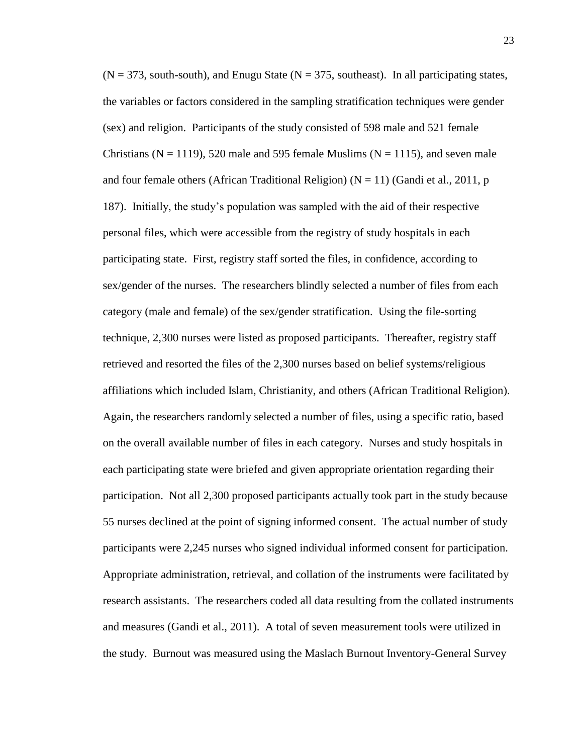(N = 373, south-south), and Enugu State (N = 375, southeast). In all participating states, the variables or factors considered in the sampling stratification techniques were gender (sex) and religion. Participants of the study consisted of 598 male and 521 female Christians (N = 1119), 520 male and 595 female Muslims (N = 1115), and seven male and four female others (African Traditional Religion) (N = 11) (Gandi et al., 2011, p 187). Initially, the study's population was sampled with the aid of their respective personal files, which were accessible from the registry of study hospitals in each participating state. First, registry staff sorted the files, in confidence, according to sex/gender of the nurses. The researchers blindly selected a number of files from each category (male and female) of the sex/gender stratification. Using the file-sorting technique, 2,300 nurses were listed as proposed participants. Thereafter, registry staff retrieved and resorted the files of the 2,300 nurses based on belief systems/religious affiliations which included Islam, Christianity, and others (African Traditional Religion). Again, the researchers randomly selected a number of files, using a specific ratio, based on the overall available number of files in each category. Nurses and study hospitals in each participating state were briefed and given appropriate orientation regarding their participation. Not all 2,300 proposed participants actually took part in the study because 55 nurses declined at the point of signing informed consent. The actual number of study participants were 2,245 nurses who signed individual informed consent for participation. Appropriate administration, retrieval, and collation of the instruments were facilitated by research assistants. The researchers coded all data resulting from the collated instruments and measures (Gandi et al., 2011). A total of seven measurement tools were utilized in the study. Burnout was measured using the Maslach Burnout Inventory-General Survey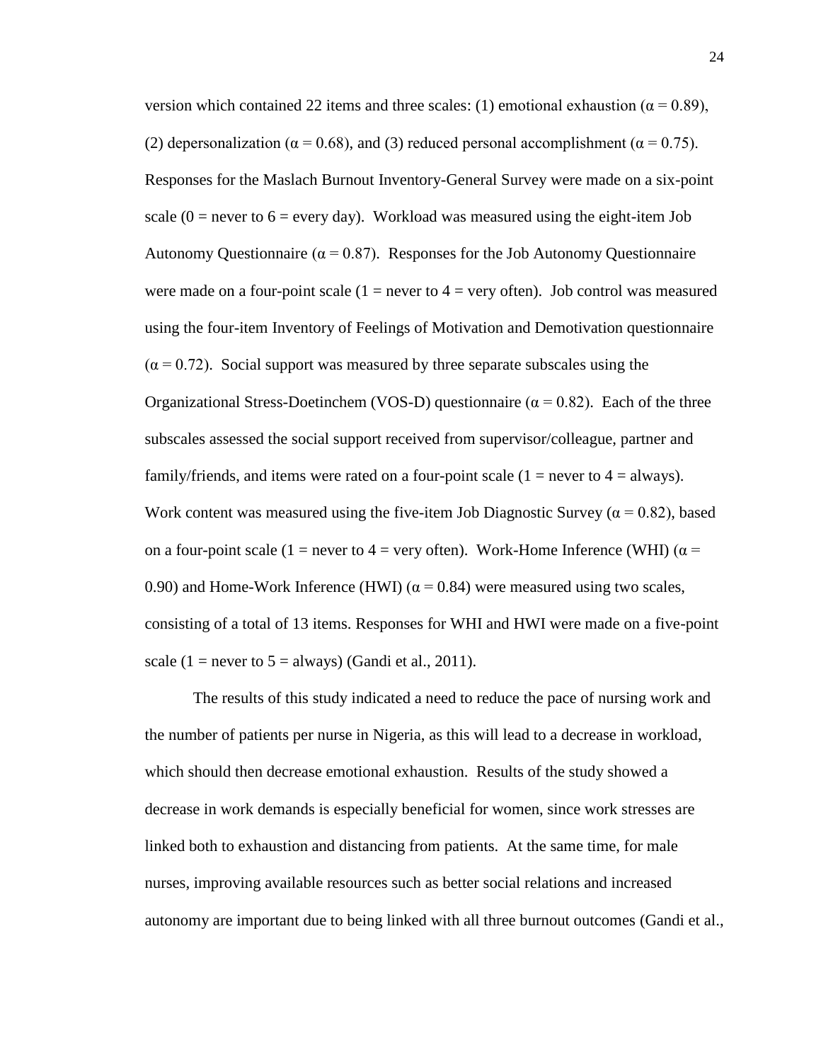version which contained 22 items and three scales: (1) emotional exhaustion ($\alpha = 0.89$), (2) depersonalization ($\alpha = 0.68$), and (3) reduced personal accomplishment ($\alpha = 0.75$). Responses for the Maslach Burnout Inventory-General Survey were made on a six-point scale (0 = never to 6 = every day). Workload was measured using the eight-item Job Autonomy Questionnaire ($\alpha = 0.87$). Responses for the Job Autonomy Questionnaire were made on a four-point scale (1 = never to 4 = very often). Job control was measured using the four-item Inventory of Feelings of Motivation and Demotivation questionnaire ($\alpha = 0.72$). Social support was measured by three separate subscales using the Organizational Stress-Doetinchem (VOS-D) questionnaire ($\alpha = 0.82$). Each of the three subscales assessed the social support received from supervisor/colleague, partner and family/friends, and items were rated on a four-point scale (1 = never to 4 = always). Work content was measured using the five-item Job Diagnostic Survey ($\alpha = 0.82$), based on a four-point scale (1 = never to 4 = very often). Work-Home Inference (WHI) ($\alpha = 0.90$) and Home-Work Inference (HWI) ($\alpha = 0.84$) were measured using two scales, consisting of a total of 13 items. Responses for WHI and HWI were made on a five-point scale (1 = never to 5 = always) (Gandi et al., 2011).

The results of this study indicated a need to reduce the pace of nursing work and the number of patients per nurse in Nigeria, as this will lead to a decrease in workload, which should then decrease emotional exhaustion. Results of the study showed a decrease in work demands is especially beneficial for women, since work stresses are linked both to exhaustion and distancing from patients. At the same time, for male nurses, improving available resources such as better social relations and increased autonomy are important due to being linked with all three burnout outcomes (Gandi et al.,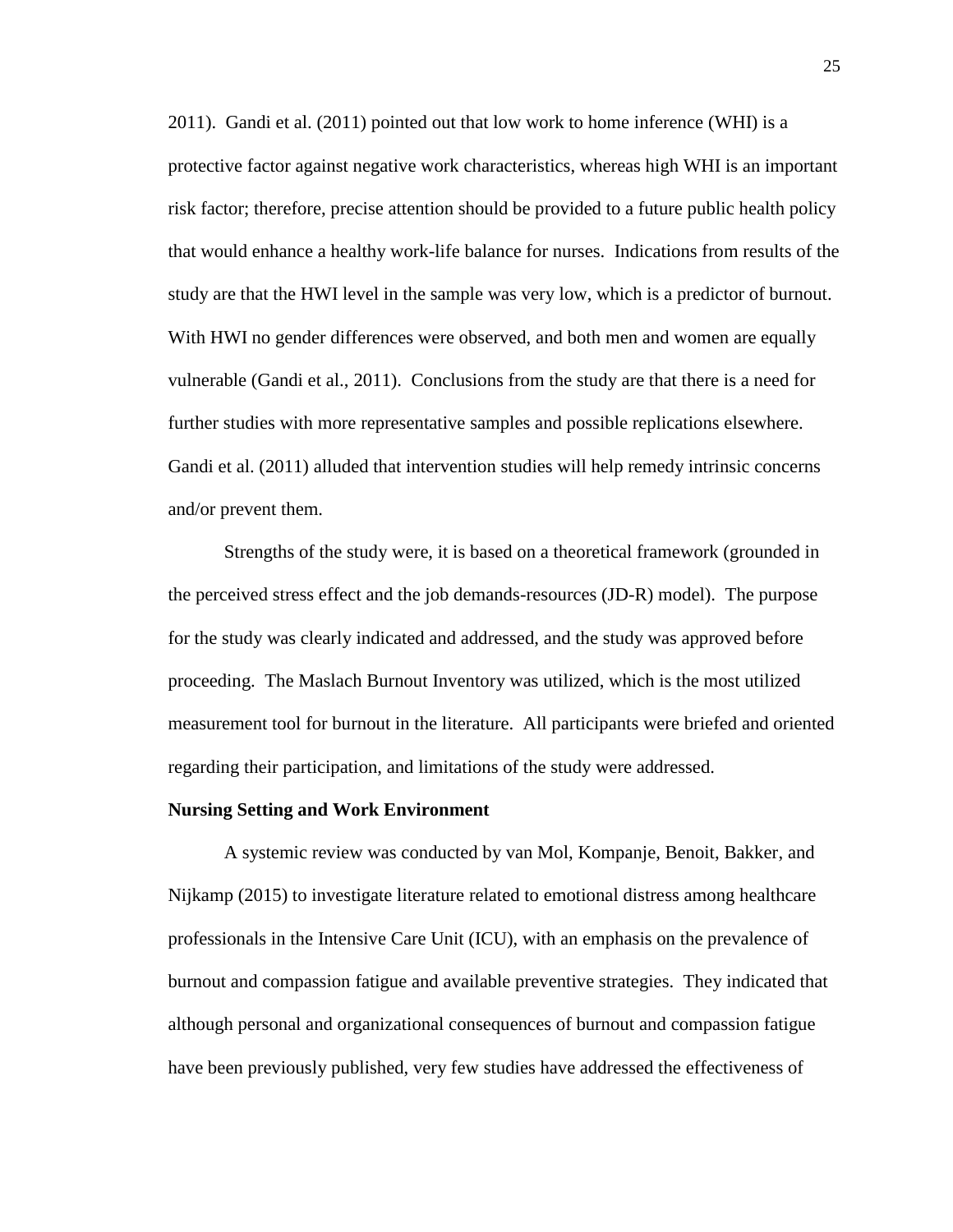2011). Gandi et al. (2011) pointed out that low work to home inference (WHI) is a protective factor against negative work characteristics, whereas high WHI is an important risk factor; therefore, precise attention should be provided to a future public health policy that would enhance a healthy work-life balance for nurses. Indications from results of the study are that the HWI level in the sample was very low, which is a predictor of burnout. With HWI no gender differences were observed, and both men and women are equally vulnerable (Gandi et al., 2011). Conclusions from the study are that there is a need for further studies with more representative samples and possible replications elsewhere. Gandi et al. (2011) alluded that intervention studies will help remedy intrinsic concerns and/or prevent them.

Strengths of the study were, it is based on a theoretical framework (grounded in the perceived stress effect and the job demands-resources (JD-R) model). The purpose for the study was clearly indicated and addressed, and the study was approved before proceeding. The Maslach Burnout Inventory was utilized, which is the most utilized measurement tool for burnout in the literature. All participants were briefed and oriented regarding their participation, and limitations of the study were addressed.

**Nursing Setting and Work Environment**

A systemic review was conducted by van Mol, Kompanje, Benoit, Bakker, and Nijkamp (2015) to investigate literature related to emotional distress among healthcare professionals in the Intensive Care Unit (ICU), with an emphasis on the prevalence of burnout and compassion fatigue and available preventive strategies. They indicated that although personal and organizational consequences of burnout and compassion fatigue have been previously published, very few studies have addressed the effectiveness of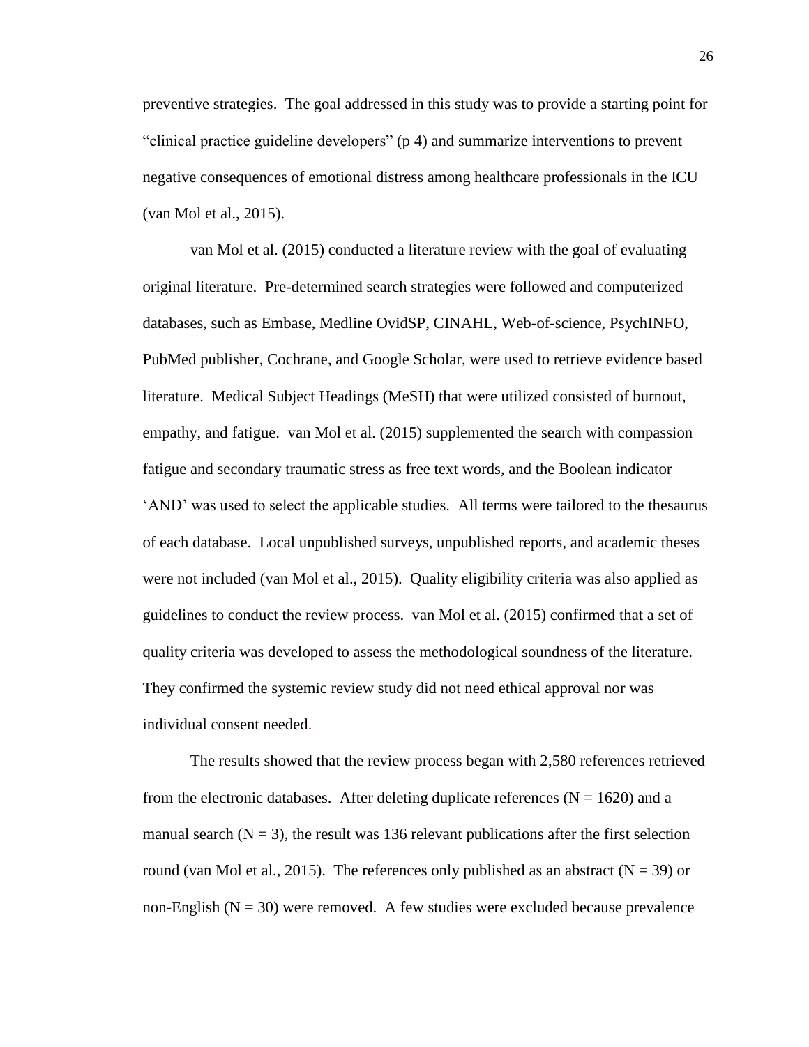preventive strategies. The goal addressed in this study was to provide a starting point for "clinical practice guideline developers" (p 4) and summarize interventions to prevent negative consequences of emotional distress among healthcare professionals in the ICU (van Mol et al., 2015).

van Mol et al. (2015) conducted a literature review with the goal of evaluating original literature. Pre-determined search strategies were followed and computerized databases, such as Embase, Medline OvidSP, CINAHL, Web-of-science, PsychINFO, PubMed publisher, Cochrane, and Google Scholar, were used to retrieve evidence based literature. Medical Subject Headings (MeSH) that were utilized consisted of burnout, empathy, and fatigue. van Mol et al. (2015) supplemented the search with compassion fatigue and secondary traumatic stress as free text words, and the Boolean indicator 'AND' was used to select the applicable studies. All terms were tailored to the thesaurus of each database. Local unpublished surveys, unpublished reports, and academic theses were not included (van Mol et al., 2015). Quality eligibility criteria was also applied as guidelines to conduct the review process. van Mol et al. (2015) confirmed that a set of quality criteria was developed to assess the methodological soundness of the literature. They confirmed the systemic review study did not need ethical approval nor was individual consent needed.

The results showed that the review process began with 2,580 references retrieved from the electronic databases. After deleting duplicate references ($N = 1620$) and a manual search ($N = 3$), the result was 136 relevant publications after the first selection round (van Mol et al., 2015). The references only published as an abstract ($N = 39$) or non-English ($N = 30$) were removed. A few studies were excluded because prevalence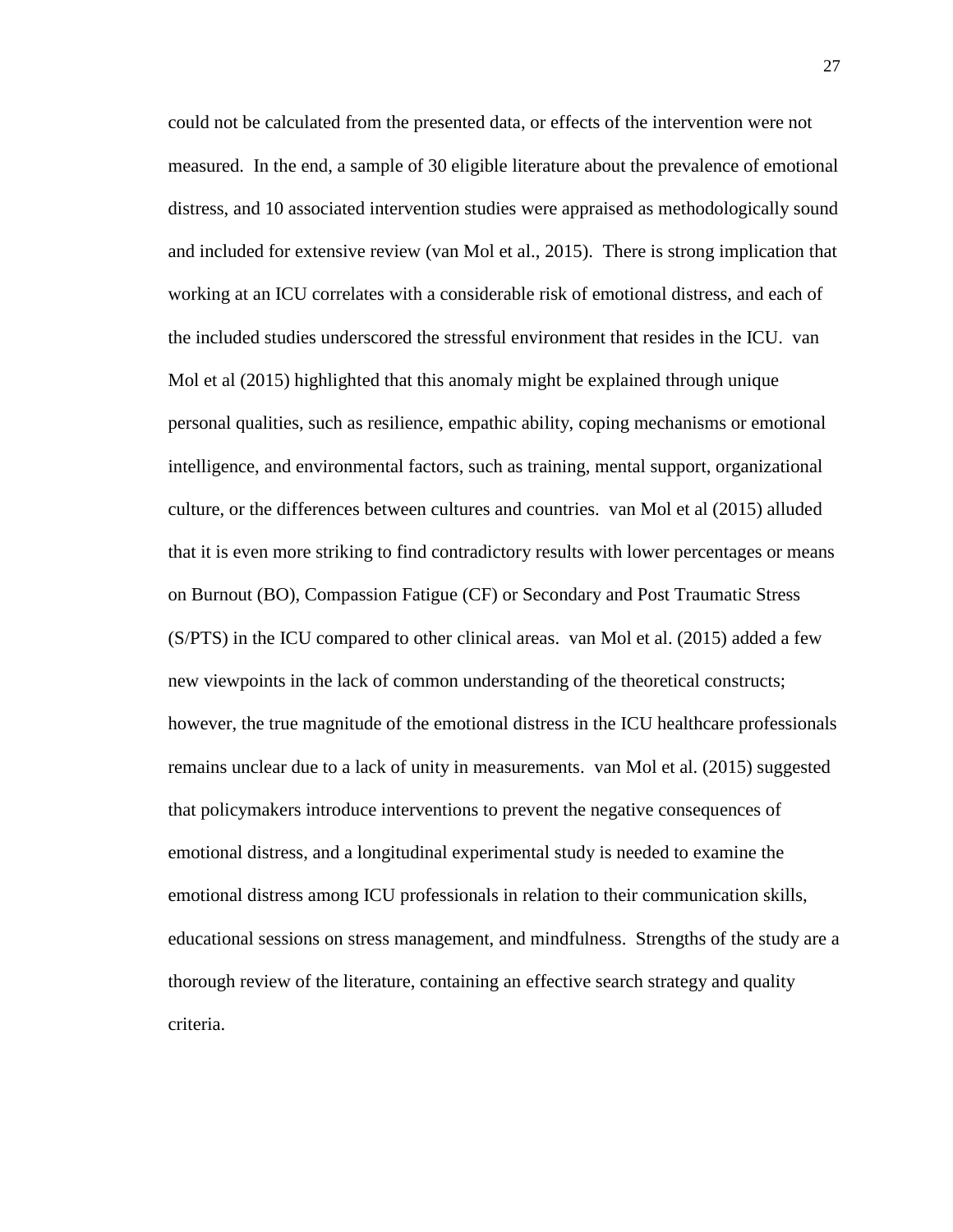could not be calculated from the presented data, or effects of the intervention were not measured. In the end, a sample of 30 eligible literature about the prevalence of emotional distress, and 10 associated intervention studies were appraised as methodologically sound and included for extensive review (van Mol et al., 2015). There is strong implication that working at an ICU correlates with a considerable risk of emotional distress, and each of the included studies underscored the stressful environment that resides in the ICU. van Mol et al (2015) highlighted that this anomaly might be explained through unique personal qualities, such as resilience, empathic ability, coping mechanisms or emotional intelligence, and environmental factors, such as training, mental support, organizational culture, or the differences between cultures and countries. van Mol et al (2015) alluded that it is even more striking to find contradictory results with lower percentages or means on Burnout (BO), Compassion Fatigue (CF) or Secondary and Post Traumatic Stress (S/PTS) in the ICU compared to other clinical areas. van Mol et al. (2015) added a few new viewpoints in the lack of common understanding of the theoretical constructs; however, the true magnitude of the emotional distress in the ICU healthcare professionals remains unclear due to a lack of unity in measurements. van Mol et al. (2015) suggested that policymakers introduce interventions to prevent the negative consequences of emotional distress, and a longitudinal experimental study is needed to examine the emotional distress among ICU professionals in relation to their communication skills, educational sessions on stress management, and mindfulness. Strengths of the study are a thorough review of the literature, containing an effective search strategy and quality criteria.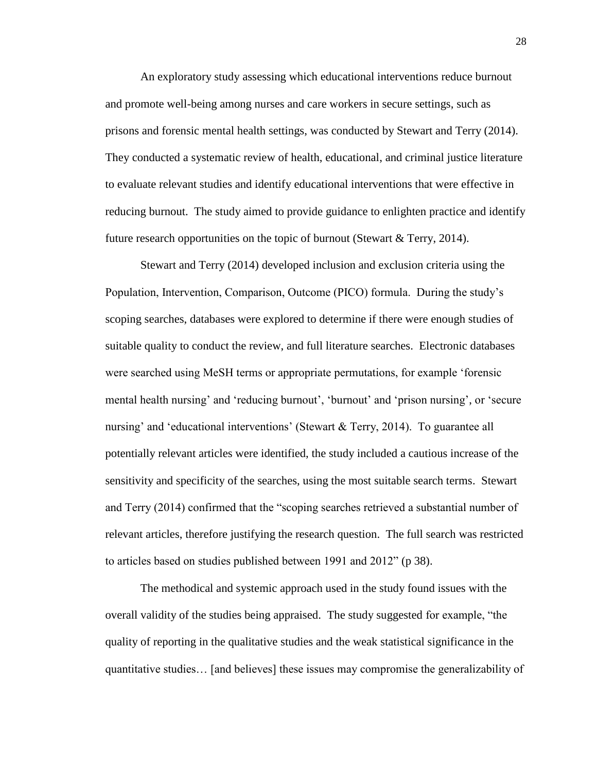An exploratory study assessing which educational interventions reduce burnout and promote well-being among nurses and care workers in secure settings, such as prisons and forensic mental health settings, was conducted by Stewart and Terry (2014). They conducted a systematic review of health, educational, and criminal justice literature to evaluate relevant studies and identify educational interventions that were effective in reducing burnout. The study aimed to provide guidance to enlighten practice and identify future research opportunities on the topic of burnout (Stewart & Terry, 2014).

Stewart and Terry (2014) developed inclusion and exclusion criteria using the Population, Intervention, Comparison, Outcome (PICO) formula. During the study's scoping searches, databases were explored to determine if there were enough studies of suitable quality to conduct the review, and full literature searches. Electronic databases were searched using MeSH terms or appropriate permutations, for example 'forensic mental health nursing' and 'reducing burnout', 'burnout' and 'prison nursing', or 'secure nursing' and 'educational interventions' (Stewart & Terry, 2014). To guarantee all potentially relevant articles were identified, the study included a cautious increase of the sensitivity and specificity of the searches, using the most suitable search terms. Stewart and Terry (2014) confirmed that the "scoping searches retrieved a substantial number of relevant articles, therefore justifying the research question. The full search was restricted to articles based on studies published between 1991 and 2012" (p 38).

The methodical and systemic approach used in the study found issues with the overall validity of the studies being appraised. The study suggested for example, "the quality of reporting in the qualitative studies and the weak statistical significance in the quantitative studies… [and believes] these issues may compromise the generalizability of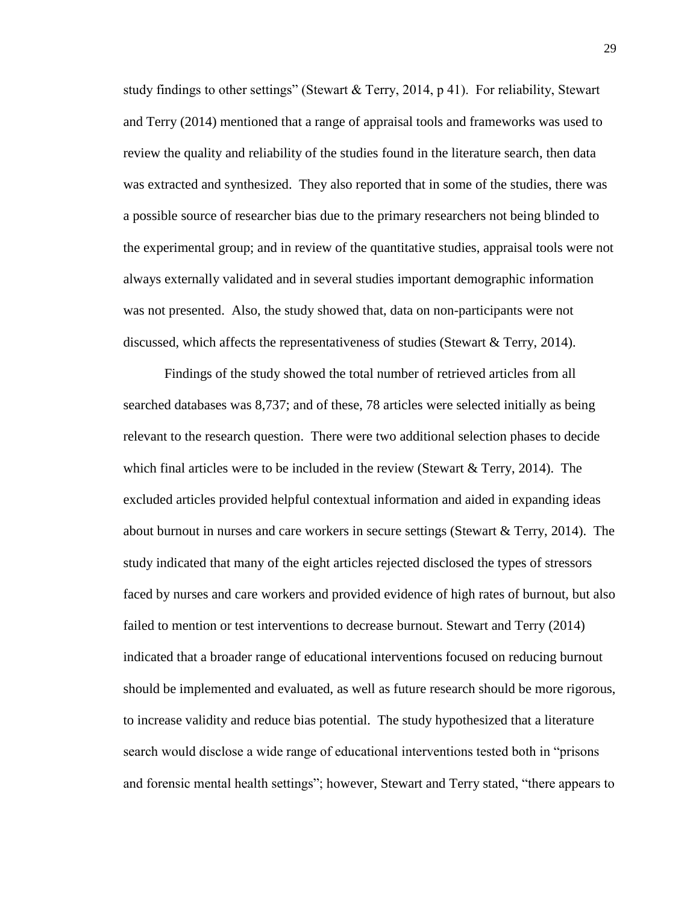study findings to other settings" (Stewart & Terry, 2014, p 41). For reliability, Stewart and Terry (2014) mentioned that a range of appraisal tools and frameworks was used to review the quality and reliability of the studies found in the literature search, then data was extracted and synthesized. They also reported that in some of the studies, there was a possible source of researcher bias due to the primary researchers not being blinded to the experimental group; and in review of the quantitative studies, appraisal tools were not always externally validated and in several studies important demographic information was not presented. Also, the study showed that, data on non-participants were not discussed, which affects the representativeness of studies (Stewart & Terry, 2014).

Findings of the study showed the total number of retrieved articles from all searched databases was 8,737; and of these, 78 articles were selected initially as being relevant to the research question. There were two additional selection phases to decide which final articles were to be included in the review (Stewart & Terry, 2014). The excluded articles provided helpful contextual information and aided in expanding ideas about burnout in nurses and care workers in secure settings (Stewart & Terry, 2014). The study indicated that many of the eight articles rejected disclosed the types of stressors faced by nurses and care workers and provided evidence of high rates of burnout, but also failed to mention or test interventions to decrease burnout. Stewart and Terry (2014) indicated that a broader range of educational interventions focused on reducing burnout should be implemented and evaluated, as well as future research should be more rigorous, to increase validity and reduce bias potential. The study hypothesized that a literature search would disclose a wide range of educational interventions tested both in "prisons and forensic mental health settings"; however, Stewart and Terry stated, "there appears to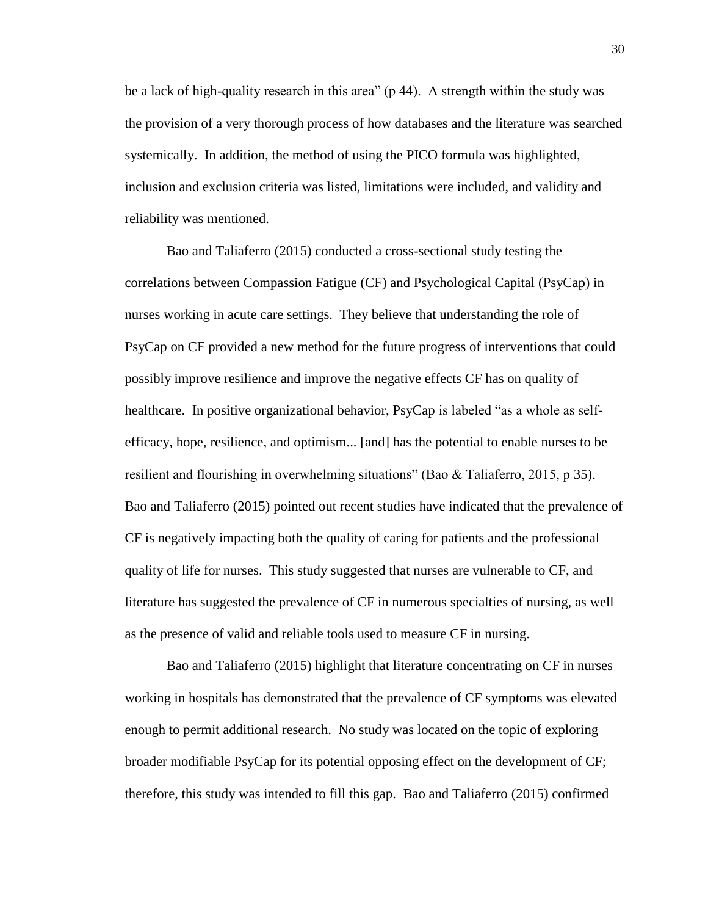be a lack of high-quality research in this area" (p 44). A strength within the study was the provision of a very thorough process of how databases and the literature was searched systemically. In addition, the method of using the PICO formula was highlighted, inclusion and exclusion criteria was listed, limitations were included, and validity and reliability was mentioned.

Bao and Taliaferro (2015) conducted a cross-sectional study testing the correlations between Compassion Fatigue (CF) and Psychological Capital (PsyCap) in nurses working in acute care settings. They believe that understanding the role of PsyCap on CF provided a new method for the future progress of interventions that could possibly improve resilience and improve the negative effects CF has on quality of healthcare. In positive organizational behavior, PsyCap is labeled "as a whole as self-efficacy, hope, resilience, and optimism... [and] has the potential to enable nurses to be resilient and flourishing in overwhelming situations" (Bao & Taliaferro, 2015, p 35). Bao and Taliaferro (2015) pointed out recent studies have indicated that the prevalence of CF is negatively impacting both the quality of caring for patients and the professional quality of life for nurses. This study suggested that nurses are vulnerable to CF, and literature has suggested the prevalence of CF in numerous specialties of nursing, as well as the presence of valid and reliable tools used to measure CF in nursing.

Bao and Taliaferro (2015) highlight that literature concentrating on CF in nurses working in hospitals has demonstrated that the prevalence of CF symptoms was elevated enough to permit additional research. No study was located on the topic of exploring broader modifiable PsyCap for its potential opposing effect on the development of CF; therefore, this study was intended to fill this gap. Bao and Taliaferro (2015) confirmed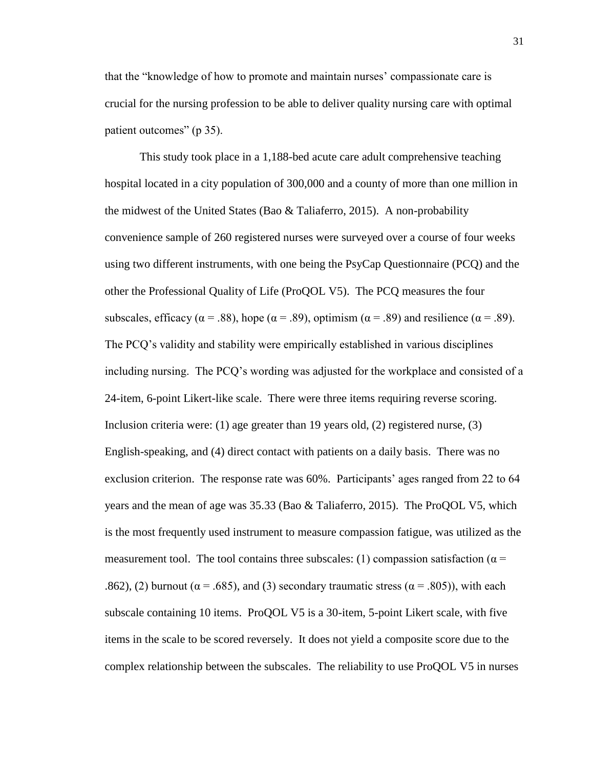that the "knowledge of how to promote and maintain nurses' compassionate care is crucial for the nursing profession to be able to deliver quality nursing care with optimal patient outcomes" (p 35).

This study took place in a 1,188-bed acute care adult comprehensive teaching hospital located in a city population of 300,000 and a county of more than one million in the midwest of the United States (Bao & Taliaferro, 2015). A non-probability convenience sample of 260 registered nurses were surveyed over a course of four weeks using two different instruments, with one being the PsyCap Questionnaire (PCQ) and the other the Professional Quality of Life (ProQOL V5). The PCQ measures the four subscales, efficacy ($\alpha = .88$), hope ($\alpha = .89$), optimism ($\alpha = .89$) and resilience ($\alpha = .89$). The PCQ's validity and stability were empirically established in various disciplines including nursing. The PCQ's wording was adjusted for the workplace and consisted of a 24-item, 6-point Likert-like scale. There were three items requiring reverse scoring. Inclusion criteria were: (1) age greater than 19 years old, (2) registered nurse, (3) English-speaking, and (4) direct contact with patients on a daily basis. There was no exclusion criterion. The response rate was 60%. Participants' ages ranged from 22 to 64 years and the mean of age was 35.33 (Bao & Taliaferro, 2015). The ProQOL V5, which is the most frequently used instrument to measure compassion fatigue, was utilized as the measurement tool. The tool contains three subscales: (1) compassion satisfaction ($\alpha = .862$), (2) burnout ($\alpha = .685$), and (3) secondary traumatic stress ($\alpha = .805$)), with each subscale containing 10 items. ProQOL V5 is a 30-item, 5-point Likert scale, with five items in the scale to be scored reversely. It does not yield a composite score due to the complex relationship between the subscales. The reliability to use ProQOL V5 in nurses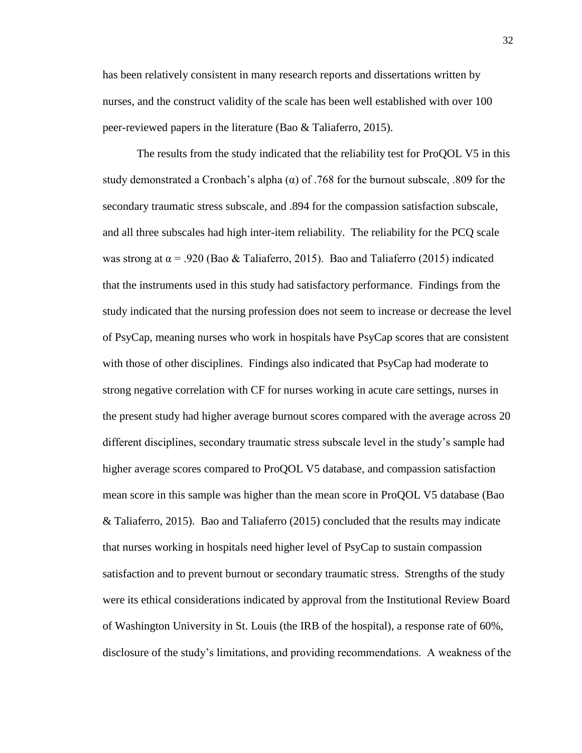has been relatively consistent in many research reports and dissertations written by nurses, and the construct validity of the scale has been well established with over 100 peer-reviewed papers in the literature (Bao & Taliaferro, 2015).

The results from the study indicated that the reliability test for ProQOL V5 in this study demonstrated a Cronbach's alpha ($\alpha$) of .768 for the burnout subscale, .809 for the secondary traumatic stress subscale, and .894 for the compassion satisfaction subscale, and all three subscales had high inter-item reliability. The reliability for the PCQ scale was strong at $\alpha = .920$ (Bao & Taliaferro, 2015). Bao and Taliaferro (2015) indicated that the instruments used in this study had satisfactory performance. Findings from the study indicated that the nursing profession does not seem to increase or decrease the level of PsyCap, meaning nurses who work in hospitals have PsyCap scores that are consistent with those of other disciplines. Findings also indicated that PsyCap had moderate to strong negative correlation with CF for nurses working in acute care settings, nurses in the present study had higher average burnout scores compared with the average across 20 different disciplines, secondary traumatic stress subscale level in the study's sample had higher average scores compared to ProQOL V5 database, and compassion satisfaction mean score in this sample was higher than the mean score in ProQOL V5 database (Bao & Taliaferro, 2015). Bao and Taliaferro (2015) concluded that the results may indicate that nurses working in hospitals need higher level of PsyCap to sustain compassion satisfaction and to prevent burnout or secondary traumatic stress. Strengths of the study were its ethical considerations indicated by approval from the Institutional Review Board of Washington University in St. Louis (the IRB of the hospital), a response rate of 60%, disclosure of the study's limitations, and providing recommendations. A weakness of the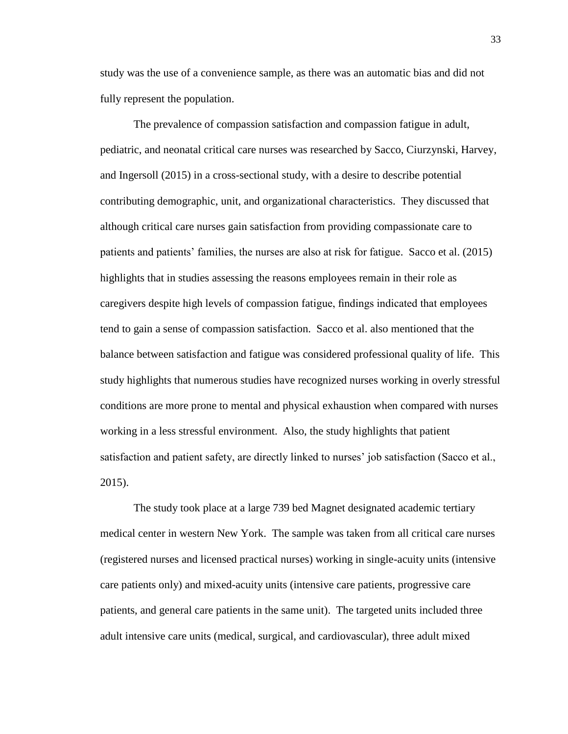study was the use of a convenience sample, as there was an automatic bias and did not fully represent the population.

The prevalence of compassion satisfaction and compassion fatigue in adult, pediatric, and neonatal critical care nurses was researched by Sacco, Ciurzynski, Harvey, and Ingersoll (2015) in a cross-sectional study, with a desire to describe potential contributing demographic, unit, and organizational characteristics. They discussed that although critical care nurses gain satisfaction from providing compassionate care to patients and patients' families, the nurses are also at risk for fatigue. Sacco et al. (2015) highlights that in studies assessing the reasons employees remain in their role as caregivers despite high levels of compassion fatigue, findings indicated that employees tend to gain a sense of compassion satisfaction. Sacco et al. also mentioned that the balance between satisfaction and fatigue was considered professional quality of life. This study highlights that numerous studies have recognized nurses working in overly stressful conditions are more prone to mental and physical exhaustion when compared with nurses working in a less stressful environment. Also, the study highlights that patient satisfaction and patient safety, are directly linked to nurses' job satisfaction (Sacco et al., 2015).

The study took place at a large 739 bed Magnet designated academic tertiary medical center in western New York. The sample was taken from all critical care nurses (registered nurses and licensed practical nurses) working in single-acuity units (intensive care patients only) and mixed-acuity units (intensive care patients, progressive care patients, and general care patients in the same unit). The targeted units included three adult intensive care units (medical, surgical, and cardiovascular), three adult mixed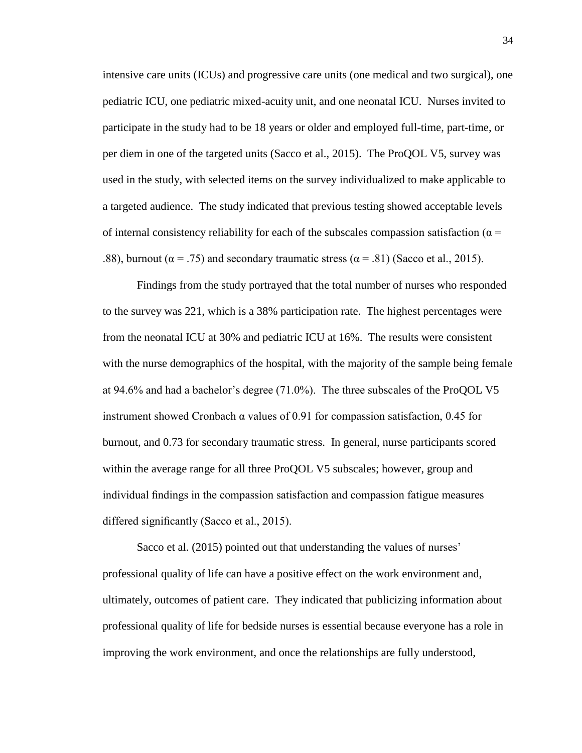intensive care units (ICUs) and progressive care units (one medical and two surgical), one pediatric ICU, one pediatric mixed-acuity unit, and one neonatal ICU. Nurses invited to participate in the study had to be 18 years or older and employed full-time, part-time, or per diem in one of the targeted units (Sacco et al., 2015). The ProQOL V5, survey was used in the study, with selected items on the survey individualized to make applicable to a targeted audience. The study indicated that previous testing showed acceptable levels of internal consistency reliability for each of the subscales compassion satisfaction ($\alpha$ = .88), burnout ($\alpha$ = .75) and secondary traumatic stress ($\alpha$ = .81) (Sacco et al., 2015).

Findings from the study portrayed that the total number of nurses who responded to the survey was 221, which is a 38% participation rate. The highest percentages were from the neonatal ICU at 30% and pediatric ICU at 16%. The results were consistent with the nurse demographics of the hospital, with the majority of the sample being female at 94.6% and had a bachelor's degree (71.0%). The three subscales of the ProQOL V5 instrument showed Cronbach $\alpha$ values of 0.91 for compassion satisfaction, 0.45 for burnout, and 0.73 for secondary traumatic stress. In general, nurse participants scored within the average range for all three ProQOL V5 subscales; however, group and individual findings in the compassion satisfaction and compassion fatigue measures differed significantly (Sacco et al., 2015).

Sacco et al. (2015) pointed out that understanding the values of nurses' professional quality of life can have a positive effect on the work environment and, ultimately, outcomes of patient care. They indicated that publicizing information about professional quality of life for bedside nurses is essential because everyone has a role in improving the work environment, and once the relationships are fully understood,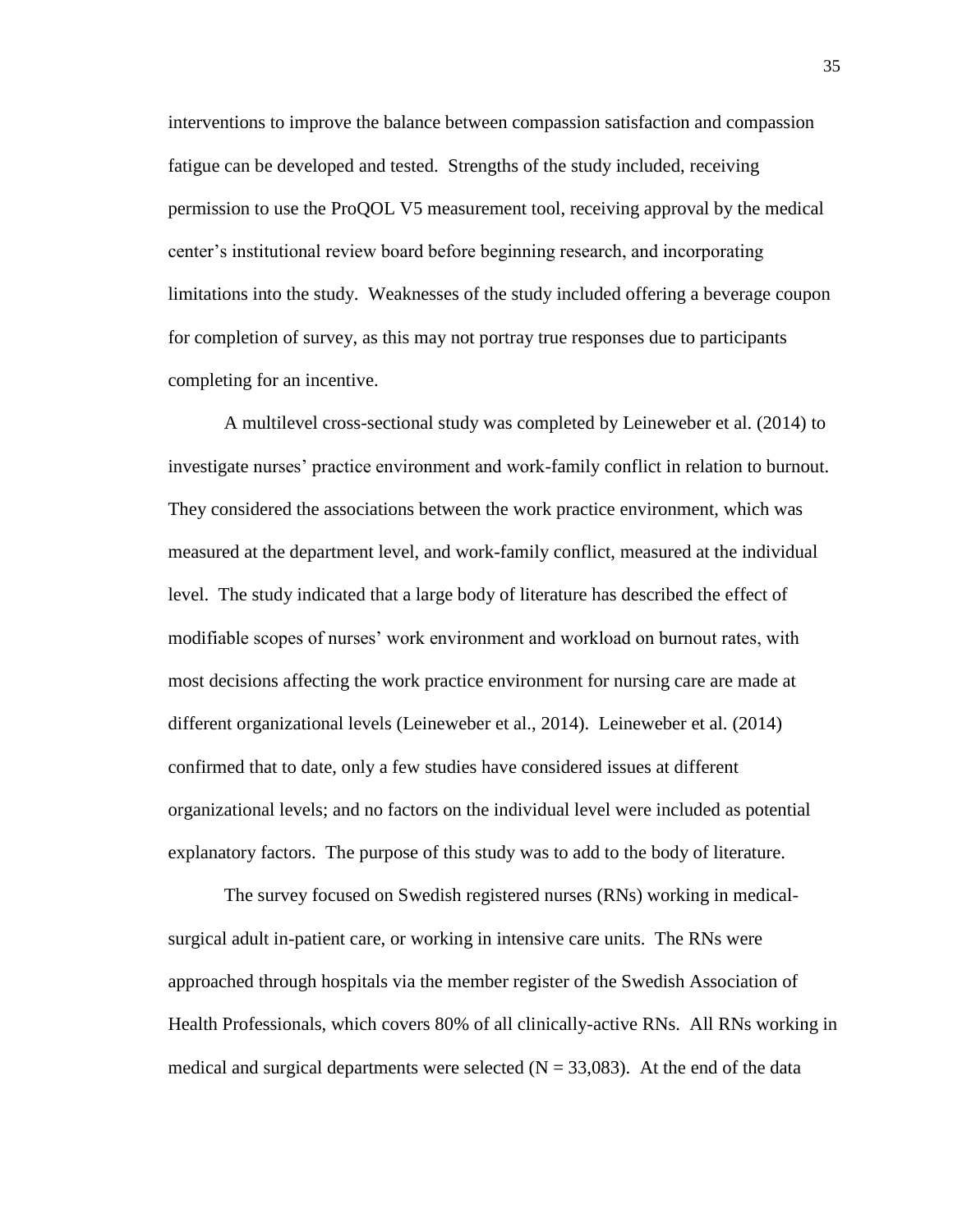interventions to improve the balance between compassion satisfaction and compassion fatigue can be developed and tested. Strengths of the study included, receiving permission to use the ProQOL V5 measurement tool, receiving approval by the medical center's institutional review board before beginning research, and incorporating limitations into the study. Weaknesses of the study included offering a beverage coupon for completion of survey, as this may not portray true responses due to participants completing for an incentive.

A multilevel cross-sectional study was completed by Leineweber et al. (2014) to investigate nurses' practice environment and work-family conflict in relation to burnout. They considered the associations between the work practice environment, which was measured at the department level, and work-family conflict, measured at the individual level. The study indicated that a large body of literature has described the effect of modifiable scopes of nurses' work environment and workload on burnout rates, with most decisions affecting the work practice environment for nursing care are made at different organizational levels (Leineweber et al., 2014). Leineweber et al. (2014) confirmed that to date, only a few studies have considered issues at different organizational levels; and no factors on the individual level were included as potential explanatory factors. The purpose of this study was to add to the body of literature.

The survey focused on Swedish registered nurses (RNs) working in medical-surgical adult in-patient care, or working in intensive care units. The RNs were approached through hospitals via the member register of the Swedish Association of Health Professionals, which covers 80% of all clinically-active RNs. All RNs working in medical and surgical departments were selected (N = 33,083). At the end of the data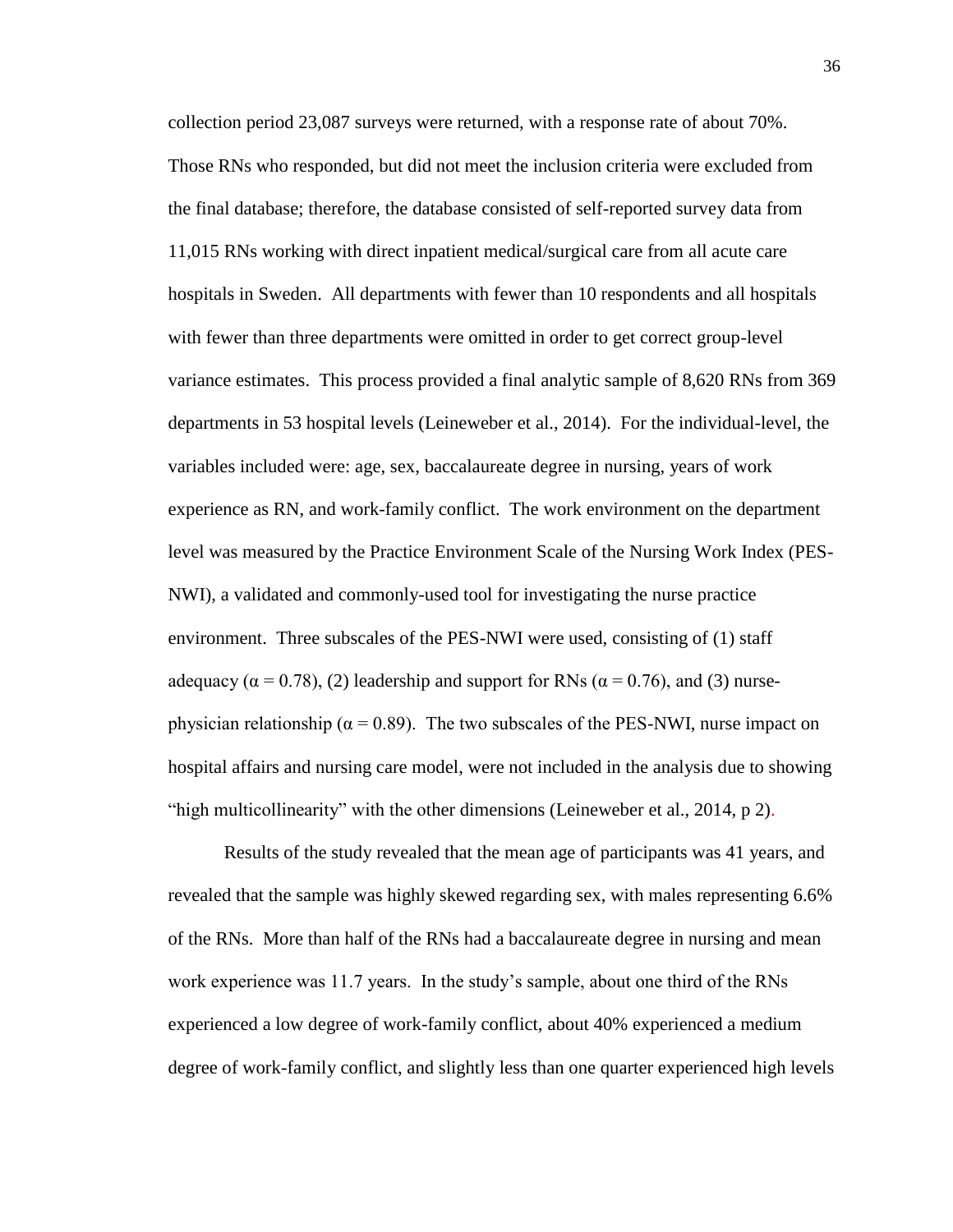collection period 23,087 surveys were returned, with a response rate of about 70%. Those RNs who responded, but did not meet the inclusion criteria were excluded from the final database; therefore, the database consisted of self-reported survey data from 11,015 RNs working with direct inpatient medical/surgical care from all acute care hospitals in Sweden. All departments with fewer than 10 respondents and all hospitals with fewer than three departments were omitted in order to get correct group-level variance estimates. This process provided a final analytic sample of 8,620 RNs from 369 departments in 53 hospital levels (Leineweber et al., 2014). For the individual-level, the variables included were: age, sex, baccalaureate degree in nursing, years of work experience as RN, and work-family conflict. The work environment on the department level was measured by the Practice Environment Scale of the Nursing Work Index (PES-NWI), a validated and commonly-used tool for investigating the nurse practice environment. Three subscales of the PES-NWI were used, consisting of (1) staff adequacy ($\alpha = 0.78$), (2) leadership and support for RNs ($\alpha = 0.76$), and (3) nurse-physician relationship ($\alpha = 0.89$). The two subscales of the PES-NWI, nurse impact on hospital affairs and nursing care model, were not included in the analysis due to showing "high multicollinearity" with the other dimensions (Leineweber et al., 2014, p 2).

Results of the study revealed that the mean age of participants was 41 years, and revealed that the sample was highly skewed regarding sex, with males representing 6.6% of the RNs. More than half of the RNs had a baccalaureate degree in nursing and mean work experience was 11.7 years. In the study's sample, about one third of the RNs experienced a low degree of work-family conflict, about 40% experienced a medium degree of work-family conflict, and slightly less than one quarter experienced high levels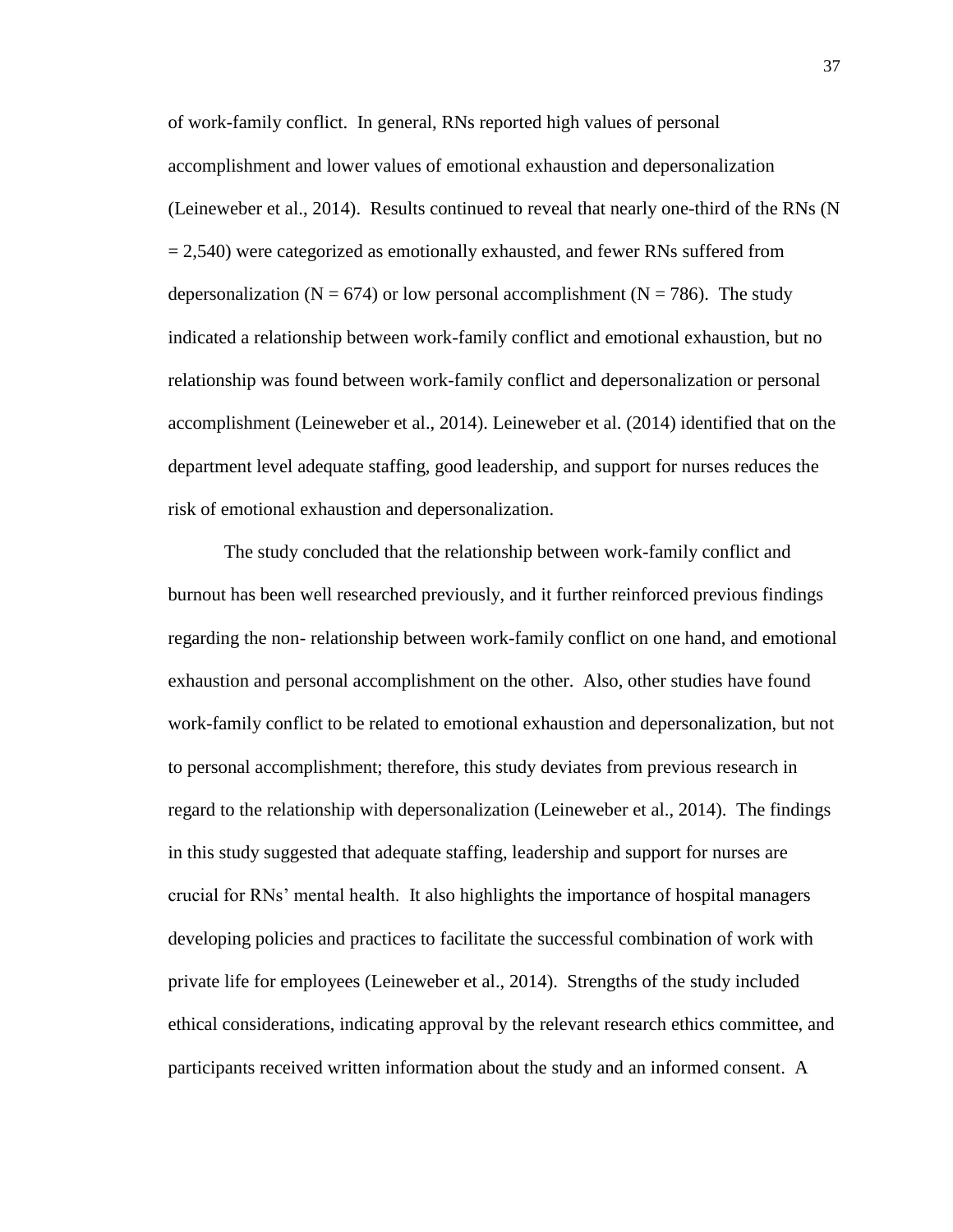of work-family conflict. In general, RNs reported high values of personal accomplishment and lower values of emotional exhaustion and depersonalization (Leineweber et al., 2014). Results continued to reveal that nearly one-third of the RNs (N = 2,540) were categorized as emotionally exhausted, and fewer RNs suffered from depersonalization (N = 674) or low personal accomplishment (N = 786). The study indicated a relationship between work-family conflict and emotional exhaustion, but no relationship was found between work-family conflict and depersonalization or personal accomplishment (Leineweber et al., 2014). Leineweber et al. (2014) identified that on the department level adequate staffing, good leadership, and support for nurses reduces the risk of emotional exhaustion and depersonalization.

The study concluded that the relationship between work-family conflict and burnout has been well researched previously, and it further reinforced previous findings regarding the non- relationship between work-family conflict on one hand, and emotional exhaustion and personal accomplishment on the other. Also, other studies have found work-family conflict to be related to emotional exhaustion and depersonalization, but not to personal accomplishment; therefore, this study deviates from previous research in regard to the relationship with depersonalization (Leineweber et al., 2014). The findings in this study suggested that adequate staffing, leadership and support for nurses are crucial for RNs' mental health. It also highlights the importance of hospital managers developing policies and practices to facilitate the successful combination of work with private life for employees (Leineweber et al., 2014). Strengths of the study included ethical considerations, indicating approval by the relevant research ethics committee, and participants received written information about the study and an informed consent. A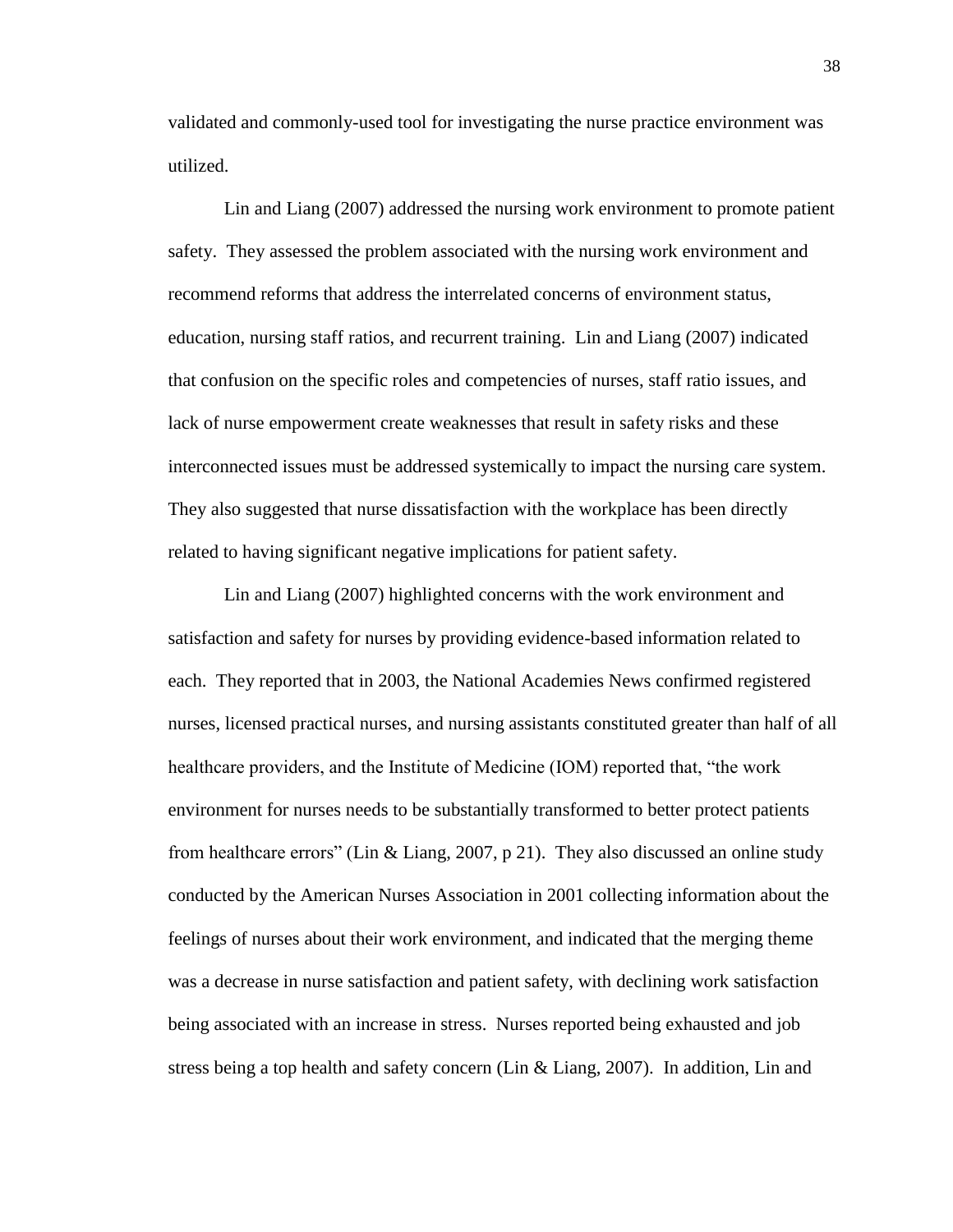validated and commonly-used tool for investigating the nurse practice environment was utilized.

Lin and Liang (2007) addressed the nursing work environment to promote patient safety. They assessed the problem associated with the nursing work environment and recommend reforms that address the interrelated concerns of environment status, education, nursing staff ratios, and recurrent training. Lin and Liang (2007) indicated that confusion on the specific roles and competencies of nurses, staff ratio issues, and lack of nurse empowerment create weaknesses that result in safety risks and these interconnected issues must be addressed systemically to impact the nursing care system. They also suggested that nurse dissatisfaction with the workplace has been directly related to having significant negative implications for patient safety.

Lin and Liang (2007) highlighted concerns with the work environment and satisfaction and safety for nurses by providing evidence-based information related to each. They reported that in 2003, the National Academies News confirmed registered nurses, licensed practical nurses, and nursing assistants constituted greater than half of all healthcare providers, and the Institute of Medicine (IOM) reported that, "the work environment for nurses needs to be substantially transformed to better protect patients from healthcare errors" (Lin & Liang, 2007, p 21). They also discussed an online study conducted by the American Nurses Association in 2001 collecting information about the feelings of nurses about their work environment, and indicated that the merging theme was a decrease in nurse satisfaction and patient safety, with declining work satisfaction being associated with an increase in stress. Nurses reported being exhausted and job stress being a top health and safety concern (Lin & Liang, 2007). In addition, Lin and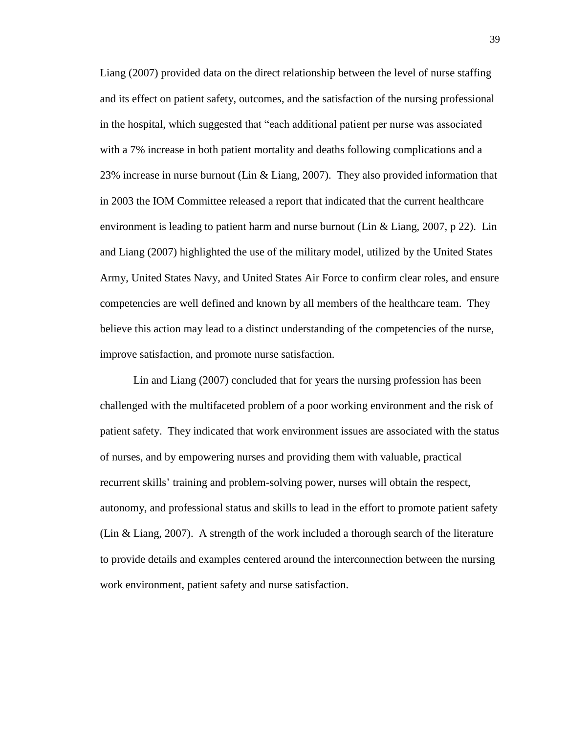Liang (2007) provided data on the direct relationship between the level of nurse staffing and its effect on patient safety, outcomes, and the satisfaction of the nursing professional in the hospital, which suggested that "each additional patient per nurse was associated with a 7% increase in both patient mortality and deaths following complications and a 23% increase in nurse burnout (Lin & Liang, 2007). They also provided information that in 2003 the IOM Committee released a report that indicated that the current healthcare environment is leading to patient harm and nurse burnout (Lin & Liang, 2007, p 22). Lin and Liang (2007) highlighted the use of the military model, utilized by the United States Army, United States Navy, and United States Air Force to confirm clear roles, and ensure competencies are well defined and known by all members of the healthcare team. They believe this action may lead to a distinct understanding of the competencies of the nurse, improve satisfaction, and promote nurse satisfaction.

Lin and Liang (2007) concluded that for years the nursing profession has been challenged with the multifaceted problem of a poor working environment and the risk of patient safety. They indicated that work environment issues are associated with the status of nurses, and by empowering nurses and providing them with valuable, practical recurrent skills' training and problem-solving power, nurses will obtain the respect, autonomy, and professional status and skills to lead in the effort to promote patient safety (Lin & Liang, 2007). A strength of the work included a thorough search of the literature to provide details and examples centered around the interconnection between the nursing work environment, patient safety and nurse satisfaction.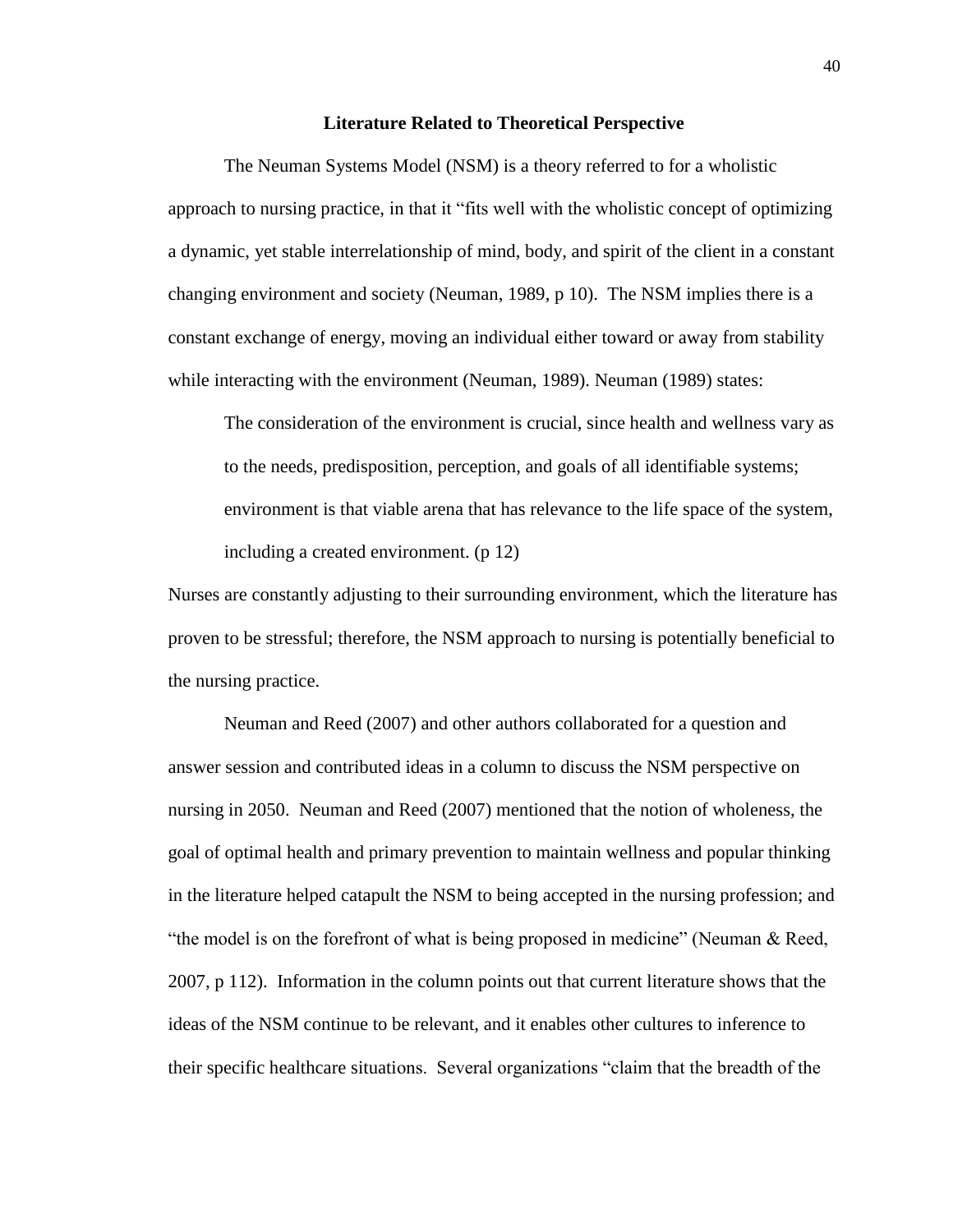## Literature Related to Theoretical Perspective

The Neuman Systems Model (NSM) is a theory referred to for a wholistic approach to nursing practice, in that it "fits well with the wholistic concept of optimizing a dynamic, yet stable interrelationship of mind, body, and spirit of the client in a constant changing environment and society (Neuman, 1989, p 10). The NSM implies there is a constant exchange of energy, moving an individual either toward or away from stability while interacting with the environment (Neuman, 1989). Neuman (1989) states:

> The consideration of the environment is crucial, since health and wellness vary as to the needs, predisposition, perception, and goals of all identifiable systems; environment is that viable arena that has relevance to the life space of the system, including a created environment. (p 12)

Nurses are constantly adjusting to their surrounding environment, which the literature has proven to be stressful; therefore, the NSM approach to nursing is potentially beneficial to the nursing practice.

Neuman and Reed (2007) and other authors collaborated for a question and answer session and contributed ideas in a column to discuss the NSM perspective on nursing in 2050. Neuman and Reed (2007) mentioned that the notion of wholeness, the goal of optimal health and primary prevention to maintain wellness and popular thinking in the literature helped catapult the NSM to being accepted in the nursing profession; and "the model is on the forefront of what is being proposed in medicine" (Neuman & Reed, 2007, p 112). Information in the column points out that current literature shows that the ideas of the NSM continue to be relevant, and it enables other cultures to inference to their specific healthcare situations. Several organizations "claim that the breadth of the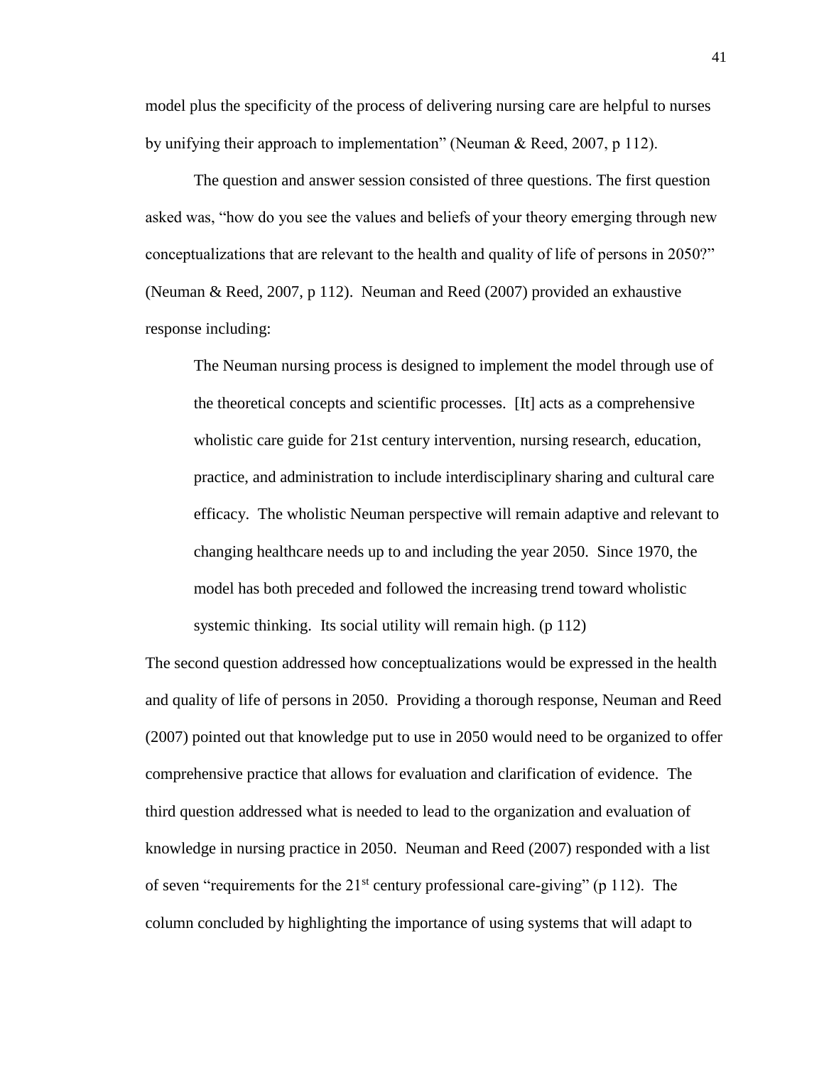model plus the specificity of the process of delivering nursing care are helpful to nurses by unifying their approach to implementation" (Neuman & Reed, 2007, p 112).

The question and answer session consisted of three questions. The first question asked was, "how do you see the values and beliefs of your theory emerging through new conceptualizations that are relevant to the health and quality of life of persons in 2050?" (Neuman & Reed, 2007, p 112). Neuman and Reed (2007) provided an exhaustive response including:

> The Neuman nursing process is designed to implement the model through use of the theoretical concepts and scientific processes. [It] acts as a comprehensive wholistic care guide for 21st century intervention, nursing research, education, practice, and administration to include interdisciplinary sharing and cultural care efficacy. The wholistic Neuman perspective will remain adaptive and relevant to changing healthcare needs up to and including the year 2050. Since 1970, the model has both preceded and followed the increasing trend toward wholistic systemic thinking. Its social utility will remain high. (p 112)

The second question addressed how conceptualizations would be expressed in the health and quality of life of persons in 2050. Providing a thorough response, Neuman and Reed (2007) pointed out that knowledge put to use in 2050 would need to be organized to offer comprehensive practice that allows for evaluation and clarification of evidence. The third question addressed what is needed to lead to the organization and evaluation of knowledge in nursing practice in 2050. Neuman and Reed (2007) responded with a list of seven "requirements for the 21st century professional care-giving" (p 112). The column concluded by highlighting the importance of using systems that will adapt to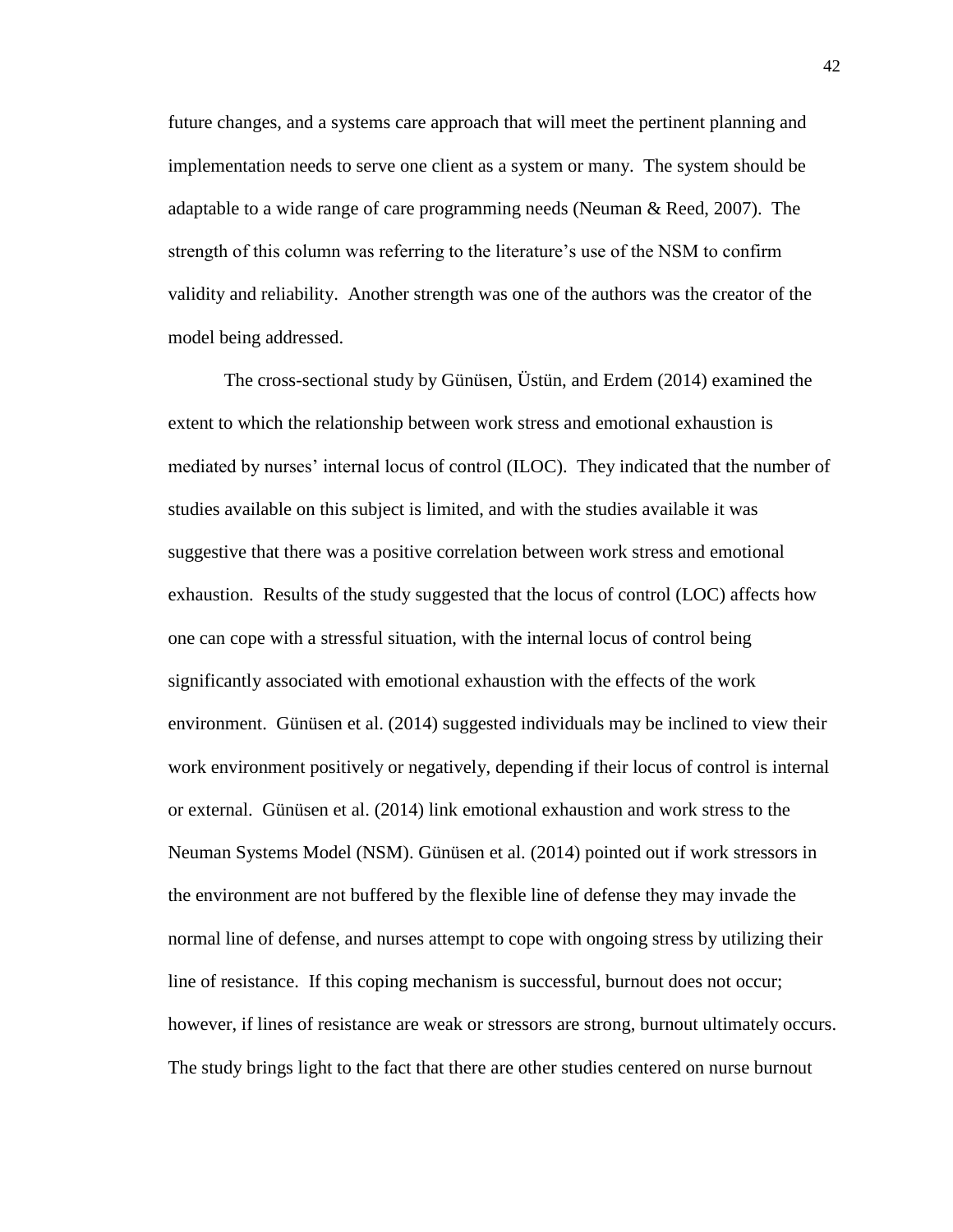future changes, and a systems care approach that will meet the pertinent planning and implementation needs to serve one client as a system or many. The system should be adaptable to a wide range of care programming needs (Neuman & Reed, 2007). The strength of this column was referring to the literature's use of the NSM to confirm validity and reliability. Another strength was one of the authors was the creator of the model being addressed.

The cross-sectional study by Günüsen, Üstün, and Erdem (2014) examined the extent to which the relationship between work stress and emotional exhaustion is mediated by nurses' internal locus of control (ILOC). They indicated that the number of studies available on this subject is limited, and with the studies available it was suggestive that there was a positive correlation between work stress and emotional exhaustion. Results of the study suggested that the locus of control (LOC) affects how one can cope with a stressful situation, with the internal locus of control being significantly associated with emotional exhaustion with the effects of the work environment. Günüsen et al. (2014) suggested individuals may be inclined to view their work environment positively or negatively, depending if their locus of control is internal or external. Günüsen et al. (2014) link emotional exhaustion and work stress to the Neuman Systems Model (NSM). Günüsen et al. (2014) pointed out if work stressors in the environment are not buffered by the flexible line of defense they may invade the normal line of defense, and nurses attempt to cope with ongoing stress by utilizing their line of resistance. If this coping mechanism is successful, burnout does not occur; however, if lines of resistance are weak or stressors are strong, burnout ultimately occurs. The study brings light to the fact that there are other studies centered on nurse burnout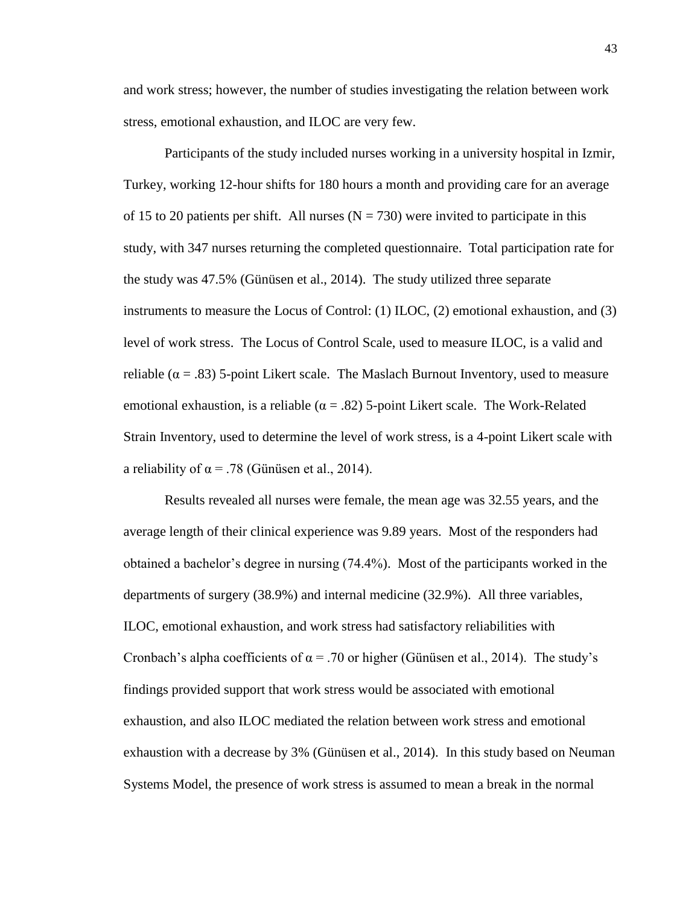and work stress; however, the number of studies investigating the relation between work stress, emotional exhaustion, and ILOC are very few.

Participants of the study included nurses working in a university hospital in Izmir, Turkey, working 12-hour shifts for 180 hours a month and providing care for an average of 15 to 20 patients per shift. All nurses ($N = 730$) were invited to participate in this study, with 347 nurses returning the completed questionnaire. Total participation rate for the study was 47.5% (Günüsen et al., 2014). The study utilized three separate instruments to measure the Locus of Control: (1) ILOC, (2) emotional exhaustion, and (3) level of work stress. The Locus of Control Scale, used to measure ILOC, is a valid and reliable ($\alpha = .83$) 5-point Likert scale. The Maslach Burnout Inventory, used to measure emotional exhaustion, is a reliable ($\alpha = .82$) 5-point Likert scale. The Work-Related Strain Inventory, used to determine the level of work stress, is a 4-point Likert scale with a reliability of $\alpha = .78$ (Günüsen et al., 2014).

Results revealed all nurses were female, the mean age was 32.55 years, and the average length of their clinical experience was 9.89 years. Most of the responders had obtained a bachelor's degree in nursing (74.4%). Most of the participants worked in the departments of surgery (38.9%) and internal medicine (32.9%). All three variables, ILOC, emotional exhaustion, and work stress had satisfactory reliabilities with Cronbach's alpha coefficients of $\alpha = .70$ or higher (Günüsen et al., 2014). The study's findings provided support that work stress would be associated with emotional exhaustion, and also ILOC mediated the relation between work stress and emotional exhaustion with a decrease by 3% (Günüsen et al., 2014). In this study based on Neuman Systems Model, the presence of work stress is assumed to mean a break in the normal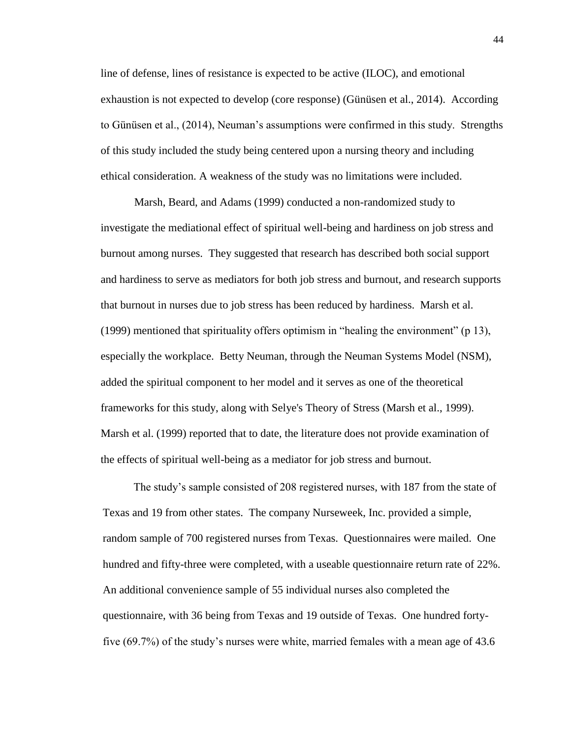line of defense, lines of resistance is expected to be active (ILOC), and emotional exhaustion is not expected to develop (core response) (Günüsen et al., 2014). According to Günüsen et al., (2014), Neuman's assumptions were confirmed in this study. Strengths of this study included the study being centered upon a nursing theory and including ethical consideration. A weakness of the study was no limitations were included.

Marsh, Beard, and Adams (1999) conducted a non-randomized study to investigate the mediational effect of spiritual well-being and hardiness on job stress and burnout among nurses. They suggested that research has described both social support and hardiness to serve as mediators for both job stress and burnout, and research supports that burnout in nurses due to job stress has been reduced by hardiness. Marsh et al. (1999) mentioned that spirituality offers optimism in "healing the environment" (p 13), especially the workplace. Betty Neuman, through the Neuman Systems Model (NSM), added the spiritual component to her model and it serves as one of the theoretical frameworks for this study, along with Selye's Theory of Stress (Marsh et al., 1999). Marsh et al. (1999) reported that to date, the literature does not provide examination of the effects of spiritual well-being as a mediator for job stress and burnout.

The study's sample consisted of 208 registered nurses, with 187 from the state of Texas and 19 from other states. The company Nurseweek, Inc. provided a simple, random sample of 700 registered nurses from Texas. Questionnaires were mailed. One hundred and fifty-three were completed, with a useable questionnaire return rate of 22%. An additional convenience sample of 55 individual nurses also completed the questionnaire, with 36 being from Texas and 19 outside of Texas. One hundred forty-five (69.7%) of the study's nurses were white, married females with a mean age of 43.6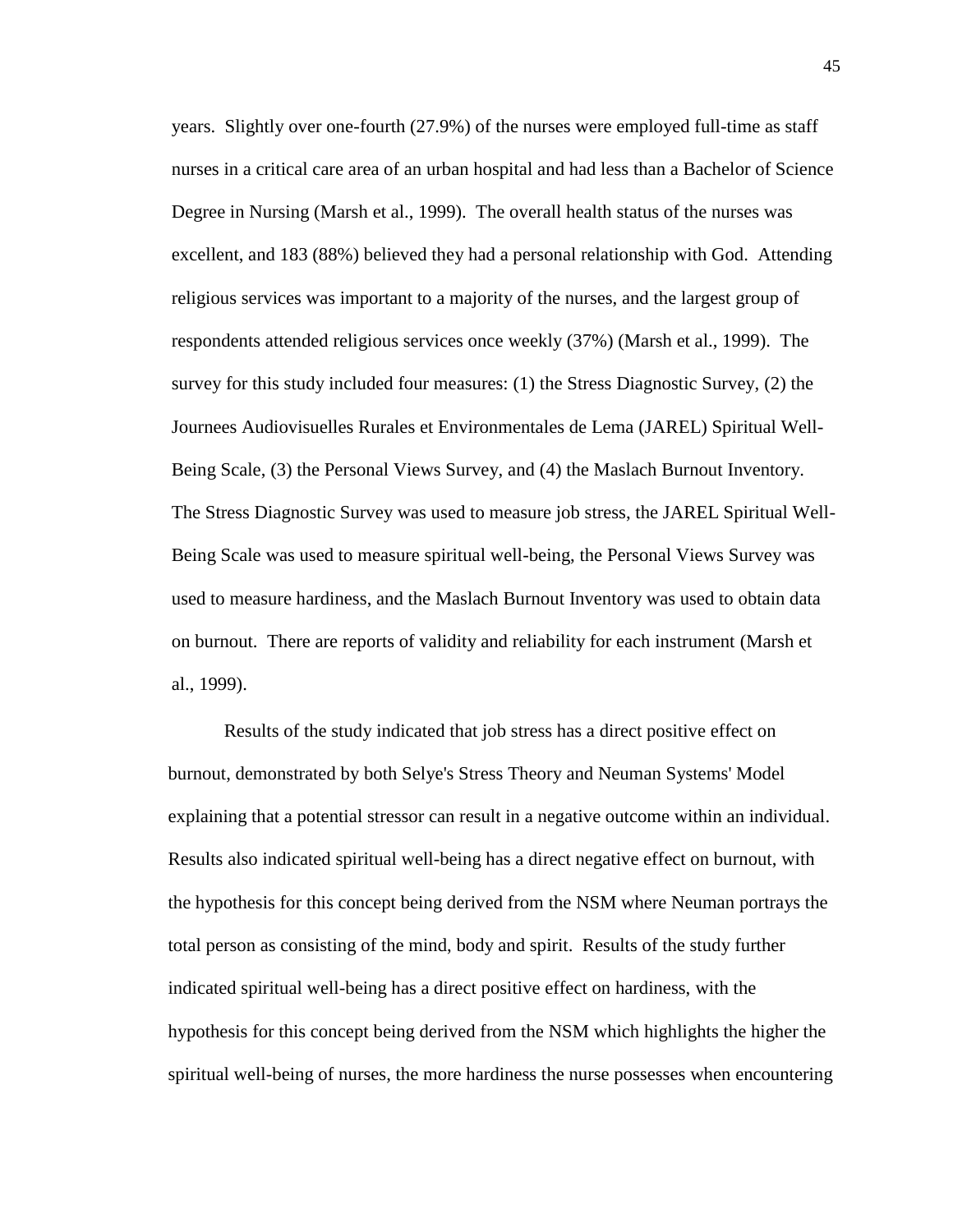years. Slightly over one-fourth (27.9%) of the nurses were employed full-time as staff nurses in a critical care area of an urban hospital and had less than a Bachelor of Science Degree in Nursing (Marsh et al., 1999). The overall health status of the nurses was excellent, and 183 (88%) believed they had a personal relationship with God. Attending religious services was important to a majority of the nurses, and the largest group of respondents attended religious services once weekly (37%) (Marsh et al., 1999). The survey for this study included four measures: (1) the Stress Diagnostic Survey, (2) the Journees Audiovisuelles Rurales et Environmentales de Lema (JAREL) Spiritual Well-Being Scale, (3) the Personal Views Survey, and (4) the Maslach Burnout Inventory. The Stress Diagnostic Survey was used to measure job stress, the JAREL Spiritual Well-Being Scale was used to measure spiritual well-being, the Personal Views Survey was used to measure hardiness, and the Maslach Burnout Inventory was used to obtain data on burnout. There are reports of validity and reliability for each instrument (Marsh et al., 1999).

Results of the study indicated that job stress has a direct positive effect on burnout, demonstrated by both Selye's Stress Theory and Neuman Systems' Model explaining that a potential stressor can result in a negative outcome within an individual. Results also indicated spiritual well-being has a direct negative effect on burnout, with the hypothesis for this concept being derived from the NSM where Neuman portrays the total person as consisting of the mind, body and spirit. Results of the study further indicated spiritual well-being has a direct positive effect on hardiness, with the hypothesis for this concept being derived from the NSM which highlights the higher the spiritual well-being of nurses, the more hardiness the nurse possesses when encountering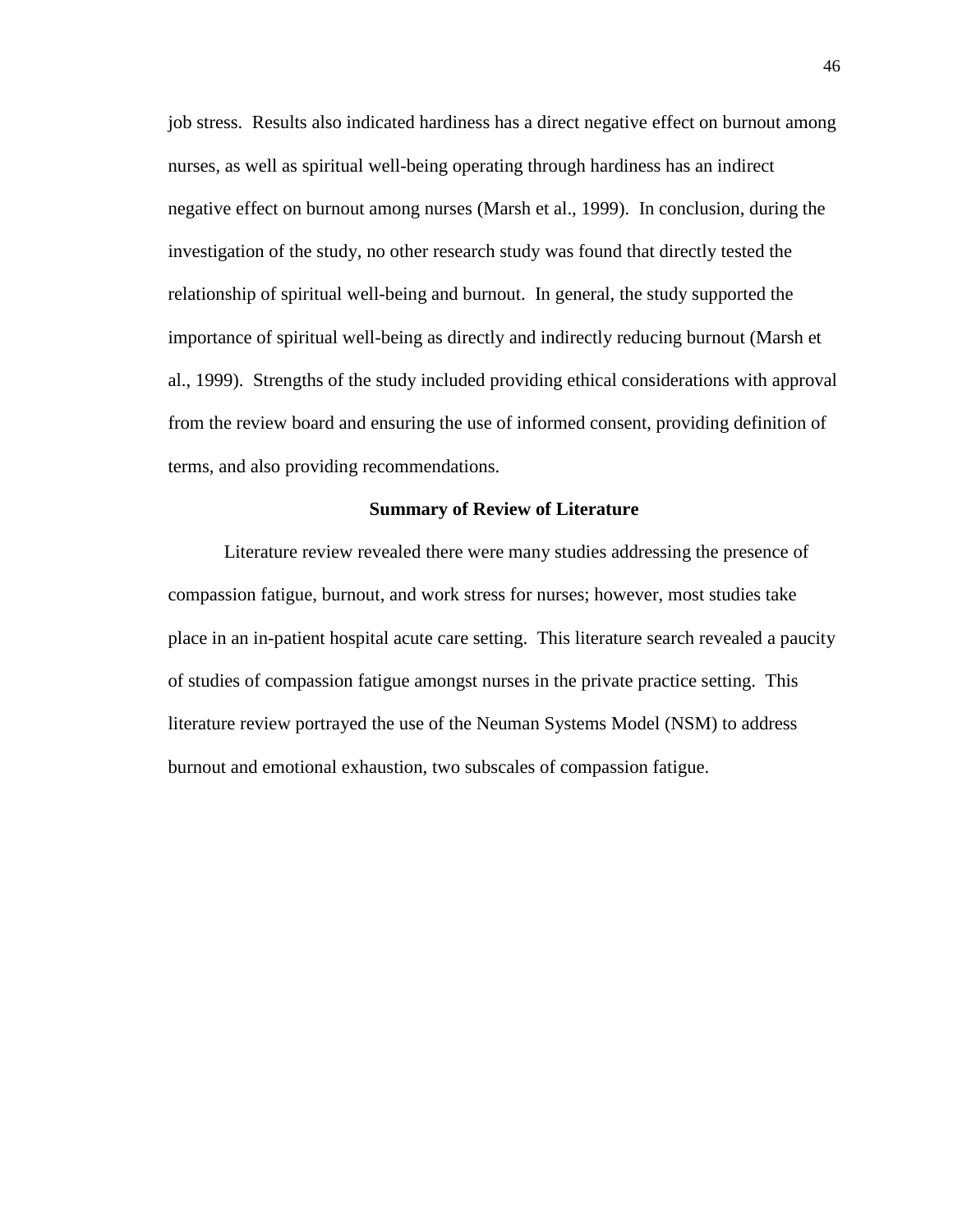job stress. Results also indicated hardiness has a direct negative effect on burnout among nurses, as well as spiritual well-being operating through hardiness has an indirect negative effect on burnout among nurses (Marsh et al., 1999). In conclusion, during the investigation of the study, no other research study was found that directly tested the relationship of spiritual well-being and burnout. In general, the study supported the importance of spiritual well-being as directly and indirectly reducing burnout (Marsh et al., 1999). Strengths of the study included providing ethical considerations with approval from the review board and ensuring the use of informed consent, providing definition of terms, and also providing recommendations.

## Summary of Review of Literature

Literature review revealed there were many studies addressing the presence of compassion fatigue, burnout, and work stress for nurses; however, most studies take place in an in-patient hospital acute care setting. This literature search revealed a paucity of studies of compassion fatigue amongst nurses in the private practice setting. This literature review portrayed the use of the Neuman Systems Model (NSM) to address burnout and emotional exhaustion, two subscales of compassion fatigue.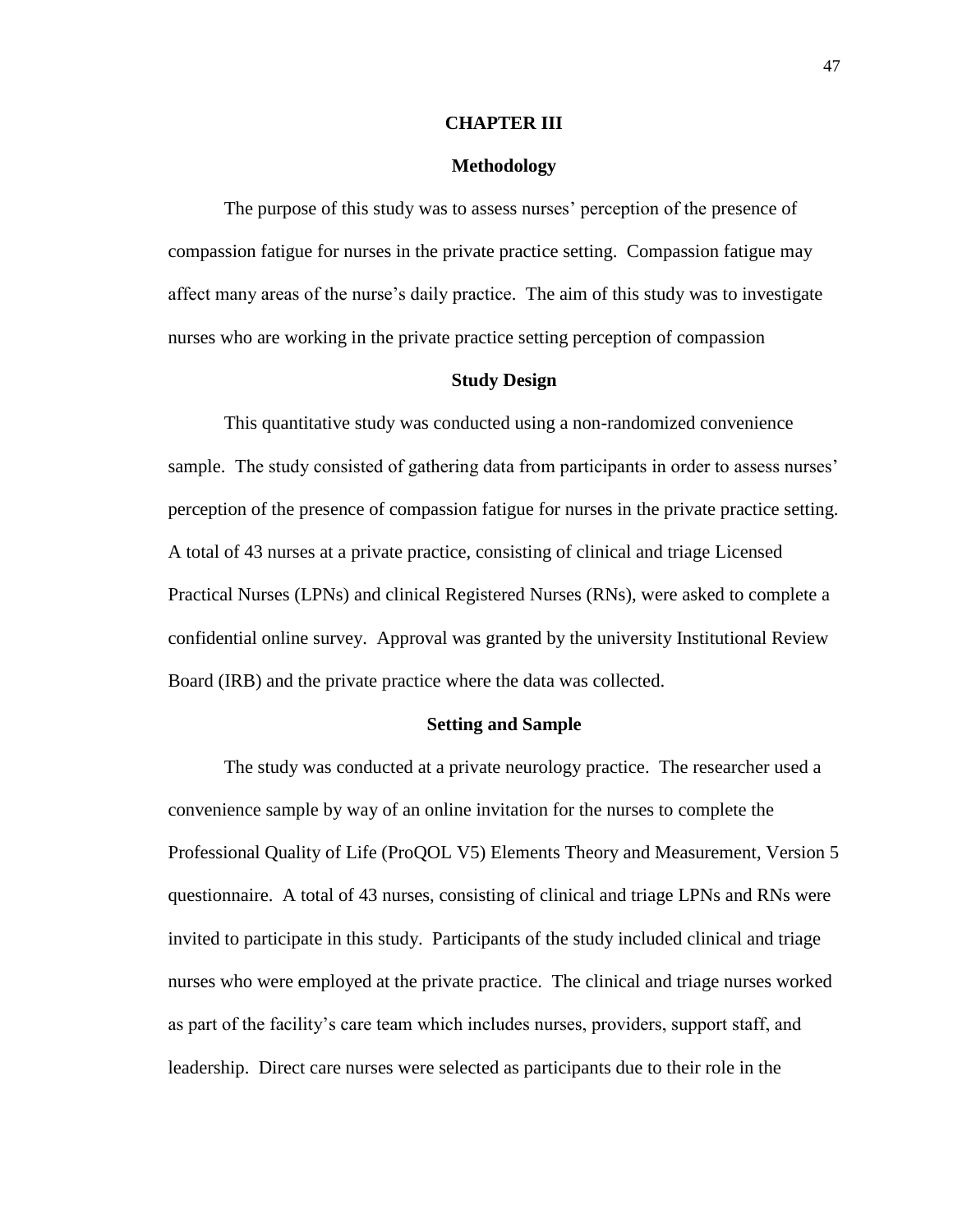# CHAPTER III

## Methodology

The purpose of this study was to assess nurses' perception of the presence of compassion fatigue for nurses in the private practice setting. Compassion fatigue may affect many areas of the nurse's daily practice. The aim of this study was to investigate nurses who are working in the private practice setting perception of compassion

### Study Design

This quantitative study was conducted using a non-randomized convenience sample. The study consisted of gathering data from participants in order to assess nurses' perception of the presence of compassion fatigue for nurses in the private practice setting. A total of 43 nurses at a private practice, consisting of clinical and triage Licensed Practical Nurses (LPNs) and clinical Registered Nurses (RNs), were asked to complete a confidential online survey. Approval was granted by the university Institutional Review Board (IRB) and the private practice where the data was collected.

### Setting and Sample

The study was conducted at a private neurology practice. The researcher used a convenience sample by way of an online invitation for the nurses to complete the Professional Quality of Life (ProQOL V5) Elements Theory and Measurement, Version 5 questionnaire. A total of 43 nurses, consisting of clinical and triage LPNs and RNs were invited to participate in this study. Participants of the study included clinical and triage nurses who were employed at the private practice. The clinical and triage nurses worked as part of the facility's care team which includes nurses, providers, support staff, and leadership. Direct care nurses were selected as participants due to their role in the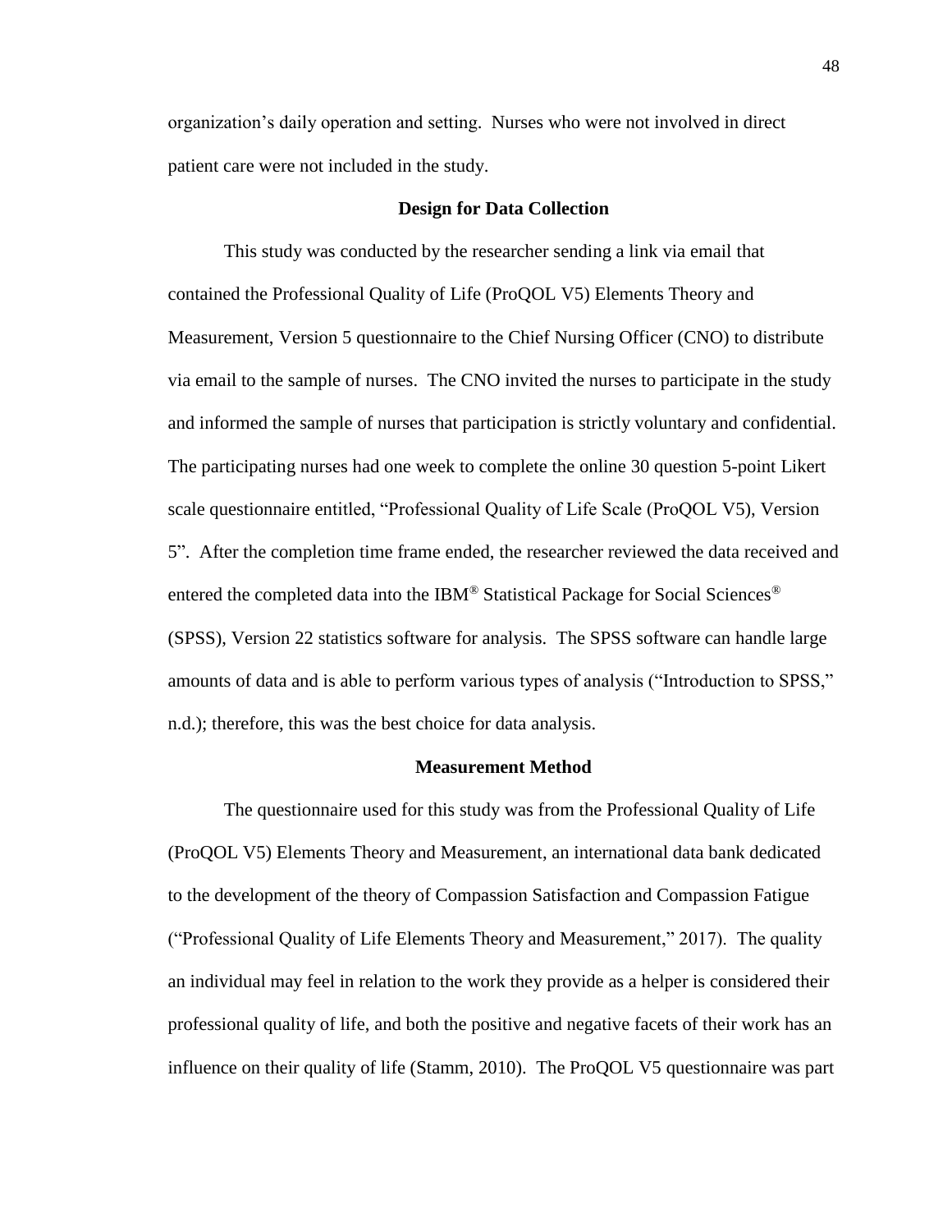organization's daily operation and setting. Nurses who were not involved in direct patient care were not included in the study.

## Design for Data Collection

This study was conducted by the researcher sending a link via email that contained the Professional Quality of Life (ProQOL V5) Elements Theory and Measurement, Version 5 questionnaire to the Chief Nursing Officer (CNO) to distribute via email to the sample of nurses. The CNO invited the nurses to participate in the study and informed the sample of nurses that participation is strictly voluntary and confidential. The participating nurses had one week to complete the online 30 question 5-point Likert scale questionnaire entitled, "Professional Quality of Life Scale (ProQOL V5), Version 5". After the completion time frame ended, the researcher reviewed the data received and entered the completed data into the IBM® Statistical Package for Social Sciences® (SPSS), Version 22 statistics software for analysis. The SPSS software can handle large amounts of data and is able to perform various types of analysis ("Introduction to SPSS," n.d.); therefore, this was the best choice for data analysis.

## Measurement Method

The questionnaire used for this study was from the Professional Quality of Life (ProQOL V5) Elements Theory and Measurement, an international data bank dedicated to the development of the theory of Compassion Satisfaction and Compassion Fatigue ("Professional Quality of Life Elements Theory and Measurement," 2017). The quality an individual may feel in relation to the work they provide as a helper is considered their professional quality of life, and both the positive and negative facets of their work has an influence on their quality of life (Stamm, 2010). The ProQOL V5 questionnaire was part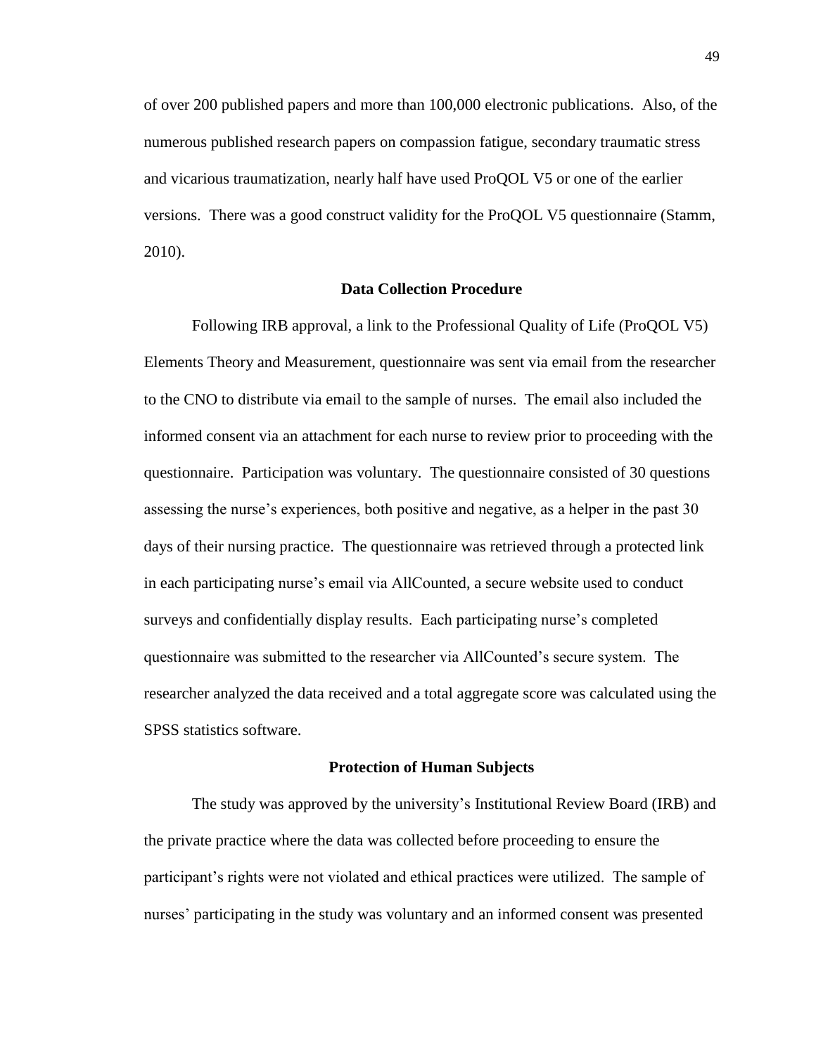of over 200 published papers and more than 100,000 electronic publications. Also, of the numerous published research papers on compassion fatigue, secondary traumatic stress and vicarious traumatization, nearly half have used ProQOL V5 or one of the earlier versions. There was a good construct validity for the ProQOL V5 questionnaire (Stamm, 2010).

## Data Collection Procedure

Following IRB approval, a link to the Professional Quality of Life (ProQOL V5) Elements Theory and Measurement, questionnaire was sent via email from the researcher to the CNO to distribute via email to the sample of nurses. The email also included the informed consent via an attachment for each nurse to review prior to proceeding with the questionnaire. Participation was voluntary. The questionnaire consisted of 30 questions assessing the nurse's experiences, both positive and negative, as a helper in the past 30 days of their nursing practice. The questionnaire was retrieved through a protected link in each participating nurse's email via AllCounted, a secure website used to conduct surveys and confidentially display results. Each participating nurse's completed questionnaire was submitted to the researcher via AllCounted's secure system. The researcher analyzed the data received and a total aggregate score was calculated using the SPSS statistics software.

## Protection of Human Subjects

The study was approved by the university's Institutional Review Board (IRB) and the private practice where the data was collected before proceeding to ensure the participant's rights were not violated and ethical practices were utilized. The sample of nurses' participating in the study was voluntary and an informed consent was presented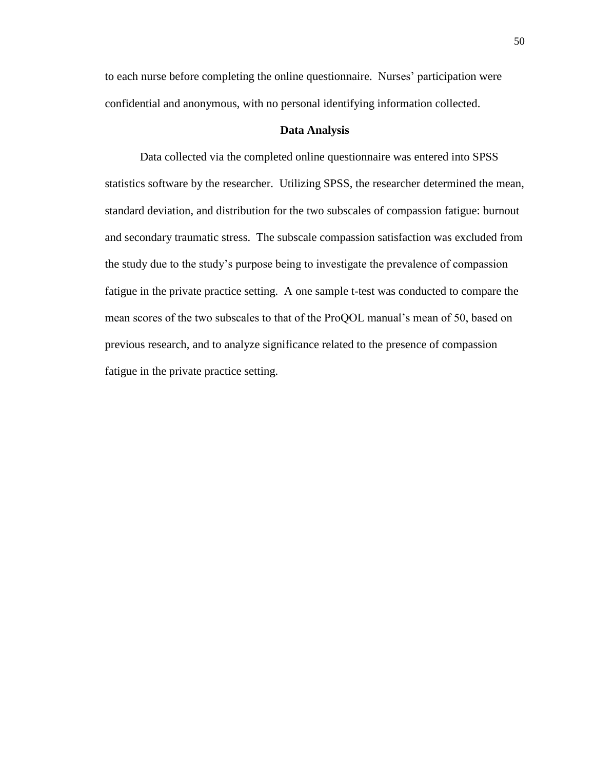to each nurse before completing the online questionnaire. Nurses' participation were confidential and anonymous, with no personal identifying information collected.

## Data Analysis

Data collected via the completed online questionnaire was entered into SPSS statistics software by the researcher. Utilizing SPSS, the researcher determined the mean, standard deviation, and distribution for the two subscales of compassion fatigue: burnout and secondary traumatic stress. The subscale compassion satisfaction was excluded from the study due to the study's purpose being to investigate the prevalence of compassion fatigue in the private practice setting. A one sample t-test was conducted to compare the mean scores of the two subscales to that of the ProQOL manual's mean of 50, based on previous research, and to analyze significance related to the presence of compassion fatigue in the private practice setting.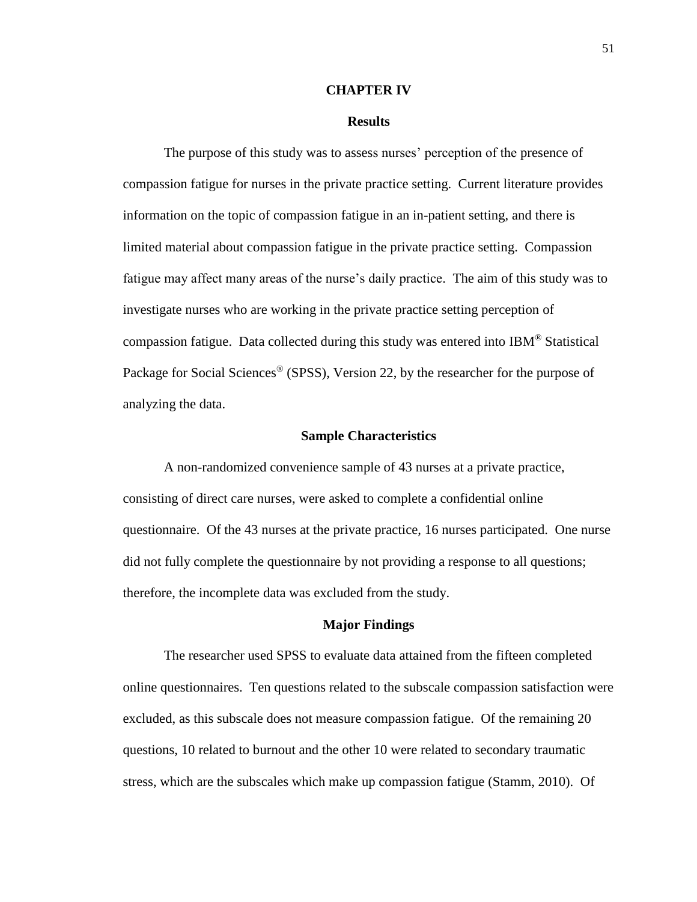# CHAPTER IV

## Results

The purpose of this study was to assess nurses' perception of the presence of compassion fatigue for nurses in the private practice setting. Current literature provides information on the topic of compassion fatigue in an in-patient setting, and there is limited material about compassion fatigue in the private practice setting. Compassion fatigue may affect many areas of the nurse's daily practice. The aim of this study was to investigate nurses who are working in the private practice setting perception of compassion fatigue. Data collected during this study was entered into IBM® Statistical Package for Social Sciences® (SPSS), Version 22, by the researcher for the purpose of analyzing the data.

### Sample Characteristics

A non-randomized convenience sample of 43 nurses at a private practice, consisting of direct care nurses, were asked to complete a confidential online questionnaire. Of the 43 nurses at the private practice, 16 nurses participated. One nurse did not fully complete the questionnaire by not providing a response to all questions; therefore, the incomplete data was excluded from the study.

### Major Findings

The researcher used SPSS to evaluate data attained from the fifteen completed online questionnaires. Ten questions related to the subscale compassion satisfaction were excluded, as this subscale does not measure compassion fatigue. Of the remaining 20 questions, 10 related to burnout and the other 10 were related to secondary traumatic stress, which are the subscales which make up compassion fatigue (Stamm, 2010). Of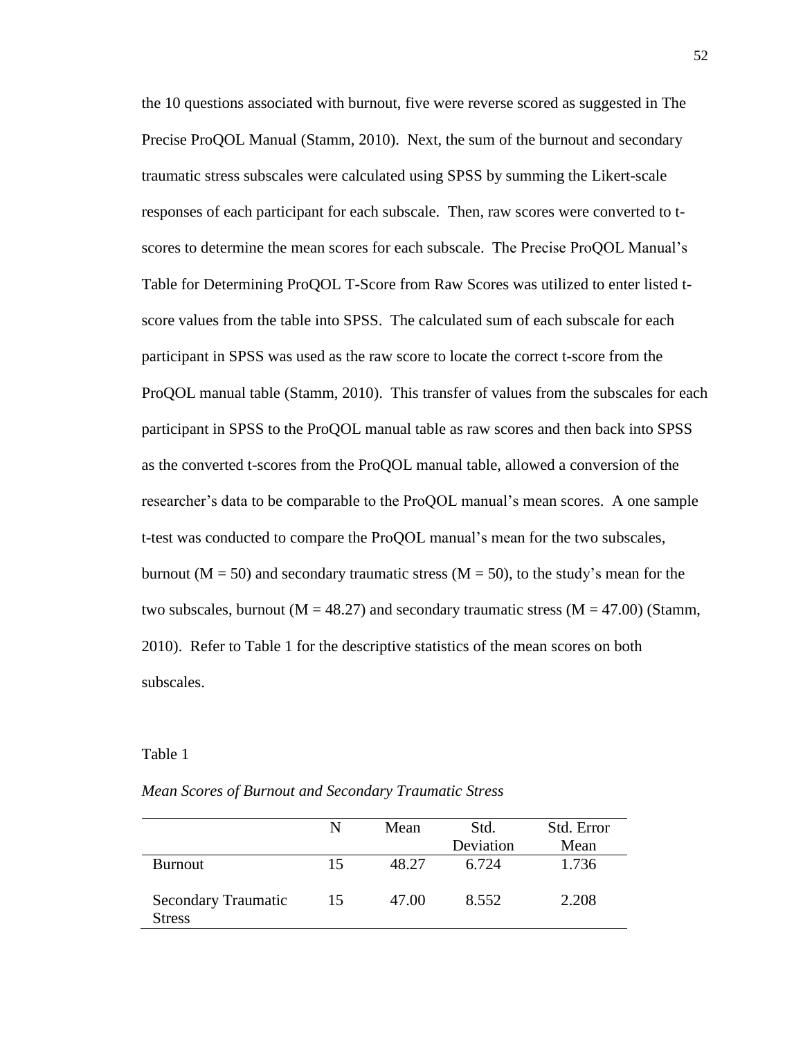the 10 questions associated with burnout, five were reverse scored as suggested in The Precise ProQOL Manual (Stamm, 2010). Next, the sum of the burnout and secondary traumatic stress subscales were calculated using SPSS by summing the Likert-scale responses of each participant for each subscale. Then, raw scores were converted to t-scores to determine the mean scores for each subscale. The Precise ProQOL Manual's Table for Determining ProQOL T-Score from Raw Scores was utilized to enter listed t-score values from the table into SPSS. The calculated sum of each subscale for each participant in SPSS was used as the raw score to locate the correct t-score from the ProQOL manual table (Stamm, 2010). This transfer of values from the subscales for each participant in SPSS to the ProQOL manual table as raw scores and then back into SPSS as the converted t-scores from the ProQOL manual table, allowed a conversion of the researcher's data to be comparable to the ProQOL manual's mean scores. A one sample t-test was conducted to compare the ProQOL manual's mean for the two subscales, burnout ($M = 50$) and secondary traumatic stress ($M = 50$), to the study's mean for the two subscales, burnout ($M = 48.27$) and secondary traumatic stress ($M = 47.00$) (Stamm, 2010). Refer to Table 1 for the descriptive statistics of the mean scores on both subscales.

Table 1

*Mean Scores of Burnout and Secondary Traumatic Stress*

| | N | Mean | Std. Deviation | Std. Error Mean |
|---|---|---|---|---|
| Burnout | 15 | 48.27 | 6.724 | 1.736 |
| Secondary Traumatic Stress | 15 | 47.00 | 8.552 | 2.208 |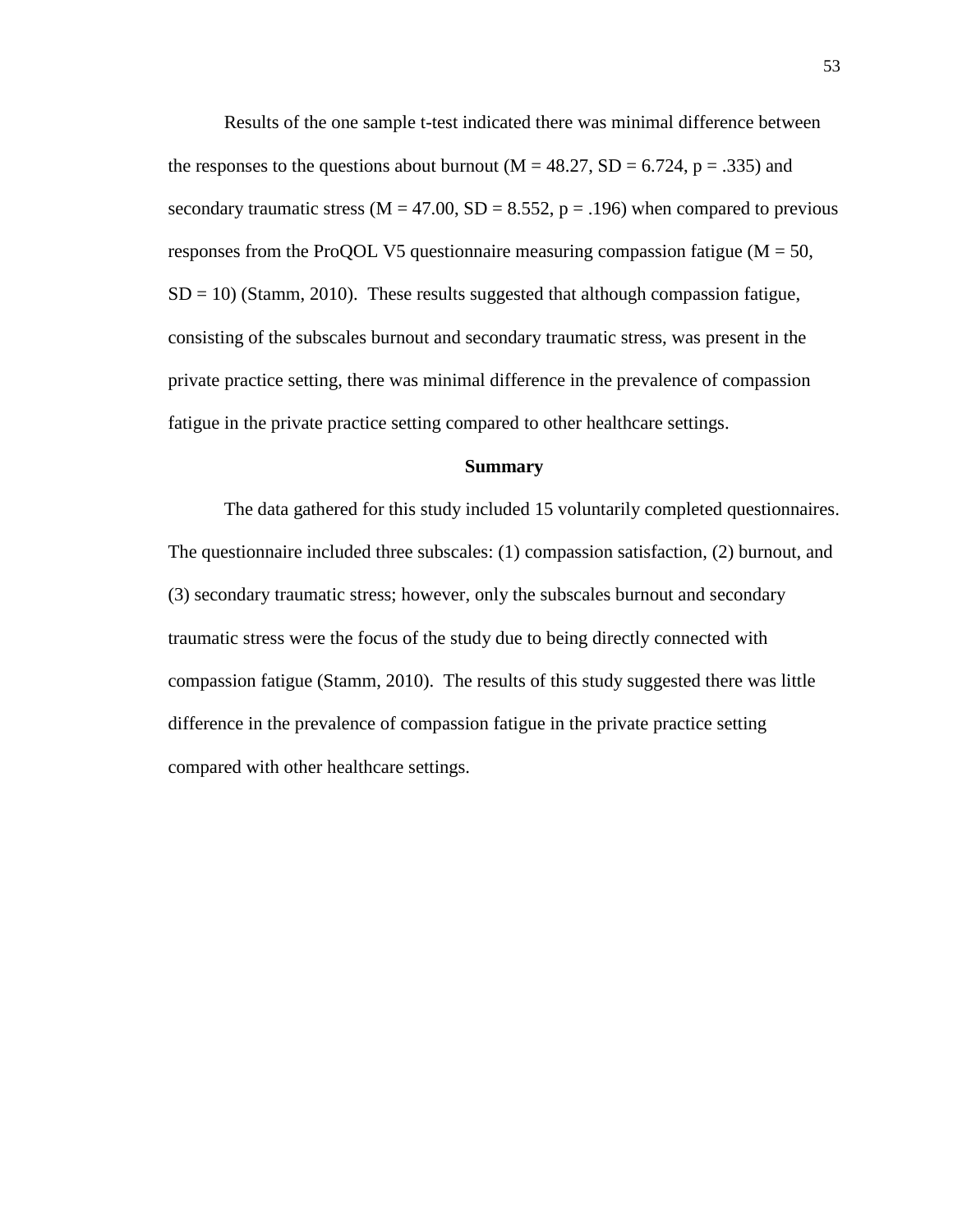Results of the one sample t-test indicated there was minimal difference between the responses to the questions about burnout ($M = 48.27$, $SD = 6.724$, $p = .335$) and secondary traumatic stress ($M = 47.00$, $SD = 8.552$, $p = .196$) when compared to previous responses from the ProQOL V5 questionnaire measuring compassion fatigue ($M = 50$, $SD = 10$) (Stamm, 2010). These results suggested that although compassion fatigue, consisting of the subscales burnout and secondary traumatic stress, was present in the private practice setting, there was minimal difference in the prevalence of compassion fatigue in the private practice setting compared to other healthcare settings.

## Summary

The data gathered for this study included 15 voluntarily completed questionnaires. The questionnaire included three subscales: (1) compassion satisfaction, (2) burnout, and (3) secondary traumatic stress; however, only the subscales burnout and secondary traumatic stress were the focus of the study due to being directly connected with compassion fatigue (Stamm, 2010). The results of this study suggested there was little difference in the prevalence of compassion fatigue in the private practice setting compared with other healthcare settings.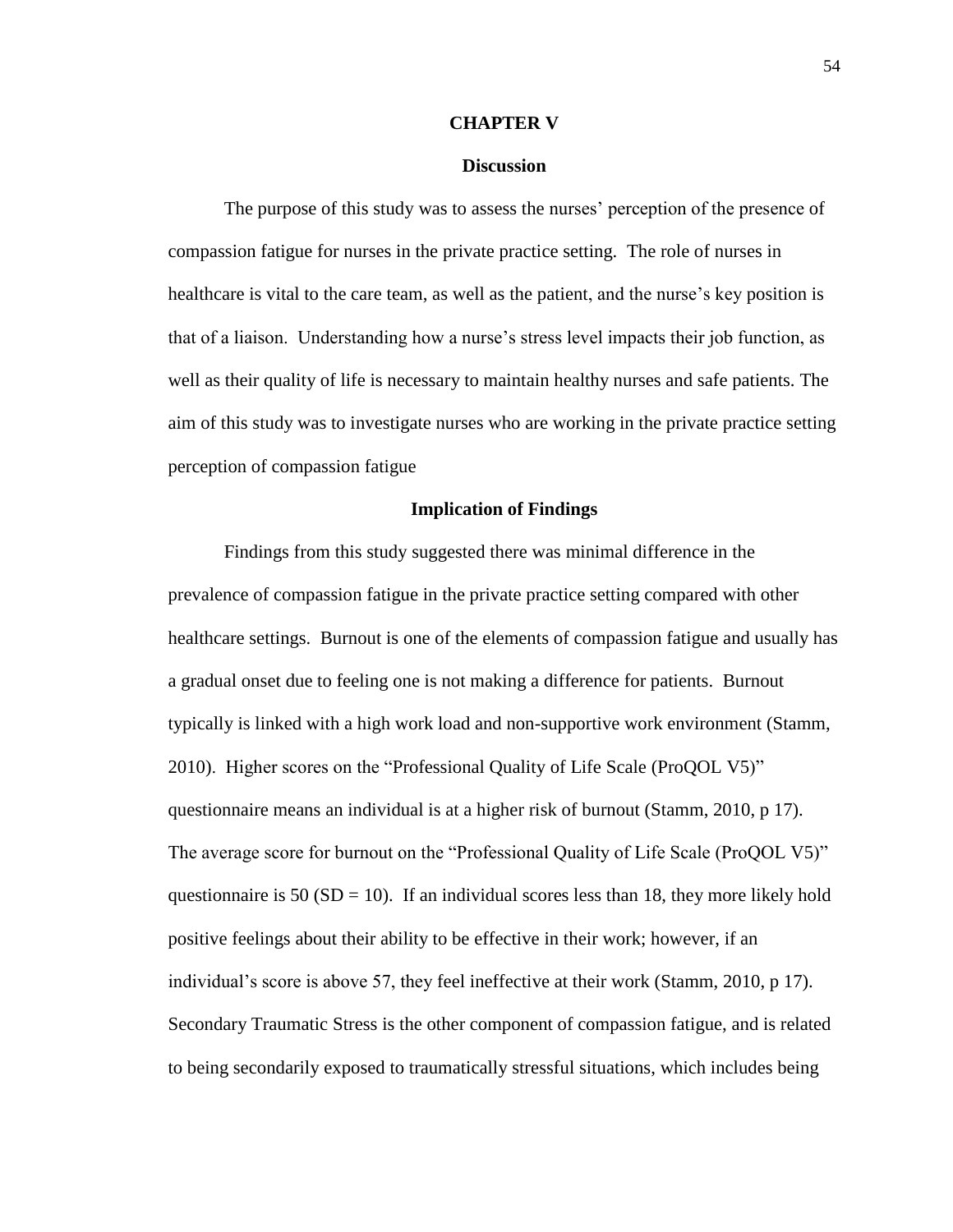# CHAPTER V

## Discussion

The purpose of this study was to assess the nurses' perception of the presence of compassion fatigue for nurses in the private practice setting. The role of nurses in healthcare is vital to the care team, as well as the patient, and the nurse's key position is that of a liaison. Understanding how a nurse's stress level impacts their job function, as well as their quality of life is necessary to maintain healthy nurses and safe patients. The aim of this study was to investigate nurses who are working in the private practice setting perception of compassion fatigue

### Implication of Findings

Findings from this study suggested there was minimal difference in the prevalence of compassion fatigue in the private practice setting compared with other healthcare settings. Burnout is one of the elements of compassion fatigue and usually has a gradual onset due to feeling one is not making a difference for patients. Burnout typically is linked with a high work load and non-supportive work environment (Stamm, 2010). Higher scores on the "Professional Quality of Life Scale (ProQOL V5)" questionnaire means an individual is at a higher risk of burnout (Stamm, 2010, p 17). The average score for burnout on the "Professional Quality of Life Scale (ProQOL V5)" questionnaire is 50 ($SD = 10$). If an individual scores less than 18, they more likely hold positive feelings about their ability to be effective in their work; however, if an individual's score is above 57, they feel ineffective at their work (Stamm, 2010, p 17). Secondary Traumatic Stress is the other component of compassion fatigue, and is related to being secondarily exposed to traumatically stressful situations, which includes being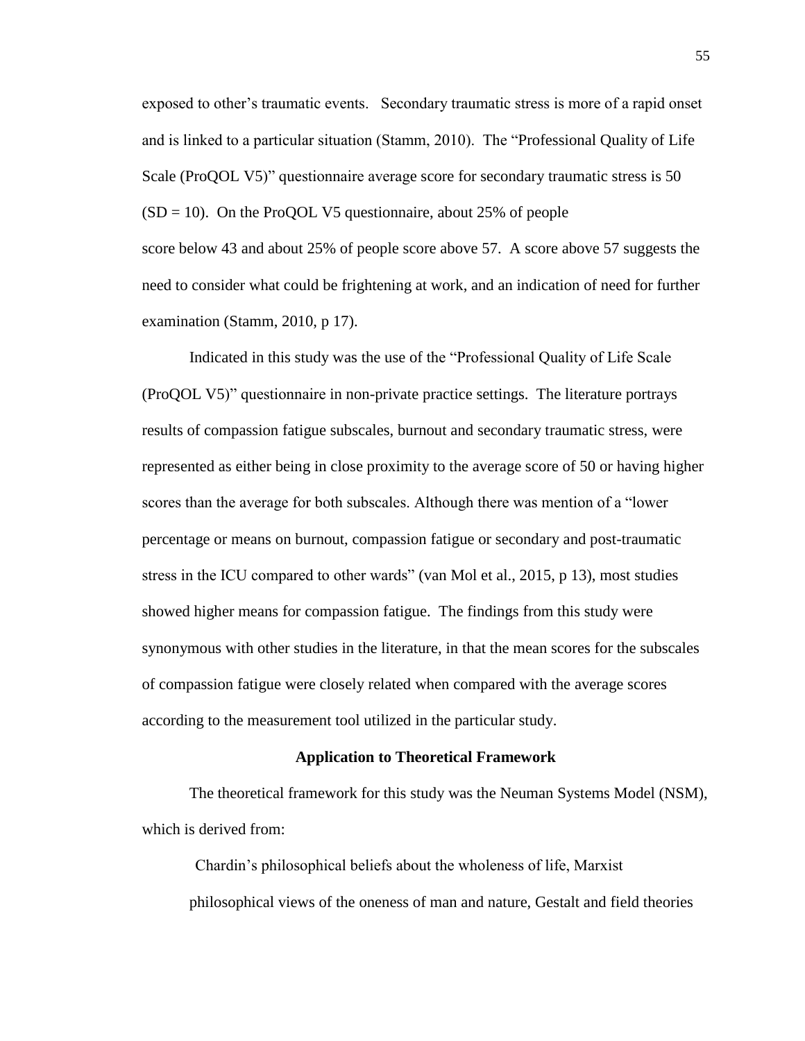exposed to other's traumatic events. Secondary traumatic stress is more of a rapid onset and is linked to a particular situation (Stamm, 2010). The "Professional Quality of Life Scale (ProQOL V5)" questionnaire average score for secondary traumatic stress is 50 (SD = 10). On the ProQOL V5 questionnaire, about 25% of people score below 43 and about 25% of people score above 57. A score above 57 suggests the need to consider what could be frightening at work, and an indication of need for further examination (Stamm, 2010, p 17).

Indicated in this study was the use of the "Professional Quality of Life Scale (ProQOL V5)" questionnaire in non-private practice settings. The literature portrays results of compassion fatigue subscales, burnout and secondary traumatic stress, were represented as either being in close proximity to the average score of 50 or having higher scores than the average for both subscales. Although there was mention of a "lower percentage or means on burnout, compassion fatigue or secondary and post-traumatic stress in the ICU compared to other wards" (van Mol et al., 2015, p 13), most studies showed higher means for compassion fatigue. The findings from this study were synonymous with other studies in the literature, in that the mean scores for the subscales of compassion fatigue were closely related when compared with the average scores according to the measurement tool utilized in the particular study.

## Application to Theoretical Framework

The theoretical framework for this study was the Neuman Systems Model (NSM), which is derived from:

> Chardin's philosophical beliefs about the wholeness of life, Marxist philosophical views of the oneness of man and nature, Gestalt and field theories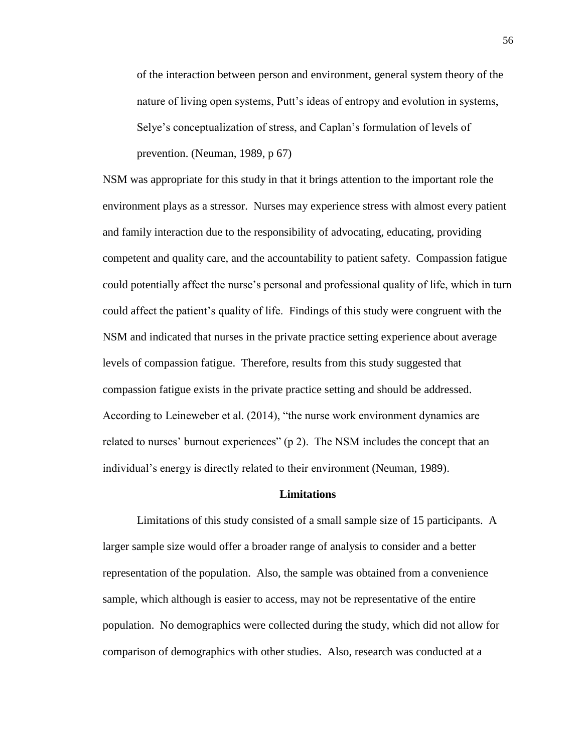> of the interaction between person and environment, general system theory of the nature of living open systems, Putt's ideas of entropy and evolution in systems, Selye's conceptualization of stress, and Caplan's formulation of levels of prevention. (Neuman, 1989, p 67)

NSM was appropriate for this study in that it brings attention to the important role the environment plays as a stressor. Nurses may experience stress with almost every patient and family interaction due to the responsibility of advocating, educating, providing competent and quality care, and the accountability to patient safety. Compassion fatigue could potentially affect the nurse's personal and professional quality of life, which in turn could affect the patient's quality of life. Findings of this study were congruent with the NSM and indicated that nurses in the private practice setting experience about average levels of compassion fatigue. Therefore, results from this study suggested that compassion fatigue exists in the private practice setting and should be addressed. According to Leineweber et al. (2014), "the nurse work environment dynamics are related to nurses' burnout experiences" (p 2). The NSM includes the concept that an individual's energy is directly related to their environment (Neuman, 1989).

## Limitations

Limitations of this study consisted of a small sample size of 15 participants. A larger sample size would offer a broader range of analysis to consider and a better representation of the population. Also, the sample was obtained from a convenience sample, which although is easier to access, may not be representative of the entire population. No demographics were collected during the study, which did not allow for comparison of demographics with other studies. Also, research was conducted at a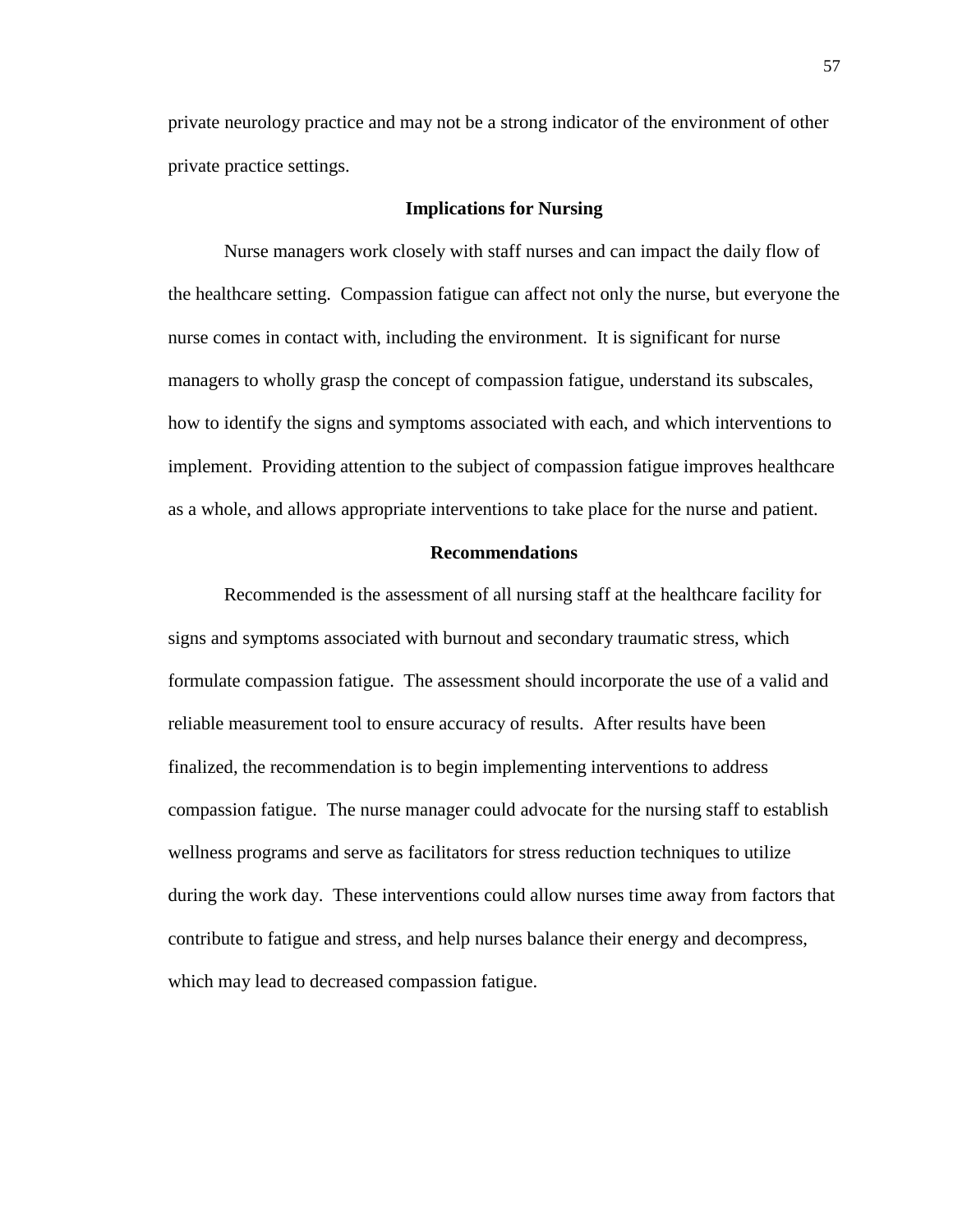private neurology practice and may not be a strong indicator of the environment of other private practice settings.

## Implications for Nursing

Nurse managers work closely with staff nurses and can impact the daily flow of the healthcare setting. Compassion fatigue can affect not only the nurse, but everyone the nurse comes in contact with, including the environment. It is significant for nurse managers to wholly grasp the concept of compassion fatigue, understand its subscales, how to identify the signs and symptoms associated with each, and which interventions to implement. Providing attention to the subject of compassion fatigue improves healthcare as a whole, and allows appropriate interventions to take place for the nurse and patient.

## Recommendations

Recommended is the assessment of all nursing staff at the healthcare facility for signs and symptoms associated with burnout and secondary traumatic stress, which formulate compassion fatigue. The assessment should incorporate the use of a valid and reliable measurement tool to ensure accuracy of results. After results have been finalized, the recommendation is to begin implementing interventions to address compassion fatigue. The nurse manager could advocate for the nursing staff to establish wellness programs and serve as facilitators for stress reduction techniques to utilize during the work day. These interventions could allow nurses time away from factors that contribute to fatigue and stress, and help nurses balance their energy and decompress, which may lead to decreased compassion fatigue.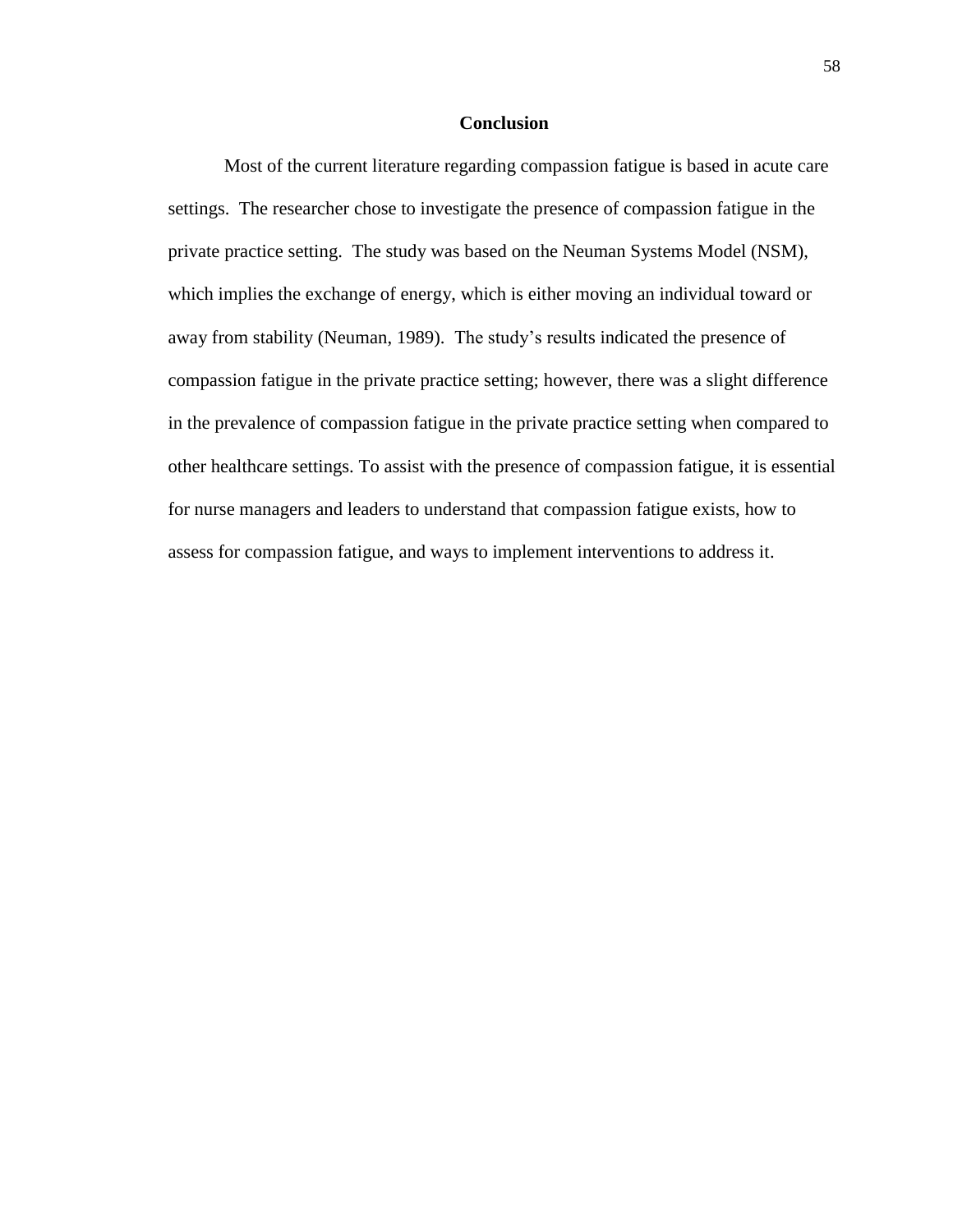## Conclusion

Most of the current literature regarding compassion fatigue is based in acute care settings. The researcher chose to investigate the presence of compassion fatigue in the private practice setting. The study was based on the Neuman Systems Model (NSM), which implies the exchange of energy, which is either moving an individual toward or away from stability (Neuman, 1989). The study's results indicated the presence of compassion fatigue in the private practice setting; however, there was a slight difference in the prevalence of compassion fatigue in the private practice setting when compared to other healthcare settings. To assist with the presence of compassion fatigue, it is essential for nurse managers and leaders to understand that compassion fatigue exists, how to assess for compassion fatigue, and ways to implement interventions to address it.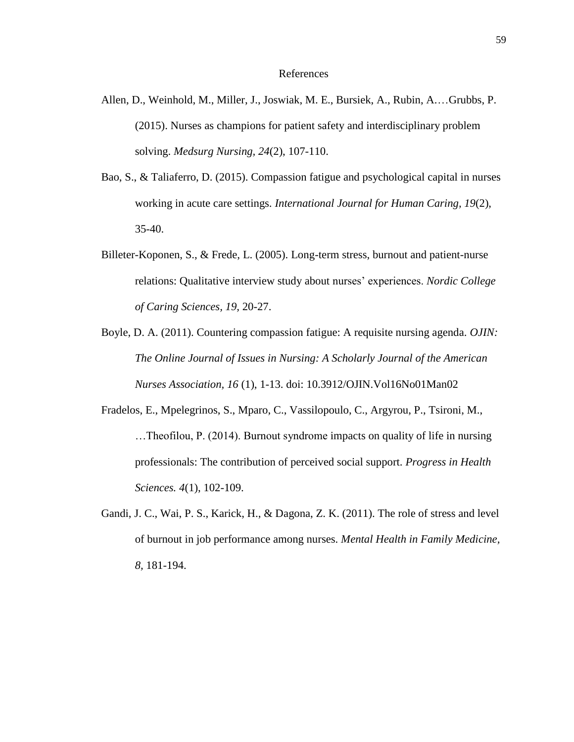# References

Allen, D., Weinhold, M., Miller, J., Joswiak, M. E., Bursiek, A., Rubin, A.…Grubbs, P. (2015). Nurses as champions for patient safety and interdisciplinary problem solving. *Medsurg Nursing, 24*(2), 107-110.

Bao, S., & Taliaferro, D. (2015). Compassion fatigue and psychological capital in nurses working in acute care settings. *International Journal for Human Caring, 19*(2), 35-40.

Billeter-Koponen, S., & Frede, L. (2005). Long-term stress, burnout and patient-nurse relations: Qualitative interview study about nurses' experiences. *Nordic College of Caring Sciences, 19,* 20-27.

Boyle, D. A. (2011). Countering compassion fatigue: A requisite nursing agenda. *OJIN: The Online Journal of Issues in Nursing: A Scholarly Journal of the American Nurses Association, 16* (1), 1-13. doi: 10.3912/OJIN.Vol16No01Man02

Fradelos, E., Mpelegrinos, S., Mparo, C., Vassilopoulo, C., Argyrou, P., Tsironi, M., …Theofilou, P. (2014). Burnout syndrome impacts on quality of life in nursing professionals: The contribution of perceived social support. *Progress in Health Sciences. 4*(1), 102-109.

Gandi, J. C., Wai, P. S., Karick, H., & Dagona, Z. K. (2011). The role of stress and level of burnout in job performance among nurses. *Mental Health in Family Medicine, 8,* 181-194.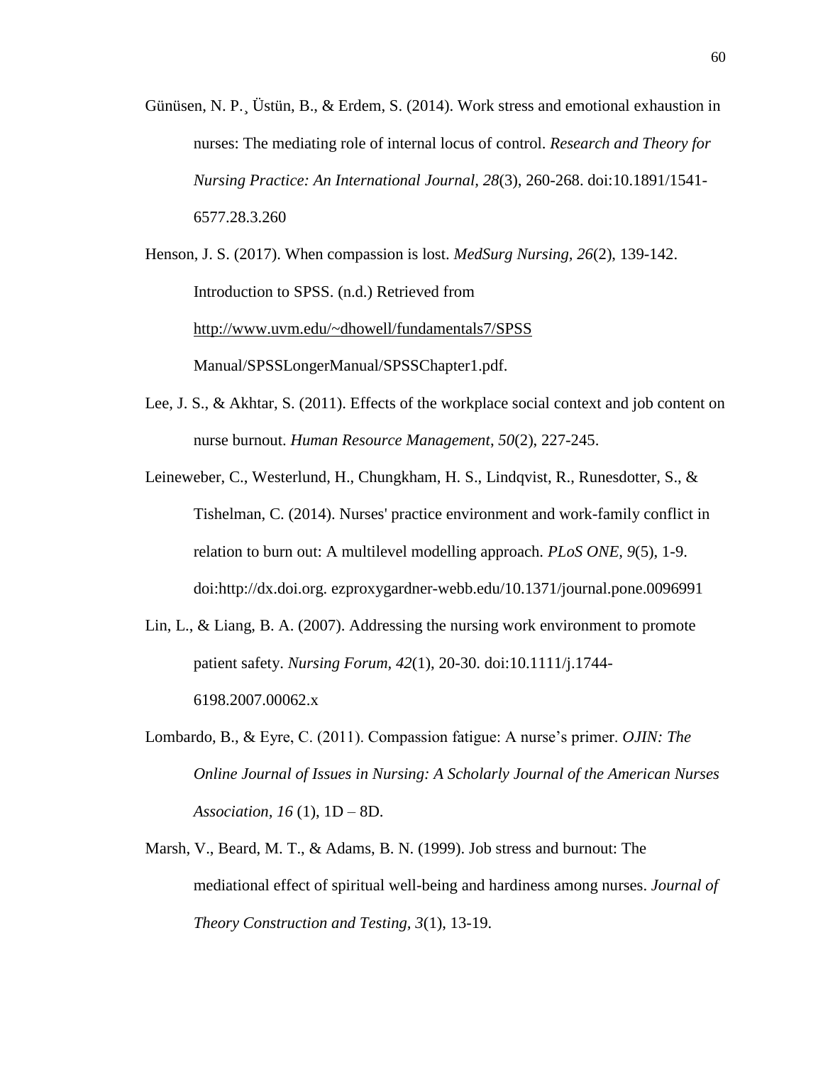Günüsen, N. P.¸ Üstün, B., & Erdem, S. (2014). Work stress and emotional exhaustion in nurses: The mediating role of internal locus of control. *Research and Theory for Nursing Practice: An International Journal, 28*(3), 260-268. doi:10.1891/1541-6577.28.3.260

Henson, J. S. (2017). When compassion is lost. *MedSurg Nursing, 26*(2), 139-142.

Introduction to SPSS. (n.d.) Retrieved from http://www.uvm.edu/~dhowell/fundamentals7/SPSS Manual/SPSSLongerManual/SPSSChapter1.pdf.

Lee, J. S., & Akhtar, S. (2011). Effects of the workplace social context and job content on nurse burnout. *Human Resource Management*, *50*(2), 227-245.

Leineweber, C., Westerlund, H., Chungkham, H. S., Lindqvist, R., Runesdotter, S., & Tishelman, C. (2014). Nurses' practice environment and work-family conflict in relation to burn out: A multilevel modelling approach. *PLoS ONE, 9*(5), 1-9. doi:http://dx.doi.org. ezproxygardner-webb.edu/10.1371/journal.pone.0096991

Lin, L., & Liang, B. A. (2007). Addressing the nursing work environment to promote patient safety. *Nursing Forum, 42*(1), 20-30. doi:10.1111/j.1744-6198.2007.00062.x

Lombardo, B., & Eyre, C. (2011). Compassion fatigue: A nurse's primer. *OJIN: The Online Journal of Issues in Nursing: A Scholarly Journal of the American Nurses Association, 16* (1), 1D – 8D.

Marsh, V., Beard, M. T., & Adams, B. N. (1999). Job stress and burnout: The mediational effect of spiritual well-being and hardiness among nurses. *Journal of Theory Construction and Testing*, *3*(1), 13-19.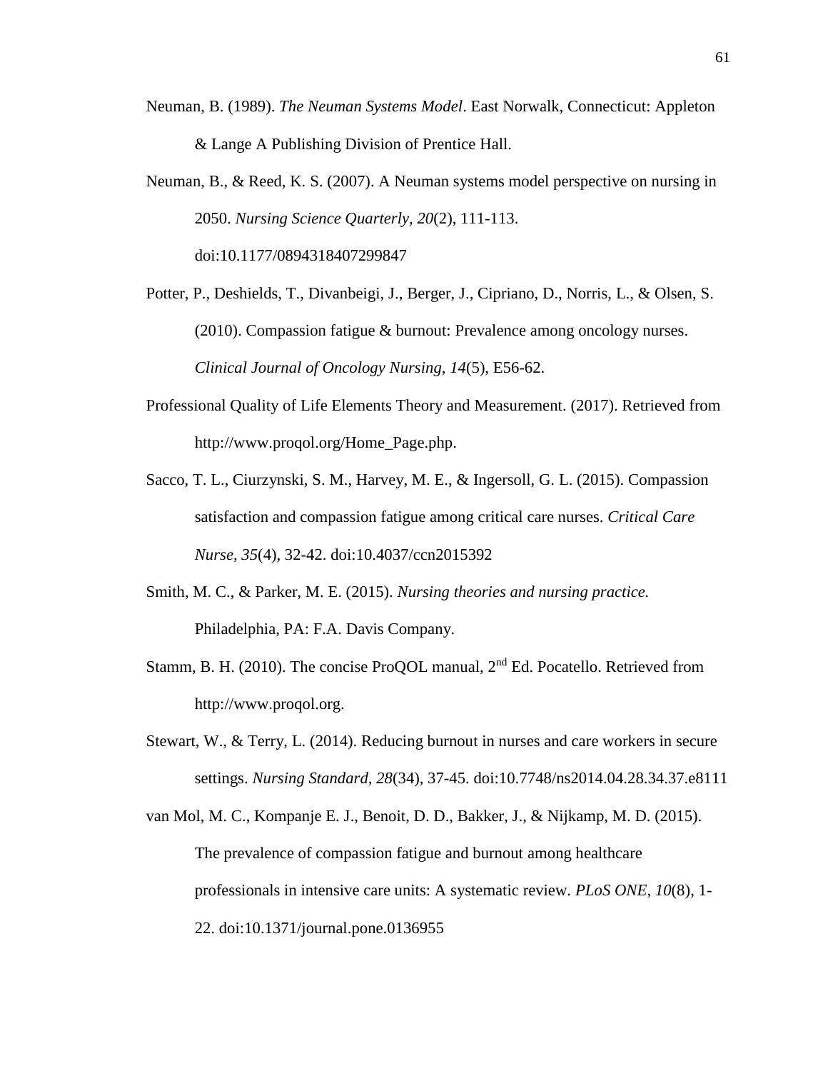Neuman, B. (1989). *The Neuman Systems Model*. East Norwalk, Connecticut: Appleton & Lange A Publishing Division of Prentice Hall.

Neuman, B., & Reed, K. S. (2007). A Neuman systems model perspective on nursing in 2050. *Nursing Science Quarterly, 20*(2), 111-113. doi:10.1177/0894318407299847

Potter, P., Deshields, T., Divanbeigi, J., Berger, J., Cipriano, D., Norris, L., & Olsen, S. (2010). Compassion fatigue & burnout: Prevalence among oncology nurses. *Clinical Journal of Oncology Nursing, 14*(5), E56-62.

Professional Quality of Life Elements Theory and Measurement. (2017). Retrieved from http://www.proqol.org/Home_Page.php.

Sacco, T. L., Ciurzynski, S. M., Harvey, M. E., & Ingersoll, G. L. (2015). Compassion satisfaction and compassion fatigue among critical care nurses. *Critical Care Nurse, 35*(4), 32-42. doi:10.4037/ccn2015392

Smith, M. C., & Parker, M. E. (2015). *Nursing theories and nursing practice.* Philadelphia, PA: F.A. Davis Company.

Stamm, B. H. (2010). The concise ProQOL manual, 2nd Ed. Pocatello. Retrieved from http://www.proqol.org.

Stewart, W., & Terry, L. (2014). Reducing burnout in nurses and care workers in secure settings. *Nursing Standard, 28*(34), 37-45. doi:10.7748/ns2014.04.28.34.37.e8111

van Mol, M. C., Kompanje E. J., Benoit, D. D., Bakker, J., & Nijkamp, M. D. (2015). The prevalence of compassion fatigue and burnout among healthcare professionals in intensive care units: A systematic review. *PLoS ONE, 10*(8), 1-22. doi:10.1371/journal.pone.0136955